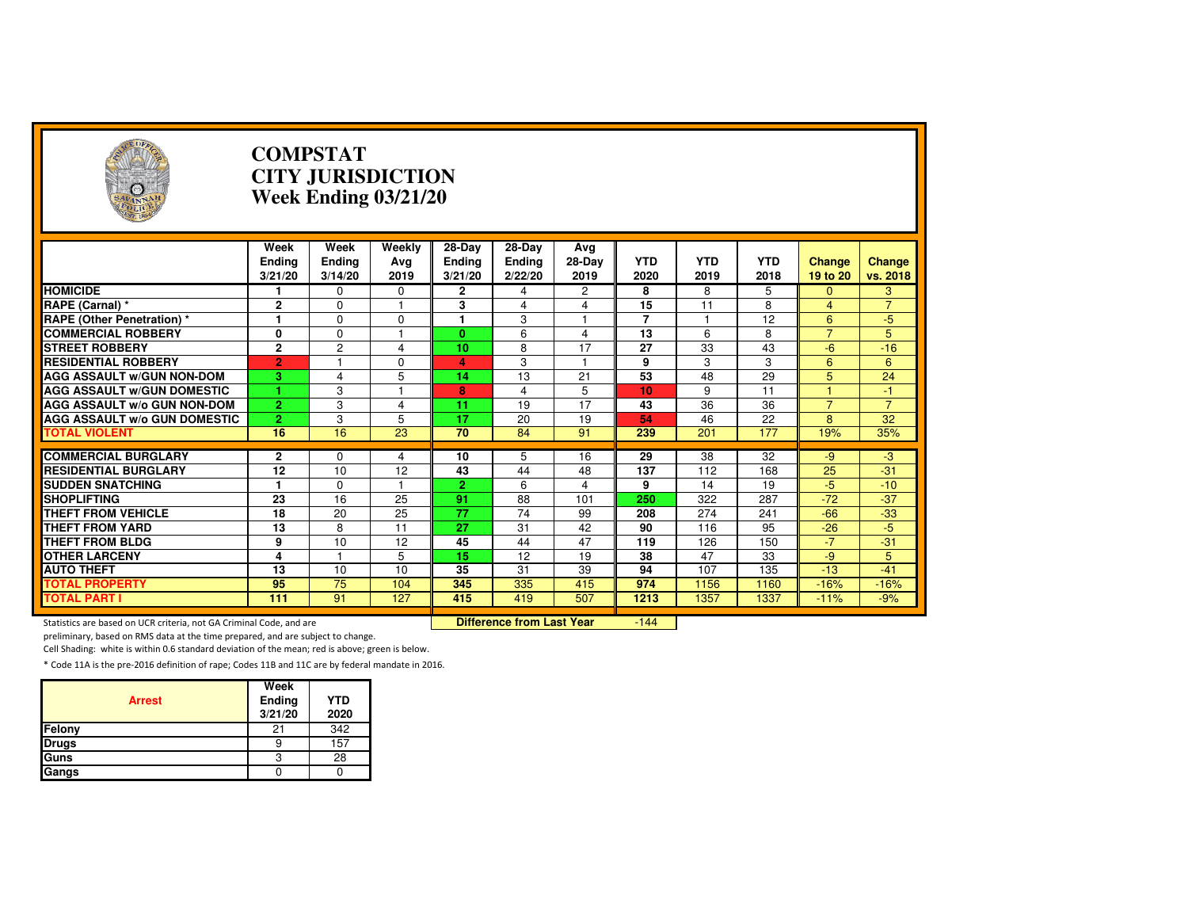# COMPSTAT
# CITY JURISDICTION
# Week Ending 03/21/20

| | Week Ending 3/21/20 | Week Ending 3/14/20 | Weekly Avg 2019 | 28-Day Ending 3/21/20 | 28-Day Ending 2/22/20 | Avg 28-Day 2019 | YTD 2020 | YTD 2019 | YTD 2018 | Change 19 to 20 | Change vs. 2018 |
|---|---|---|---|---|---|---|---|---|---|---|---|
| **HOMICIDE** | 1 | 0 | 0 | 2 | 4 | 2 | 8 | 8 | 5 | 0 | 3 |
| **RAPE (Carnal) *** | 2 | 0 | 1 | 3 | 4 | 4 | 15 | 11 | 8 | 4 | 7 |
| **RAPE (Other Penetration) *** | 1 | 0 | 0 | 1 | 3 | 1 | 7 | 1 | 12 | 6 | -5 |
| **COMMERCIAL ROBBERY** | 0 | 0 | 1 | 0 | 6 | 4 | 13 | 6 | 8 | 7 | 5 |
| **STREET ROBBERY** | 2 | 2 | 4 | 10 | 8 | 17 | 27 | 33 | 43 | -6 | -16 |
| **RESIDENTIAL ROBBERY** | 2 | 1 | 0 | 4 | 3 | 1 | 9 | 3 | 3 | 6 | 6 |
| **AGG ASSAULT w/GUN NON-DOM** | 3 | 4 | 5 | 14 | 13 | 21 | 53 | 48 | 29 | 5 | 24 |
| **AGG ASSAULT w/GUN DOMESTIC** | 1 | 3 | 1 | 8 | 4 | 5 | 10 | 9 | 11 | 1 | -1 |
| **AGG ASSAULT w/o GUN NON-DOM** | 2 | 3 | 4 | 11 | 19 | 17 | 43 | 36 | 36 | 7 | 7 |
| **AGG ASSAULT w/o GUN DOMESTIC** | 2 | 3 | 5 | 17 | 20 | 19 | 54 | 46 | 22 | 8 | 32 |
| **TOTAL VIOLENT** | 16 | 16 | 23 | 70 | 84 | 91 | 239 | 201 | 177 | 19% | 35% |
| **COMMERCIAL BURGLARY** | 2 | 0 | 4 | 10 | 5 | 16 | 29 | 38 | 32 | -9 | -3 |
| **RESIDENTIAL BURGLARY** | 12 | 10 | 12 | 43 | 44 | 48 | 137 | 112 | 168 | 25 | -31 |
| **SUDDEN SNATCHING** | 1 | 0 | 1 | 2 | 6 | 4 | 9 | 14 | 19 | -5 | -10 |
| **SHOPLIFTING** | 23 | 16 | 25 | 91 | 88 | 101 | 250 | 322 | 287 | -72 | -37 |
| **THEFT FROM VEHICLE** | 18 | 20 | 25 | 77 | 74 | 99 | 208 | 274 | 241 | -66 | -33 |
| **THEFT FROM YARD** | 13 | 8 | 11 | 27 | 31 | 42 | 90 | 116 | 95 | -26 | -5 |
| **THEFT FROM BLDG** | 9 | 10 | 12 | 45 | 44 | 47 | 119 | 126 | 150 | -7 | -31 |
| **OTHER LARCENY** | 4 | 1 | 5 | 15 | 12 | 19 | 38 | 47 | 33 | -9 | 5 |
| **AUTO THEFT** | 13 | 10 | 10 | 35 | 31 | 39 | 94 | 107 | 135 | -13 | -41 |
| **TOTAL PROPERTY** | 95 | 75 | 104 | 345 | 335 | 415 | 974 | 1156 | 1160 | -16% | -16% |
| **TOTAL PART I** | 111 | 91 | 127 | 415 | 419 | 507 | 1213 | 1357 | 1337 | -11% | -9% |

**Difference from Last Year**: -144

Statistics are based on UCR criteria, not GA Criminal Code, and are preliminary, based on RMS data at the time prepared, and are subject to change.

Cell Shading: white is within 0.6 standard deviation of the mean; red is above; green is below.

* Code 11A is the pre-2016 definition of rape; Codes 11B and 11C are by federal mandate in 2016.

| Arrest | Week Ending 3/21/20 | YTD 2020 |
|---|---|---|
| Felony | 21 | 342 |
| Drugs | 9 | 157 |
| Guns | 3 | 28 |
| Gangs | 0 | 0 |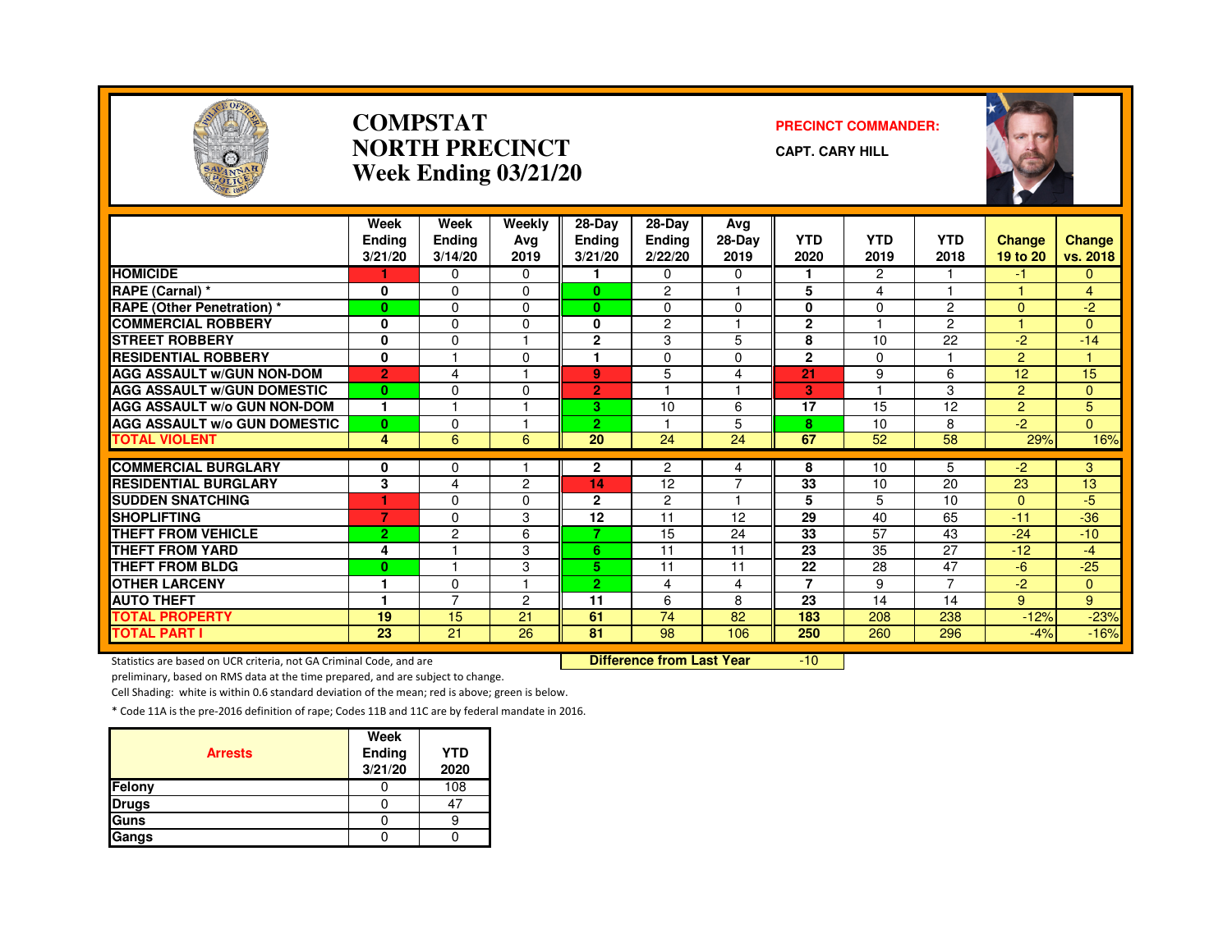# COMPSTAT
# NORTH PRECINCT
# Week Ending 03/21/20

**PRECINCT COMMANDER:**
**CAPT. CARY HILL**

| | Week Ending 3/21/20 | Week Ending 3/14/20 | Weekly Avg 2019 | 28-Day Ending 3/21/20 | 28-Day Ending 2/22/20 | Avg 28-Day 2019 | YTD 2020 | YTD 2019 | YTD 2018 | Change 19 to 20 | Change vs. 2018 |
|---|---|---|---|---|---|---|---|---|---|---|---|
| HOMICIDE | 1 | 0 | 0 | 1 | 0 | 0 | 1 | 2 | 1 | -1 | 0 |
| RAPE (Carnal) * | 0 | 0 | 0 | 0 | 2 | 1 | 5 | 4 | 1 | 1 | 4 |
| RAPE (Other Penetration) * | 0 | 0 | 0 | 0 | 0 | 0 | 0 | 0 | 2 | 0 | -2 |
| COMMERCIAL ROBBERY | 0 | 0 | 0 | 0 | 2 | 1 | 2 | 1 | 2 | 1 | 0 |
| STREET ROBBERY | 0 | 0 | 1 | 2 | 3 | 5 | 8 | 10 | 22 | -2 | -14 |
| RESIDENTIAL ROBBERY | 0 | 1 | 0 | 1 | 0 | 0 | 2 | 0 | 1 | 2 | 1 |
| AGG ASSAULT w/GUN NON-DOM | 2 | 4 | 1 | 9 | 5 | 4 | 21 | 9 | 6 | 12 | 15 |
| AGG ASSAULT w/GUN DOMESTIC | 0 | 0 | 0 | 2 | 1 | 1 | 3 | 1 | 3 | 2 | 0 |
| AGG ASSAULT w/o GUN NON-DOM | 1 | 1 | 1 | 3 | 10 | 6 | 17 | 15 | 12 | 2 | 5 |
| AGG ASSAULT w/o GUN DOMESTIC | 0 | 0 | 1 | 2 | 1 | 5 | 8 | 10 | 8 | -2 | 0 |
| TOTAL VIOLENT | 4 | 6 | 6 | 20 | 24 | 24 | 67 | 52 | 58 | 29% | 16% |
| COMMERCIAL BURGLARY | 0 | 0 | 1 | 2 | 2 | 4 | 8 | 10 | 5 | -2 | 3 |
| RESIDENTIAL BURGLARY | 3 | 4 | 2 | 14 | 12 | 7 | 33 | 10 | 20 | 23 | 13 |
| SUDDEN SNATCHING | 1 | 0 | 0 | 2 | 2 | 1 | 5 | 5 | 10 | 0 | -5 |
| SHOPLIFTING | 7 | 0 | 3 | 12 | 11 | 12 | 29 | 40 | 65 | -11 | -36 |
| THEFT FROM VEHICLE | 2 | 2 | 6 | 7 | 15 | 24 | 33 | 57 | 43 | -24 | -10 |
| THEFT FROM YARD | 4 | 1 | 3 | 6 | 11 | 11 | 23 | 35 | 27 | -12 | -4 |
| THEFT FROM BLDG | 0 | 1 | 3 | 5 | 11 | 11 | 22 | 28 | 47 | -6 | -25 |
| OTHER LARCENY | 1 | 0 | 1 | 2 | 4 | 4 | 7 | 9 | 7 | -2 | 0 |
| AUTO THEFT | 1 | 7 | 2 | 11 | 6 | 8 | 23 | 14 | 14 | 9 | 9 |
| TOTAL PROPERTY | 19 | 15 | 21 | 61 | 74 | 82 | 183 | 208 | 238 | -12% | -23% |
| TOTAL PART I | 23 | 21 | 26 | 81 | 98 | 106 | 250 | 260 | 296 | -4% | -16% |

**Difference from Last Year** -10

Statistics are based on UCR criteria, not GA Criminal Code, and are preliminary, based on RMS data at the time prepared, and are subject to change.

Cell Shading: white is within 0.6 standard deviation of the mean; red is above; green is below.

* Code 11A is the pre-2016 definition of rape; Codes 11B and 11C are by federal mandate in 2016.

| Arrests | Week Ending 3/21/20 | YTD 2020 |
|---|---|---|
| Felony | 0 | 108 |
| Drugs | 0 | 47 |
| Guns | 0 | 9 |
| Gangs | 0 | 0 |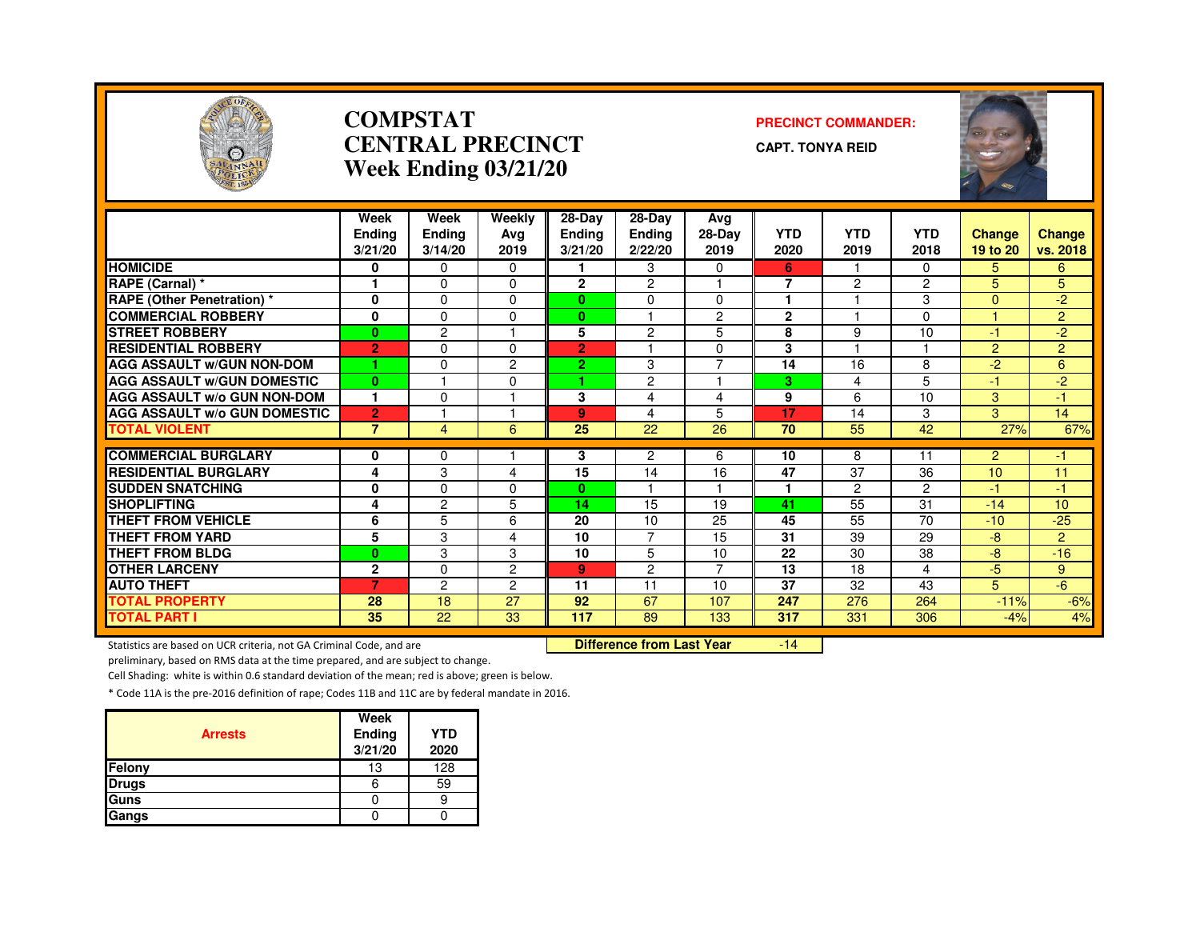# COMPSTAT
# CENTRAL PRECINCT
## Week Ending 03/21/20

**PRECINCT COMMANDER:**

**CAPT. TONYA REID**

| | Week Ending 3/21/20 | Week Ending 3/14/20 | Weekly Avg 2019 | 28-Day Ending 3/21/20 | 28-Day Ending 2/22/20 | Avg 28-Day 2019 | YTD 2020 | YTD 2019 | YTD 2018 | Change 19 to 20 | Change vs. 2018 |
|---|---|---|---|---|---|---|---|---|---|---|---|
| HOMICIDE | 0 | 0 | 0 | 1 | 3 | 0 | 6 | 1 | 0 | 5 | 6 |
| RAPE (Carnal) * | 1 | 0 | 0 | 2 | 2 | 1 | 7 | 2 | 2 | 5 | 5 |
| RAPE (Other Penetration) * | 0 | 0 | 0 | 0 | 0 | 0 | 1 | 1 | 3 | 0 | -2 |
| COMMERCIAL ROBBERY | 0 | 0 | 0 | 0 | 1 | 2 | 2 | 1 | 0 | 1 | 2 |
| STREET ROBBERY | 0 | 2 | 1 | 5 | 2 | 5 | 8 | 9 | 10 | -1 | -2 |
| RESIDENTIAL ROBBERY | 2 | 0 | 0 | 2 | 1 | 0 | 3 | 1 | 1 | 2 | 2 |
| AGG ASSAULT w/GUN NON-DOM | 1 | 0 | 2 | 2 | 3 | 7 | 14 | 16 | 8 | -2 | 6 |
| AGG ASSAULT w/GUN DOMESTIC | 0 | 1 | 0 | 1 | 2 | 1 | 3 | 4 | 5 | -1 | -2 |
| AGG ASSAULT w/o GUN NON-DOM | 1 | 0 | 1 | 3 | 4 | 4 | 9 | 6 | 10 | 3 | -1 |
| AGG ASSAULT w/o GUN DOMESTIC | 2 | 1 | 1 | 9 | 4 | 5 | 17 | 14 | 3 | 3 | 14 |
| TOTAL VIOLENT | 7 | 4 | 6 | 25 | 22 | 26 | 70 | 55 | 42 | 27% | 67% |
| COMMERCIAL BURGLARY | 0 | 0 | 1 | 3 | 2 | 6 | 10 | 8 | 11 | 2 | -1 |
| RESIDENTIAL BURGLARY | 4 | 3 | 4 | 15 | 14 | 16 | 47 | 37 | 36 | 10 | 11 |
| SUDDEN SNATCHING | 0 | 0 | 0 | 0 | 1 | 1 | 1 | 2 | 2 | -1 | -1 |
| SHOPLIFTING | 4 | 2 | 5 | 14 | 15 | 19 | 41 | 55 | 31 | -14 | 10 |
| THEFT FROM VEHICLE | 6 | 5 | 6 | 20 | 10 | 25 | 45 | 55 | 70 | -10 | -25 |
| THEFT FROM YARD | 5 | 3 | 4 | 10 | 7 | 15 | 31 | 39 | 29 | -8 | 2 |
| THEFT FROM BLDG | 0 | 3 | 3 | 10 | 5 | 10 | 22 | 30 | 38 | -8 | -16 |
| OTHER LARCENY | 2 | 0 | 2 | 9 | 2 | 7 | 13 | 18 | 4 | -5 | 9 |
| AUTO THEFT | 7 | 2 | 2 | 11 | 11 | 10 | 37 | 32 | 43 | 5 | -6 |
| TOTAL PROPERTY | 28 | 18 | 27 | 92 | 67 | 107 | 247 | 276 | 264 | -11% | -6% |
| TOTAL PART I | 35 | 22 | 33 | 117 | 89 | 133 | 317 | 331 | 306 | -4% | 4% |

**Difference from Last Year** -14

Statistics are based on UCR criteria, not GA Criminal Code, and are preliminary, based on RMS data at the time prepared, and are subject to change.

Cell Shading: white is within 0.6 standard deviation of the mean; red is above; green is below.

* Code 11A is the pre-2016 definition of rape; Codes 11B and 11C are by federal mandate in 2016.

| Arrests | Week Ending 3/21/20 | YTD 2020 |
|---|---|---|
| Felony | 13 | 128 |
| Drugs | 6 | 59 |
| Guns | 0 | 9 |
| Gangs | 0 | 0 |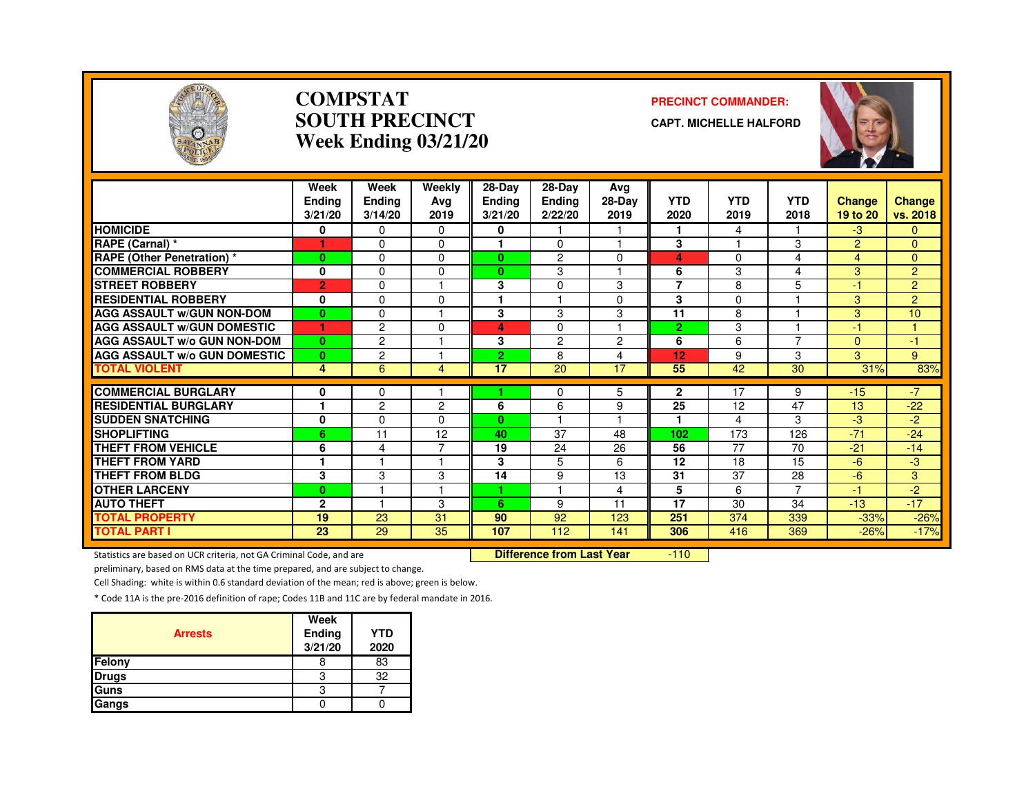# COMPSTAT
# SOUTH PRECINCT
# Week Ending 03/21/20

**PRECINCT COMMANDER:**

**CAPT. MICHELLE HALFORD**

| | Week Ending 3/21/20 | Week Ending 3/14/20 | Weekly Avg 2019 | 28-Day Ending 3/21/20 | 28-Day Ending 2/22/20 | Avg 28-Day 2019 | YTD 2020 | YTD 2019 | YTD 2018 | Change 19 to 20 | Change vs. 2018 |
|---|---|---|---|---|---|---|---|---|---|---|---|
| HOMICIDE | 0 | 0 | 0 | 0 | 1 | 1 | 1 | 4 | 1 | -3 | 0 |
| RAPE (Carnal) * | 1 | 0 | 0 | 1 | 0 | 1 | 3 | 1 | 3 | 2 | 0 |
| RAPE (Other Penetration) * | 0 | 0 | 0 | 0 | 2 | 0 | 4 | 0 | 4 | 4 | 0 |
| COMMERCIAL ROBBERY | 0 | 0 | 0 | 0 | 3 | 1 | 6 | 3 | 4 | 3 | 2 |
| STREET ROBBERY | 2 | 0 | 1 | 3 | 0 | 3 | 7 | 8 | 5 | -1 | 2 |
| RESIDENTIAL ROBBERY | 0 | 0 | 0 | 1 | 1 | 0 | 3 | 0 | 1 | 3 | 2 |
| AGG ASSAULT w/GUN NON-DOM | 0 | 0 | 1 | 3 | 3 | 3 | 11 | 8 | 1 | 3 | 10 |
| AGG ASSAULT w/GUN DOMESTIC | 1 | 2 | 0 | 4 | 0 | 1 | 2 | 3 | 1 | -1 | 1 |
| AGG ASSAULT w/o GUN NON-DOM | 0 | 2 | 1 | 3 | 2 | 2 | 6 | 6 | 7 | 0 | -1 |
| AGG ASSAULT w/o GUN DOMESTIC | 0 | 2 | 1 | 2 | 8 | 4 | 12 | 9 | 3 | 3 | 9 |
| TOTAL VIOLENT | 4 | 6 | 4 | 17 | 20 | 17 | 55 | 42 | 30 | 31% | 83% |
| COMMERCIAL BURGLARY | 0 | 0 | 1 | 1 | 0 | 5 | 2 | 17 | 9 | -15 | -7 |
| RESIDENTIAL BURGLARY | 1 | 2 | 2 | 6 | 6 | 9 | 25 | 12 | 47 | 13 | -22 |
| SUDDEN SNATCHING | 0 | 0 | 0 | 0 | 1 | 1 | 1 | 4 | 3 | -3 | -2 |
| SHOPLIFTING | 6 | 11 | 12 | 40 | 37 | 48 | 102 | 173 | 126 | -71 | -24 |
| THEFT FROM VEHICLE | 6 | 4 | 7 | 19 | 24 | 26 | 56 | 77 | 70 | -21 | -14 |
| THEFT FROM YARD | 1 | 1 | 1 | 3 | 5 | 6 | 12 | 18 | 15 | -6 | -3 |
| THEFT FROM BLDG | 3 | 3 | 3 | 14 | 9 | 13 | 31 | 37 | 28 | -6 | 3 |
| OTHER LARCENY | 0 | 1 | 1 | 1 | 1 | 4 | 5 | 6 | 7 | -1 | -2 |
| AUTO THEFT | 2 | 1 | 3 | 6 | 9 | 11 | 17 | 30 | 34 | -13 | -17 |
| TOTAL PROPERTY | 19 | 23 | 31 | 90 | 92 | 123 | 251 | 374 | 339 | -33% | -26% |
| TOTAL PART I | 23 | 29 | 35 | 107 | 112 | 141 | 306 | 416 | 369 | -26% | -17% |

**Difference from Last Year** -110

Statistics are based on UCR criteria, not GA Criminal Code, and are preliminary, based on RMS data at the time prepared, and are subject to change.

Cell Shading: white is within 0.6 standard deviation of the mean; red is above; green is below.

* Code 11A is the pre-2016 definition of rape; Codes 11B and 11C are by federal mandate in 2016.

| Arrests | Week Ending 3/21/20 | YTD 2020 |
|---|---|---|
| Felony | 8 | 83 |
| Drugs | 3 | 32 |
| Guns | 3 | 7 |
| Gangs | 0 | 0 |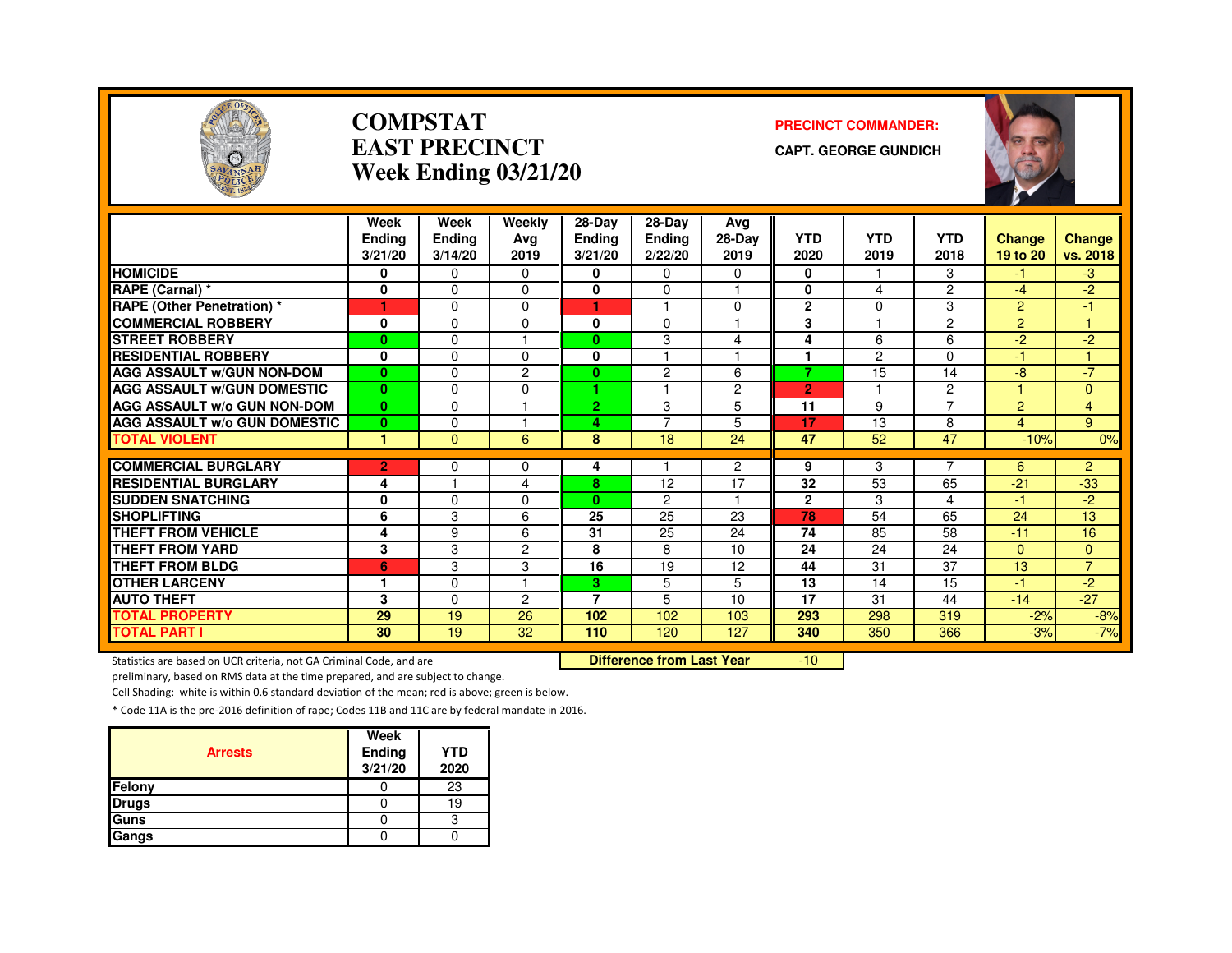# COMPSTAT
# EAST PRECINCT
# Week Ending 03/21/20

**PRECINCT COMMANDER:**

**CAPT. GEORGE GUNDICH**

| | Week Ending 3/21/20 | Week Ending 3/14/20 | Weekly Avg 2019 | 28-Day Ending 3/21/20 | 28-Day Ending 2/22/20 | Avg 28-Day 2019 | YTD 2020 | YTD 2019 | YTD 2018 | Change 19 to 20 | Change vs. 2018 |
|---|---|---|---|---|---|---|---|---|---|---|---|
| HOMICIDE | 0 | 0 | 0 | 0 | 0 | 0 | 0 | 1 | 3 | -1 | -3 |
| RAPE (Carnal) * | 0 | 0 | 0 | 0 | 0 | 1 | 0 | 4 | 2 | -4 | -2 |
| RAPE (Other Penetration) * | 1 | 0 | 0 | 1 | 1 | 0 | 2 | 0 | 3 | 2 | -1 |
| COMMERCIAL ROBBERY | 0 | 0 | 0 | 0 | 0 | 1 | 3 | 1 | 2 | 2 | 1 |
| STREET ROBBERY | 0 | 0 | 1 | 0 | 3 | 4 | 4 | 6 | 6 | -2 | -2 |
| RESIDENTIAL ROBBERY | 0 | 0 | 0 | 0 | 1 | 1 | 1 | 2 | 0 | -1 | 1 |
| AGG ASSAULT w/GUN NON-DOM | 0 | 0 | 2 | 0 | 2 | 6 | 7 | 15 | 14 | -8 | -7 |
| AGG ASSAULT w/GUN DOMESTIC | 0 | 0 | 0 | 1 | 1 | 2 | 2 | 1 | 2 | 1 | 0 |
| AGG ASSAULT w/o GUN NON-DOM | 0 | 0 | 1 | 2 | 3 | 5 | 11 | 9 | 7 | 2 | 4 |
| AGG ASSAULT w/o GUN DOMESTIC | 0 | 0 | 1 | 4 | 7 | 5 | 17 | 13 | 8 | 4 | 9 |
| TOTAL VIOLENT | 1 | 0 | 6 | 8 | 18 | 24 | 47 | 52 | 47 | -10% | 0% |
| COMMERCIAL BURGLARY | 2 | 0 | 0 | 4 | 1 | 2 | 9 | 3 | 7 | 6 | 2 |
| RESIDENTIAL BURGLARY | 4 | 1 | 4 | 8 | 12 | 17 | 32 | 53 | 65 | -21 | -33 |
| SUDDEN SNATCHING | 0 | 0 | 0 | 0 | 2 | 1 | 2 | 3 | 4 | -1 | -2 |
| SHOPLIFTING | 6 | 3 | 6 | 25 | 25 | 23 | 78 | 54 | 65 | 24 | 13 |
| THEFT FROM VEHICLE | 4 | 9 | 6 | 31 | 25 | 24 | 74 | 85 | 58 | -11 | 16 |
| THEFT FROM YARD | 3 | 3 | 2 | 8 | 8 | 10 | 24 | 24 | 24 | 0 | 0 |
| THEFT FROM BLDG | 6 | 3 | 3 | 16 | 19 | 12 | 44 | 31 | 37 | 13 | 7 |
| OTHER LARCENY | 1 | 0 | 1 | 3 | 5 | 5 | 13 | 14 | 15 | -1 | -2 |
| AUTO THEFT | 3 | 0 | 2 | 7 | 5 | 10 | 17 | 31 | 44 | -14 | -27 |
| TOTAL PROPERTY | 29 | 19 | 26 | 102 | 102 | 103 | 293 | 298 | 319 | -2% | -8% |
| TOTAL PART I | 30 | 19 | 32 | 110 | 120 | 127 | 340 | 350 | 366 | -3% | -7% |

**Difference from Last Year** -10

Statistics are based on UCR criteria, not GA Criminal Code, and are preliminary, based on RMS data at the time prepared, and are subject to change.

Cell Shading: white is within 0.6 standard deviation of the mean; red is above; green is below.

* Code 11A is the pre-2016 definition of rape; Codes 11B and 11C are by federal mandate in 2016.

| Arrests | Week Ending 3/21/20 | YTD 2020 |
|---|---|---|
| Felony | 0 | 23 |
| Drugs | 0 | 19 |
| Guns | 0 | 3 |
| Gangs | 0 | 0 |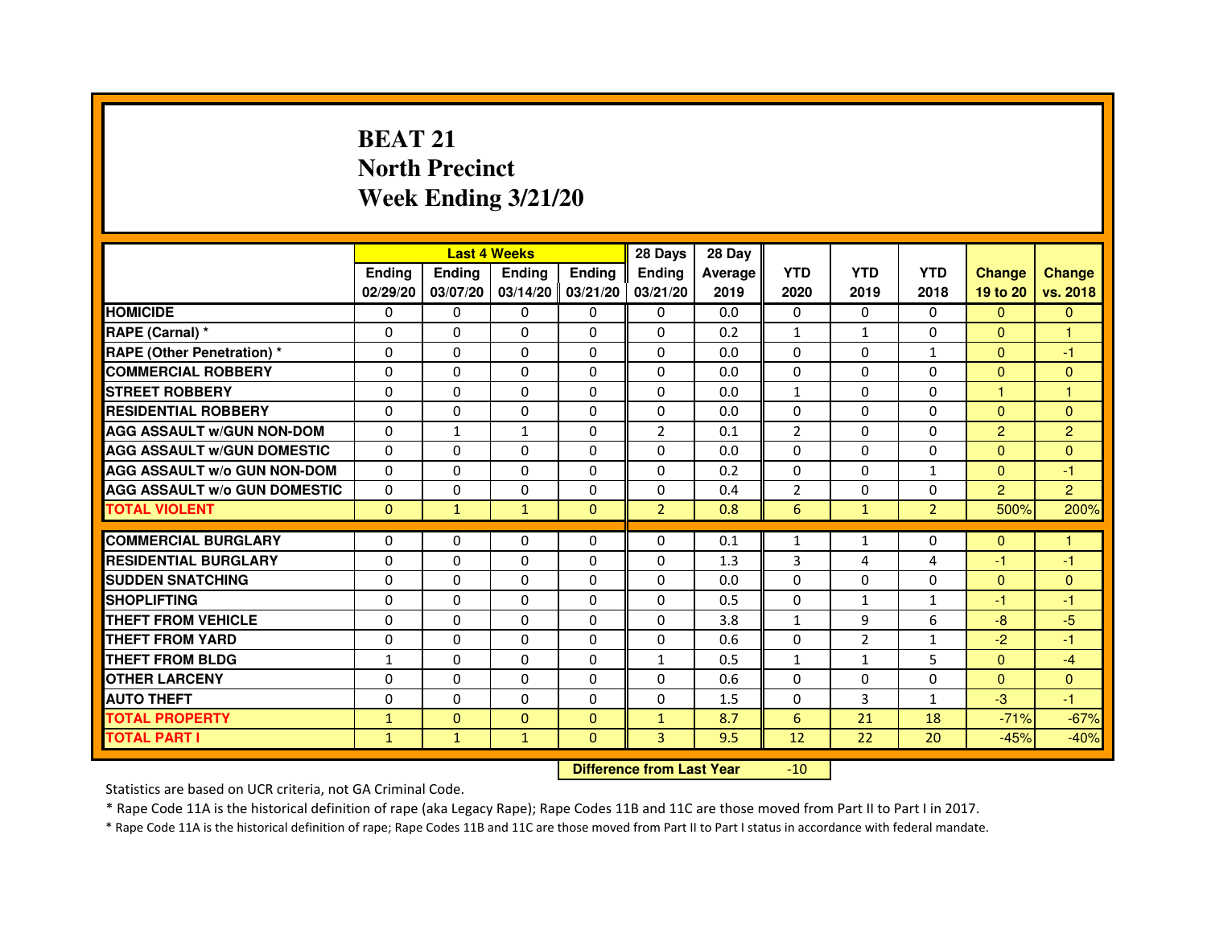# BEAT 21
## North Precinct
## Week Ending 3/21/20

| | Last 4 Weeks | | | | 28 Days | 28 Day | | | | | |
|---|---|---|---|---|---|---|---|---|---|---|---|
| | Ending 02/29/20 | Ending 03/07/20 | Ending 03/14/20 | Ending 03/21/20 | Ending 03/21/20 | Average 2019 | YTD 2020 | YTD 2019 | YTD 2018 | Change 19 to 20 | Change vs. 2018 |
| HOMICIDE | 0 | 0 | 0 | 0 | 0 | 0.0 | 0 | 0 | 0 | 0 | 0 |
| RAPE (Carnal) * | 0 | 0 | 0 | 0 | 0 | 0.2 | 1 | 1 | 0 | 0 | 1 |
| RAPE (Other Penetration) * | 0 | 0 | 0 | 0 | 0 | 0.0 | 0 | 0 | 1 | 0 | -1 |
| COMMERCIAL ROBBERY | 0 | 0 | 0 | 0 | 0 | 0.0 | 0 | 0 | 0 | 0 | 0 |
| STREET ROBBERY | 0 | 0 | 0 | 0 | 0 | 0.0 | 1 | 0 | 0 | 1 | 1 |
| RESIDENTIAL ROBBERY | 0 | 0 | 0 | 0 | 0 | 0.0 | 0 | 0 | 0 | 0 | 0 |
| AGG ASSAULT w/GUN NON-DOM | 0 | 1 | 1 | 0 | 2 | 0.1 | 2 | 0 | 0 | 2 | 2 |
| AGG ASSAULT w/GUN DOMESTIC | 0 | 0 | 0 | 0 | 0 | 0.0 | 0 | 0 | 0 | 0 | 0 |
| AGG ASSAULT w/o GUN NON-DOM | 0 | 0 | 0 | 0 | 0 | 0.2 | 0 | 0 | 1 | 0 | -1 |
| AGG ASSAULT w/o GUN DOMESTIC | 0 | 0 | 0 | 0 | 0 | 0.4 | 2 | 0 | 0 | 2 | 2 |
| TOTAL VIOLENT | 0 | 1 | 1 | 0 | 2 | 0.8 | 6 | 1 | 2 | 500% | 200% |
| COMMERCIAL BURGLARY | 0 | 0 | 0 | 0 | 0 | 0.1 | 1 | 1 | 0 | 0 | 1 |
| RESIDENTIAL BURGLARY | 0 | 0 | 0 | 0 | 0 | 1.3 | 3 | 4 | 4 | -1 | -1 |
| SUDDEN SNATCHING | 0 | 0 | 0 | 0 | 0 | 0.0 | 0 | 0 | 0 | 0 | 0 |
| SHOPLIFTING | 0 | 0 | 0 | 0 | 0 | 0.5 | 0 | 1 | 1 | -1 | -1 |
| THEFT FROM VEHICLE | 0 | 0 | 0 | 0 | 0 | 3.8 | 1 | 9 | 6 | -8 | -5 |
| THEFT FROM YARD | 0 | 0 | 0 | 0 | 0 | 0.6 | 0 | 2 | 1 | -2 | -1 |
| THEFT FROM BLDG | 1 | 0 | 0 | 0 | 1 | 0.5 | 1 | 1 | 5 | 0 | -4 |
| OTHER LARCENY | 0 | 0 | 0 | 0 | 0 | 0.6 | 0 | 0 | 0 | 0 | 0 |
| AUTO THEFT | 0 | 0 | 0 | 0 | 0 | 1.5 | 0 | 3 | 1 | -3 | -1 |
| TOTAL PROPERTY | 1 | 0 | 0 | 0 | 1 | 8.7 | 6 | 21 | 18 | -71% | -67% |
| TOTAL PART I | 1 | 1 | 1 | 0 | 3 | 9.5 | 12 | 22 | 20 | -45% | -40% |

**Difference from Last Year** -10

Statistics are based on UCR criteria, not GA Criminal Code.

* Rape Code 11A is the historical definition of rape (aka Legacy Rape); Rape Codes 11B and 11C are those moved from Part II to Part I in 2017.

* Rape Code 11A is the historical definition of rape; Rape Codes 11B and 11C are those moved from Part II to Part I status in accordance with federal mandate.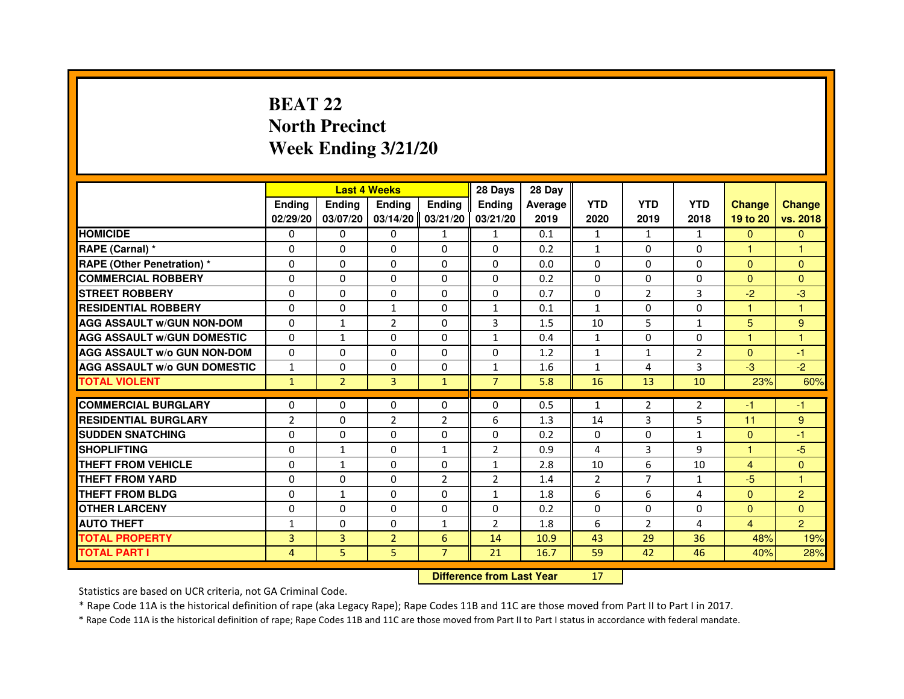# BEAT 22
## North Precinct
## Week Ending 3/21/20

| | Last 4 Weeks | | | | 28 Days | 28 Day | | | | | |
|---|---|---|---|---|---|---|---|---|---|---|---|
| | Ending 02/29/20 | Ending 03/07/20 | Ending 03/14/20 | Ending 03/21/20 | Ending 03/21/20 | Average 2019 | YTD 2020 | YTD 2019 | YTD 2018 | Change 19 to 20 | Change vs. 2018 |
| HOMICIDE | 0 | 0 | 0 | 1 | 1 | 0.1 | 1 | 1 | 1 | 0 | 0 |
| RAPE (Carnal) * | 0 | 0 | 0 | 0 | 0 | 0.2 | 1 | 0 | 0 | 1 | 1 |
| RAPE (Other Penetration) * | 0 | 0 | 0 | 0 | 0 | 0.0 | 0 | 0 | 0 | 0 | 0 |
| COMMERCIAL ROBBERY | 0 | 0 | 0 | 0 | 0 | 0.2 | 0 | 0 | 0 | 0 | 0 |
| STREET ROBBERY | 0 | 0 | 0 | 0 | 0 | 0.7 | 0 | 2 | 3 | -2 | -3 |
| RESIDENTIAL ROBBERY | 0 | 0 | 1 | 0 | 1 | 0.1 | 1 | 0 | 0 | 1 | 1 |
| AGG ASSAULT w/GUN NON-DOM | 0 | 1 | 2 | 0 | 3 | 1.5 | 10 | 5 | 1 | 5 | 9 |
| AGG ASSAULT w/GUN DOMESTIC | 0 | 1 | 0 | 0 | 1 | 0.4 | 1 | 0 | 0 | 1 | 1 |
| AGG ASSAULT w/o GUN NON-DOM | 0 | 0 | 0 | 0 | 0 | 1.2 | 1 | 1 | 2 | 0 | -1 |
| AGG ASSAULT w/o GUN DOMESTIC | 1 | 0 | 0 | 0 | 1 | 1.6 | 1 | 4 | 3 | -3 | -2 |
| TOTAL VIOLENT | 1 | 2 | 3 | 1 | 7 | 5.8 | 16 | 13 | 10 | 23% | 60% |
| COMMERCIAL BURGLARY | 0 | 0 | 0 | 0 | 0 | 0.5 | 1 | 2 | 2 | -1 | -1 |
| RESIDENTIAL BURGLARY | 2 | 0 | 2 | 2 | 6 | 1.3 | 14 | 3 | 5 | 11 | 9 |
| SUDDEN SNATCHING | 0 | 0 | 0 | 0 | 0 | 0.2 | 0 | 0 | 1 | 0 | -1 |
| SHOPLIFTING | 0 | 1 | 0 | 1 | 2 | 0.9 | 4 | 3 | 9 | 1 | -5 |
| THEFT FROM VEHICLE | 0 | 1 | 0 | 0 | 1 | 2.8 | 10 | 6 | 10 | 4 | 0 |
| THEFT FROM YARD | 0 | 0 | 0 | 2 | 2 | 1.4 | 2 | 7 | 1 | -5 | 1 |
| THEFT FROM BLDG | 0 | 1 | 0 | 0 | 1 | 1.8 | 6 | 6 | 4 | 0 | 2 |
| OTHER LARCENY | 0 | 0 | 0 | 0 | 0 | 0.2 | 0 | 0 | 0 | 0 | 0 |
| AUTO THEFT | 1 | 0 | 0 | 1 | 2 | 1.8 | 6 | 2 | 4 | 4 | 2 |
| TOTAL PROPERTY | 3 | 3 | 2 | 6 | 14 | 10.9 | 43 | 29 | 36 | 48% | 19% |
| TOTAL PART I | 4 | 5 | 5 | 7 | 21 | 16.7 | 59 | 42 | 46 | 40% | 28% |

**Difference from Last Year** 17

Statistics are based on UCR criteria, not GA Criminal Code.

* Rape Code 11A is the historical definition of rape (aka Legacy Rape); Rape Codes 11B and 11C are those moved from Part II to Part I in 2017.

* Rape Code 11A is the historical definition of rape; Rape Codes 11B and 11C are those moved from Part II to Part I status in accordance with federal mandate.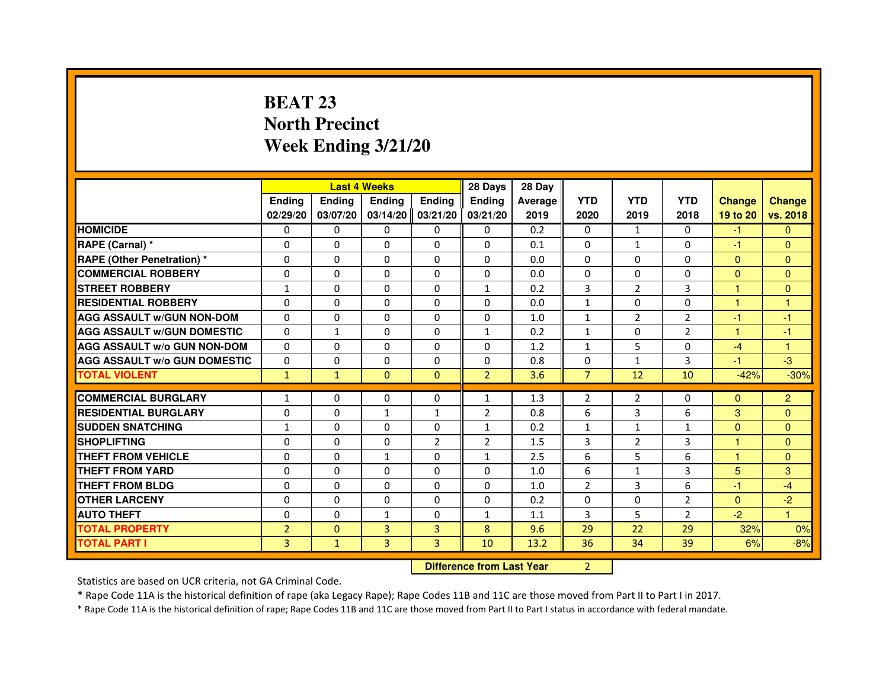# BEAT 23
## North Precinct
## Week Ending 3/21/20

| | Last 4 Weeks | | | | 28 Days | 28 Day | | | | | |
|---|---|---|---|---|---|---|---|---|---|---|---|
| | Ending 02/29/20 | Ending 03/07/20 | Ending 03/14/20 | Ending 03/21/20 | Ending 03/21/20 | Average 2019 | YTD 2020 | YTD 2019 | YTD 2018 | Change 19 to 20 | Change vs. 2018 |
| HOMICIDE | 0 | 0 | 0 | 0 | 0 | 0.2 | 0 | 1 | 0 | -1 | 0 |
| RAPE (Carnal) * | 0 | 0 | 0 | 0 | 0 | 0.1 | 0 | 1 | 0 | -1 | 0 |
| RAPE (Other Penetration) * | 0 | 0 | 0 | 0 | 0 | 0.0 | 0 | 0 | 0 | 0 | 0 |
| COMMERCIAL ROBBERY | 0 | 0 | 0 | 0 | 0 | 0.0 | 0 | 0 | 0 | 0 | 0 |
| STREET ROBBERY | 1 | 0 | 0 | 0 | 1 | 0.2 | 3 | 2 | 3 | 1 | 0 |
| RESIDENTIAL ROBBERY | 0 | 0 | 0 | 0 | 0 | 0.0 | 1 | 0 | 0 | 1 | 1 |
| AGG ASSAULT w/GUN NON-DOM | 0 | 0 | 0 | 0 | 0 | 1.0 | 1 | 2 | 2 | -1 | -1 |
| AGG ASSAULT w/GUN DOMESTIC | 0 | 1 | 0 | 0 | 1 | 0.2 | 1 | 0 | 2 | 1 | -1 |
| AGG ASSAULT w/o GUN NON-DOM | 0 | 0 | 0 | 0 | 0 | 1.2 | 1 | 5 | 0 | -4 | 1 |
| AGG ASSAULT w/o GUN DOMESTIC | 0 | 0 | 0 | 0 | 0 | 0.8 | 0 | 1 | 3 | -1 | -3 |
| TOTAL VIOLENT | 1 | 1 | 0 | 0 | 2 | 3.6 | 7 | 12 | 10 | -42% | -30% |
| COMMERCIAL BURGLARY | 1 | 0 | 0 | 0 | 1 | 1.3 | 2 | 2 | 0 | 0 | 2 |
| RESIDENTIAL BURGLARY | 0 | 0 | 1 | 1 | 2 | 0.8 | 6 | 3 | 6 | 3 | 0 |
| SUDDEN SNATCHING | 1 | 0 | 0 | 0 | 1 | 0.2 | 1 | 1 | 1 | 0 | 0 |
| SHOPLIFTING | 0 | 0 | 0 | 2 | 2 | 1.5 | 3 | 2 | 3 | 1 | 0 |
| THEFT FROM VEHICLE | 0 | 0 | 1 | 0 | 1 | 2.5 | 6 | 5 | 6 | 1 | 0 |
| THEFT FROM YARD | 0 | 0 | 0 | 0 | 0 | 1.0 | 6 | 1 | 3 | 5 | 3 |
| THEFT FROM BLDG | 0 | 0 | 0 | 0 | 0 | 1.0 | 2 | 3 | 6 | -1 | -4 |
| OTHER LARCENY | 0 | 0 | 0 | 0 | 0 | 0.2 | 0 | 0 | 2 | 0 | -2 |
| AUTO THEFT | 0 | 0 | 1 | 0 | 1 | 1.1 | 3 | 5 | 2 | -2 | 1 |
| TOTAL PROPERTY | 2 | 0 | 3 | 3 | 8 | 9.6 | 29 | 22 | 29 | 32% | 0% |
| TOTAL PART I | 3 | 1 | 3 | 3 | 10 | 13.2 | 36 | 34 | 39 | 6% | -8% |

**Difference from Last Year** 2

Statistics are based on UCR criteria, not GA Criminal Code.

* Rape Code 11A is the historical definition of rape (aka Legacy Rape); Rape Codes 11B and 11C are those moved from Part II to Part I in 2017.

* Rape Code 11A is the historical definition of rape; Rape Codes 11B and 11C are those moved from Part II to Part I status in accordance with federal mandate.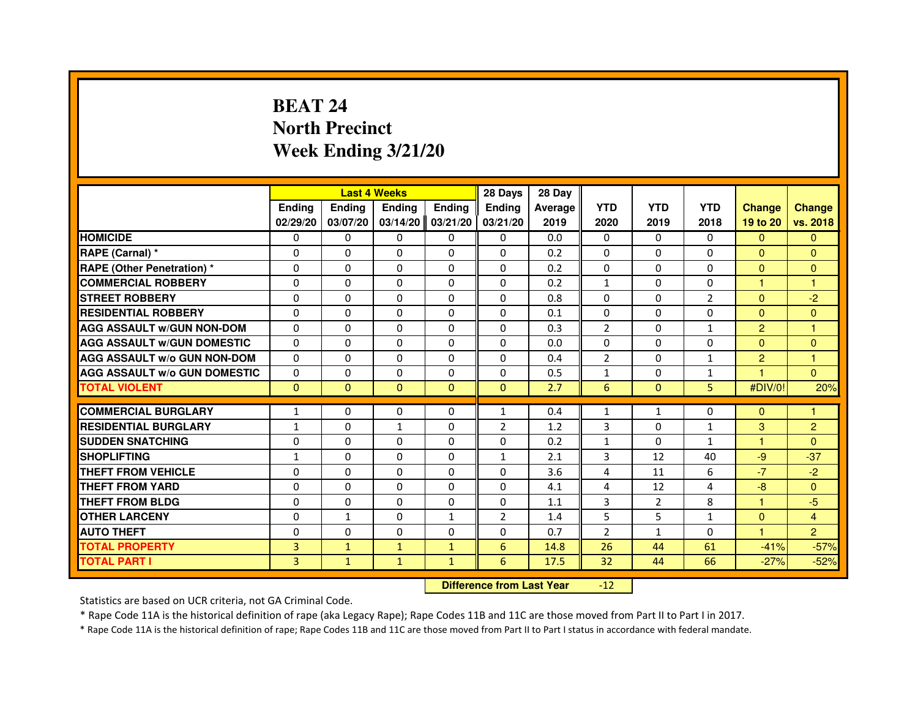# BEAT 24
# North Precinct
# Week Ending 3/21/20

| | Last 4 Weeks | | | | 28 Days | 28 Day | | | | | |
|---|---|---|---|---|---|---|---|---|---|---|---|
| | Ending 02/29/20 | Ending 03/07/20 | Ending 03/14/20 | Ending 03/21/20 | Ending 03/21/20 | Average 2019 | YTD 2020 | YTD 2019 | YTD 2018 | Change 19 to 20 | Change vs. 2018 |
| HOMICIDE | 0 | 0 | 0 | 0 | 0 | 0.0 | 0 | 0 | 0 | 0 | 0 |
| RAPE (Carnal) * | 0 | 0 | 0 | 0 | 0 | 0.2 | 0 | 0 | 0 | 0 | 0 |
| RAPE (Other Penetration) * | 0 | 0 | 0 | 0 | 0 | 0.2 | 0 | 0 | 0 | 0 | 0 |
| COMMERCIAL ROBBERY | 0 | 0 | 0 | 0 | 0 | 0.2 | 1 | 0 | 0 | 1 | 1 |
| STREET ROBBERY | 0 | 0 | 0 | 0 | 0 | 0.8 | 0 | 0 | 2 | 0 | -2 |
| RESIDENTIAL ROBBERY | 0 | 0 | 0 | 0 | 0 | 0.1 | 0 | 0 | 0 | 0 | 0 |
| AGG ASSAULT w/GUN NON-DOM | 0 | 0 | 0 | 0 | 0 | 0.3 | 2 | 0 | 1 | 2 | 1 |
| AGG ASSAULT w/GUN DOMESTIC | 0 | 0 | 0 | 0 | 0 | 0.0 | 0 | 0 | 0 | 0 | 0 |
| AGG ASSAULT w/o GUN NON-DOM | 0 | 0 | 0 | 0 | 0 | 0.4 | 2 | 0 | 1 | 2 | 1 |
| AGG ASSAULT w/o GUN DOMESTIC | 0 | 0 | 0 | 0 | 0 | 0.5 | 1 | 0 | 1 | 1 | 0 |
| TOTAL VIOLENT | 0 | 0 | 0 | 0 | 0 | 2.7 | 6 | 0 | 5 | #DIV/0! | 20% |
| COMMERCIAL BURGLARY | 1 | 0 | 0 | 0 | 1 | 0.4 | 1 | 1 | 0 | 0 | 1 |
| RESIDENTIAL BURGLARY | 1 | 0 | 1 | 0 | 2 | 1.2 | 3 | 0 | 1 | 3 | 2 |
| SUDDEN SNATCHING | 0 | 0 | 0 | 0 | 0 | 0.2 | 1 | 0 | 1 | 1 | 0 |
| SHOPLIFTING | 1 | 0 | 0 | 0 | 1 | 2.1 | 3 | 12 | 40 | -9 | -37 |
| THEFT FROM VEHICLE | 0 | 0 | 0 | 0 | 0 | 3.6 | 4 | 11 | 6 | -7 | -2 |
| THEFT FROM YARD | 0 | 0 | 0 | 0 | 0 | 4.1 | 4 | 12 | 4 | -8 | 0 |
| THEFT FROM BLDG | 0 | 0 | 0 | 0 | 0 | 1.1 | 3 | 2 | 8 | 1 | -5 |
| OTHER LARCENY | 0 | 1 | 0 | 1 | 2 | 1.4 | 5 | 5 | 1 | 0 | 4 |
| AUTO THEFT | 0 | 0 | 0 | 0 | 0 | 0.7 | 2 | 1 | 0 | 1 | 2 |
| TOTAL PROPERTY | 3 | 1 | 1 | 1 | 6 | 14.8 | 26 | 44 | 61 | -41% | -57% |
| TOTAL PART I | 3 | 1 | 1 | 1 | 6 | 17.5 | 32 | 44 | 66 | -27% | -52% |

**Difference from Last Year** -12

Statistics are based on UCR criteria, not GA Criminal Code.

* Rape Code 11A is the historical definition of rape (aka Legacy Rape); Rape Codes 11B and 11C are those moved from Part II to Part I in 2017.

* Rape Code 11A is the historical definition of rape; Rape Codes 11B and 11C are those moved from Part II to Part I status in accordance with federal mandate.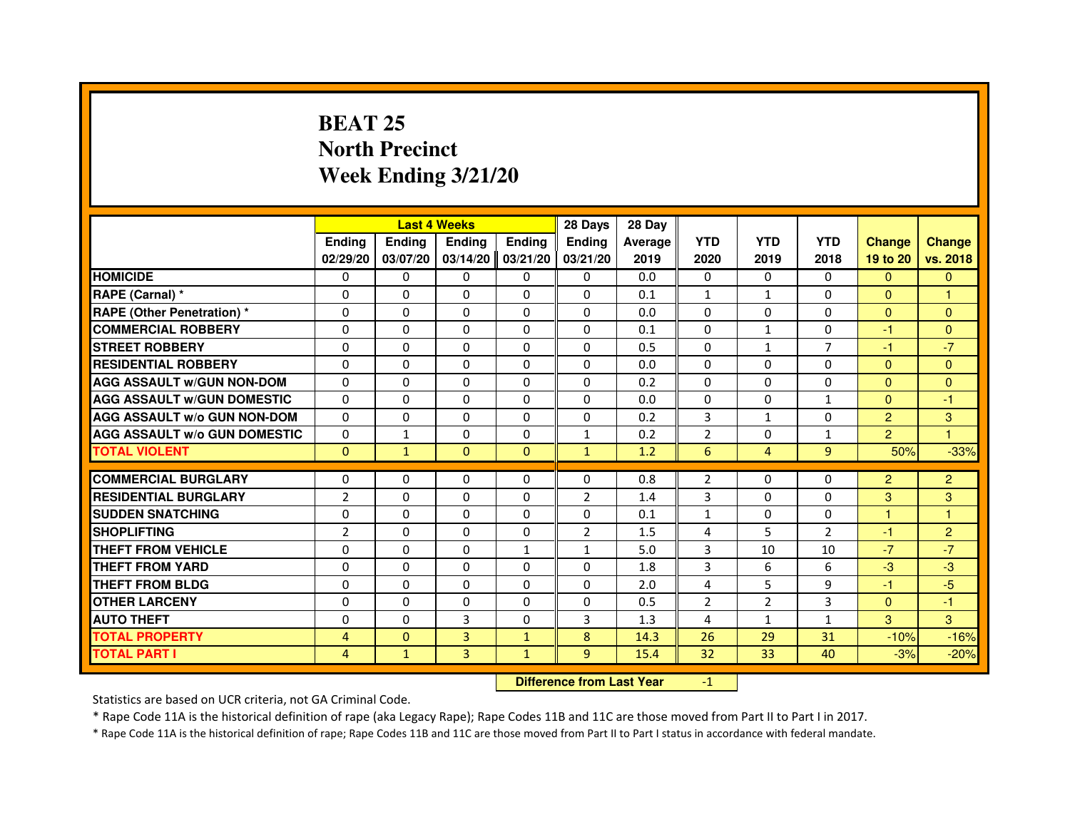# BEAT 25
# North Precinct
# Week Ending 3/21/20

| | Last 4 Weeks | | | | 28 Days | 28 Day | | | | | |
|---|---|---|---|---|---|---|---|---|---|---|---|
| | Ending 02/29/20 | Ending 03/07/20 | Ending 03/14/20 | Ending 03/21/20 | Ending 03/21/20 | Average 2019 | YTD 2020 | YTD 2019 | YTD 2018 | Change 19 to 20 | Change vs. 2018 |
| HOMICIDE | 0 | 0 | 0 | 0 | 0 | 0.0 | 0 | 0 | 0 | 0 | 0 |
| RAPE (Carnal) * | 0 | 0 | 0 | 0 | 0 | 0.1 | 1 | 1 | 0 | 0 | 1 |
| RAPE (Other Penetration) * | 0 | 0 | 0 | 0 | 0 | 0.0 | 0 | 0 | 0 | 0 | 0 |
| COMMERCIAL ROBBERY | 0 | 0 | 0 | 0 | 0 | 0.1 | 0 | 1 | 0 | -1 | 0 |
| STREET ROBBERY | 0 | 0 | 0 | 0 | 0 | 0.5 | 0 | 1 | 7 | -1 | -7 |
| RESIDENTIAL ROBBERY | 0 | 0 | 0 | 0 | 0 | 0.0 | 0 | 0 | 0 | 0 | 0 |
| AGG ASSAULT w/GUN NON-DOM | 0 | 0 | 0 | 0 | 0 | 0.2 | 0 | 0 | 0 | 0 | 0 |
| AGG ASSAULT w/GUN DOMESTIC | 0 | 0 | 0 | 0 | 0 | 0.0 | 0 | 0 | 1 | 0 | -1 |
| AGG ASSAULT w/o GUN NON-DOM | 0 | 0 | 0 | 0 | 0 | 0.2 | 3 | 1 | 0 | 2 | 3 |
| AGG ASSAULT w/o GUN DOMESTIC | 0 | 1 | 0 | 0 | 1 | 0.2 | 2 | 0 | 1 | 2 | 1 |
| TOTAL VIOLENT | 0 | 1 | 0 | 0 | 1 | 1.2 | 6 | 4 | 9 | 50% | -33% |
| COMMERCIAL BURGLARY | 0 | 0 | 0 | 0 | 0 | 0.8 | 2 | 0 | 0 | 2 | 2 |
| RESIDENTIAL BURGLARY | 2 | 0 | 0 | 0 | 2 | 1.4 | 3 | 0 | 0 | 3 | 3 |
| SUDDEN SNATCHING | 0 | 0 | 0 | 0 | 0 | 0.1 | 1 | 0 | 0 | 1 | 1 |
| SHOPLIFTING | 2 | 0 | 0 | 0 | 2 | 1.5 | 4 | 5 | 2 | -1 | 2 |
| THEFT FROM VEHICLE | 0 | 0 | 0 | 1 | 1 | 5.0 | 3 | 10 | 10 | -7 | -7 |
| THEFT FROM YARD | 0 | 0 | 0 | 0 | 0 | 1.8 | 3 | 6 | 6 | -3 | -3 |
| THEFT FROM BLDG | 0 | 0 | 0 | 0 | 0 | 2.0 | 4 | 5 | 9 | -1 | -5 |
| OTHER LARCENY | 0 | 0 | 0 | 0 | 0 | 0.5 | 2 | 2 | 3 | 0 | -1 |
| AUTO THEFT | 0 | 0 | 3 | 0 | 3 | 1.3 | 4 | 1 | 1 | 3 | 3 |
| TOTAL PROPERTY | 4 | 0 | 3 | 1 | 8 | 14.3 | 26 | 29 | 31 | -10% | -16% |
| TOTAL PART I | 4 | 1 | 3 | 1 | 9 | 15.4 | 32 | 33 | 40 | -3% | -20% |

**Difference from Last Year** -1

Statistics are based on UCR criteria, not GA Criminal Code.

* Rape Code 11A is the historical definition of rape (aka Legacy Rape); Rape Codes 11B and 11C are those moved from Part II to Part I in 2017.

* Rape Code 11A is the historical definition of rape; Rape Codes 11B and 11C are those moved from Part II to Part I status in accordance with federal mandate.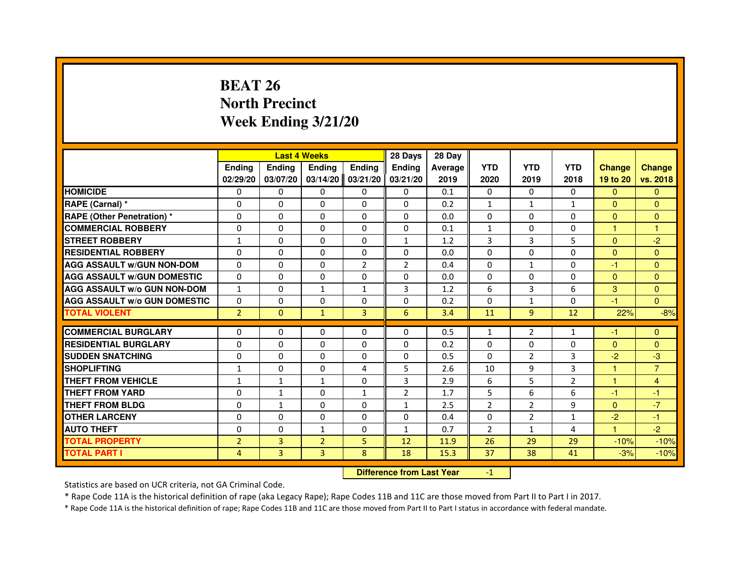# BEAT 26
## North Precinct
## Week Ending 3/21/20

| | Last 4 Weeks | | | | 28 Days | 28 Day | | | | | |
|---|---|---|---|---|---|---|---|---|---|---|---|
| | Ending 02/29/20 | Ending 03/07/20 | Ending 03/14/20 | Ending 03/21/20 | Ending 03/21/20 | Average 2019 | YTD 2020 | YTD 2019 | YTD 2018 | Change 19 to 20 | Change vs. 2018 |
| HOMICIDE | 0 | 0 | 0 | 0 | 0 | 0.1 | 0 | 0 | 0 | 0 | 0 |
| RAPE (Carnal) * | 0 | 0 | 0 | 0 | 0 | 0.2 | 1 | 1 | 1 | 0 | 0 |
| RAPE (Other Penetration) * | 0 | 0 | 0 | 0 | 0 | 0.0 | 0 | 0 | 0 | 0 | 0 |
| COMMERCIAL ROBBERY | 0 | 0 | 0 | 0 | 0 | 0.1 | 1 | 0 | 0 | 1 | 1 |
| STREET ROBBERY | 1 | 0 | 0 | 0 | 1 | 1.2 | 3 | 3 | 5 | 0 | -2 |
| RESIDENTIAL ROBBERY | 0 | 0 | 0 | 0 | 0 | 0.0 | 0 | 0 | 0 | 0 | 0 |
| AGG ASSAULT w/GUN NON-DOM | 0 | 0 | 0 | 2 | 2 | 0.4 | 0 | 1 | 0 | -1 | 0 |
| AGG ASSAULT w/GUN DOMESTIC | 0 | 0 | 0 | 0 | 0 | 0.0 | 0 | 0 | 0 | 0 | 0 |
| AGG ASSAULT w/o GUN NON-DOM | 1 | 0 | 1 | 1 | 3 | 1.2 | 6 | 3 | 6 | 3 | 0 |
| AGG ASSAULT w/o GUN DOMESTIC | 0 | 0 | 0 | 0 | 0 | 0.2 | 0 | 1 | 0 | -1 | 0 |
| TOTAL VIOLENT | 2 | 0 | 1 | 3 | 6 | 3.4 | 11 | 9 | 12 | 22% | -8% |
| COMMERCIAL BURGLARY | 0 | 0 | 0 | 0 | 0 | 0.5 | 1 | 2 | 1 | -1 | 0 |
| RESIDENTIAL BURGLARY | 0 | 0 | 0 | 0 | 0 | 0.2 | 0 | 0 | 0 | 0 | 0 |
| SUDDEN SNATCHING | 0 | 0 | 0 | 0 | 0 | 0.5 | 0 | 2 | 3 | -2 | -3 |
| SHOPLIFTING | 1 | 0 | 0 | 4 | 5 | 2.6 | 10 | 9 | 3 | 1 | 7 |
| THEFT FROM VEHICLE | 1 | 1 | 1 | 0 | 3 | 2.9 | 6 | 5 | 2 | 1 | 4 |
| THEFT FROM YARD | 0 | 1 | 0 | 1 | 2 | 1.7 | 5 | 6 | 6 | -1 | -1 |
| THEFT FROM BLDG | 0 | 1 | 0 | 0 | 1 | 2.5 | 2 | 2 | 9 | 0 | -7 |
| OTHER LARCENY | 0 | 0 | 0 | 0 | 0 | 0.4 | 0 | 2 | 1 | -2 | -1 |
| AUTO THEFT | 0 | 0 | 1 | 0 | 1 | 0.7 | 2 | 1 | 4 | 1 | -2 |
| TOTAL PROPERTY | 2 | 3 | 2 | 5 | 12 | 11.9 | 26 | 29 | 29 | -10% | -10% |
| TOTAL PART I | 4 | 3 | 3 | 8 | 18 | 15.3 | 37 | 38 | 41 | -3% | -10% |

**Difference from Last Year** -1

Statistics are based on UCR criteria, not GA Criminal Code.

* Rape Code 11A is the historical definition of rape (aka Legacy Rape); Rape Codes 11B and 11C are those moved from Part II to Part I in 2017.

* Rape Code 11A is the historical definition of rape; Rape Codes 11B and 11C are those moved from Part II to Part I status in accordance with federal mandate.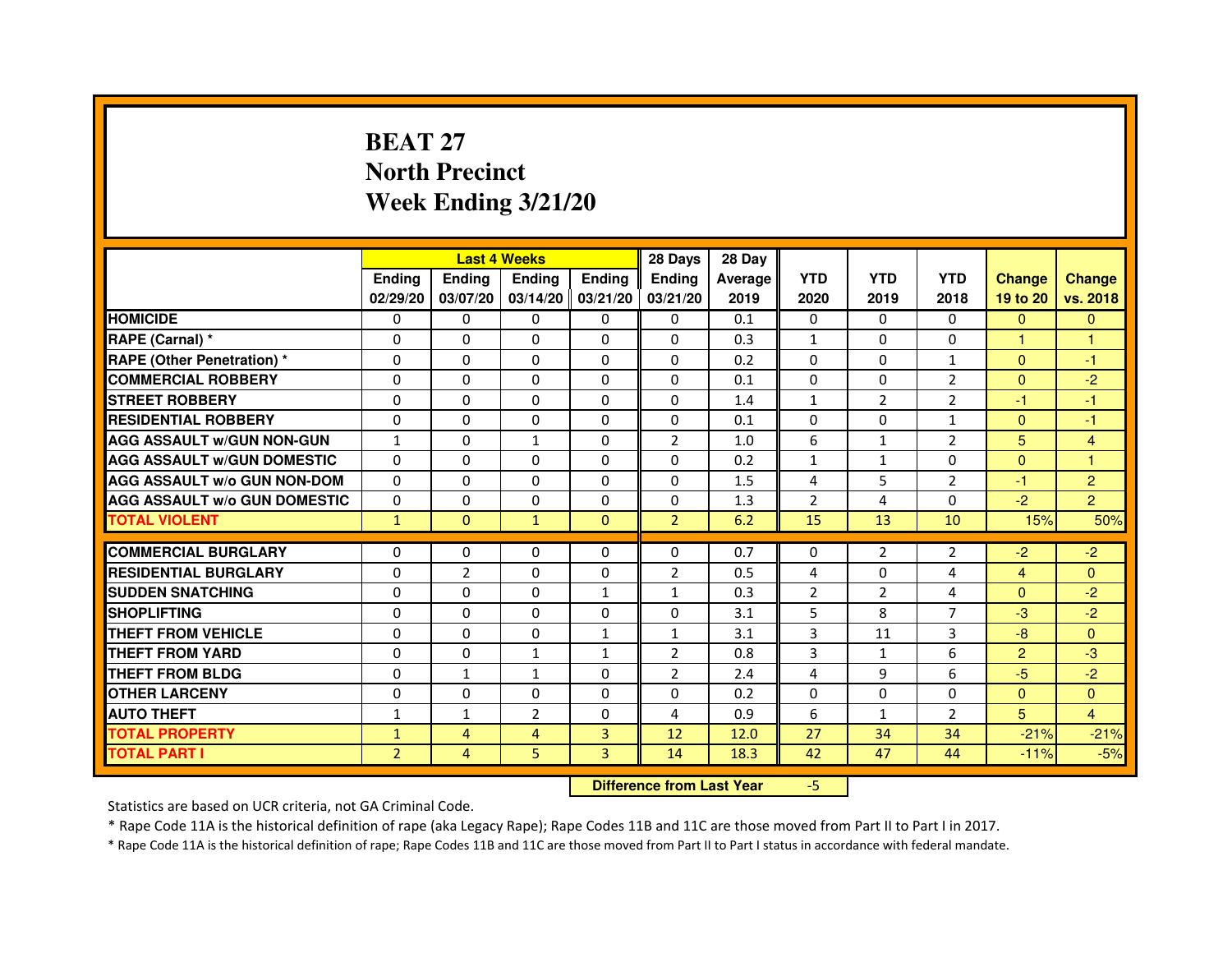# BEAT 27
# North Precinct
# Week Ending 3/21/20

| | Last 4 Weeks | | | | 28 Days | 28 Day | | | | | |
|---|---|---|---|---|---|---|---|---|---|---|---|
| | Ending 02/29/20 | Ending 03/07/20 | Ending 03/14/20 | Ending 03/21/20 | Ending 03/21/20 | Average 2019 | YTD 2020 | YTD 2019 | YTD 2018 | Change 19 to 20 | Change vs. 2018 |
| HOMICIDE | 0 | 0 | 0 | 0 | 0 | 0.1 | 0 | 0 | 0 | 0 | 0 |
| RAPE (Carnal) * | 0 | 0 | 0 | 0 | 0 | 0.3 | 1 | 0 | 0 | 1 | 1 |
| RAPE (Other Penetration) * | 0 | 0 | 0 | 0 | 0 | 0.2 | 0 | 0 | 1 | 0 | -1 |
| COMMERCIAL ROBBERY | 0 | 0 | 0 | 0 | 0 | 0.1 | 0 | 0 | 2 | 0 | -2 |
| STREET ROBBERY | 0 | 0 | 0 | 0 | 0 | 1.4 | 1 | 2 | 2 | -1 | -1 |
| RESIDENTIAL ROBBERY | 0 | 0 | 0 | 0 | 0 | 0.1 | 0 | 0 | 1 | 0 | -1 |
| AGG ASSAULT w/GUN NON-GUN | 1 | 0 | 1 | 0 | 2 | 1.0 | 6 | 1 | 2 | 5 | 4 |
| AGG ASSAULT w/GUN DOMESTIC | 0 | 0 | 0 | 0 | 0 | 0.2 | 1 | 1 | 0 | 0 | 1 |
| AGG ASSAULT w/o GUN NON-DOM | 0 | 0 | 0 | 0 | 0 | 1.5 | 4 | 5 | 2 | -1 | 2 |
| AGG ASSAULT w/o GUN DOMESTIC | 0 | 0 | 0 | 0 | 0 | 1.3 | 2 | 4 | 0 | -2 | 2 |
| TOTAL VIOLENT | 1 | 0 | 1 | 0 | 2 | 6.2 | 15 | 13 | 10 | 15% | 50% |
| COMMERCIAL BURGLARY | 0 | 0 | 0 | 0 | 0 | 0.7 | 0 | 2 | 2 | -2 | -2 |
| RESIDENTIAL BURGLARY | 0 | 2 | 0 | 0 | 2 | 0.5 | 4 | 0 | 4 | 4 | 0 |
| SUDDEN SNATCHING | 0 | 0 | 0 | 1 | 1 | 0.3 | 2 | 2 | 4 | 0 | -2 |
| SHOPLIFTING | 0 | 0 | 0 | 0 | 0 | 3.1 | 5 | 8 | 7 | -3 | -2 |
| THEFT FROM VEHICLE | 0 | 0 | 0 | 1 | 1 | 3.1 | 3 | 11 | 3 | -8 | 0 |
| THEFT FROM YARD | 0 | 0 | 1 | 1 | 2 | 0.8 | 3 | 1 | 6 | 2 | -3 |
| THEFT FROM BLDG | 0 | 1 | 1 | 0 | 2 | 2.4 | 4 | 9 | 6 | -5 | -2 |
| OTHER LARCENY | 0 | 0 | 0 | 0 | 0 | 0.2 | 0 | 0 | 0 | 0 | 0 |
| AUTO THEFT | 1 | 1 | 2 | 0 | 4 | 0.9 | 6 | 1 | 2 | 5 | 4 |
| TOTAL PROPERTY | 1 | 4 | 4 | 3 | 12 | 12.0 | 27 | 34 | 34 | -21% | -21% |
| TOTAL PART I | 2 | 4 | 5 | 3 | 14 | 18.3 | 42 | 47 | 44 | -11% | -5% |

**Difference from Last Year** -5

Statistics are based on UCR criteria, not GA Criminal Code.

* Rape Code 11A is the historical definition of rape (aka Legacy Rape); Rape Codes 11B and 11C are those moved from Part II to Part I in 2017.

* Rape Code 11A is the historical definition of rape; Rape Codes 11B and 11C are those moved from Part II to Part I status in accordance with federal mandate.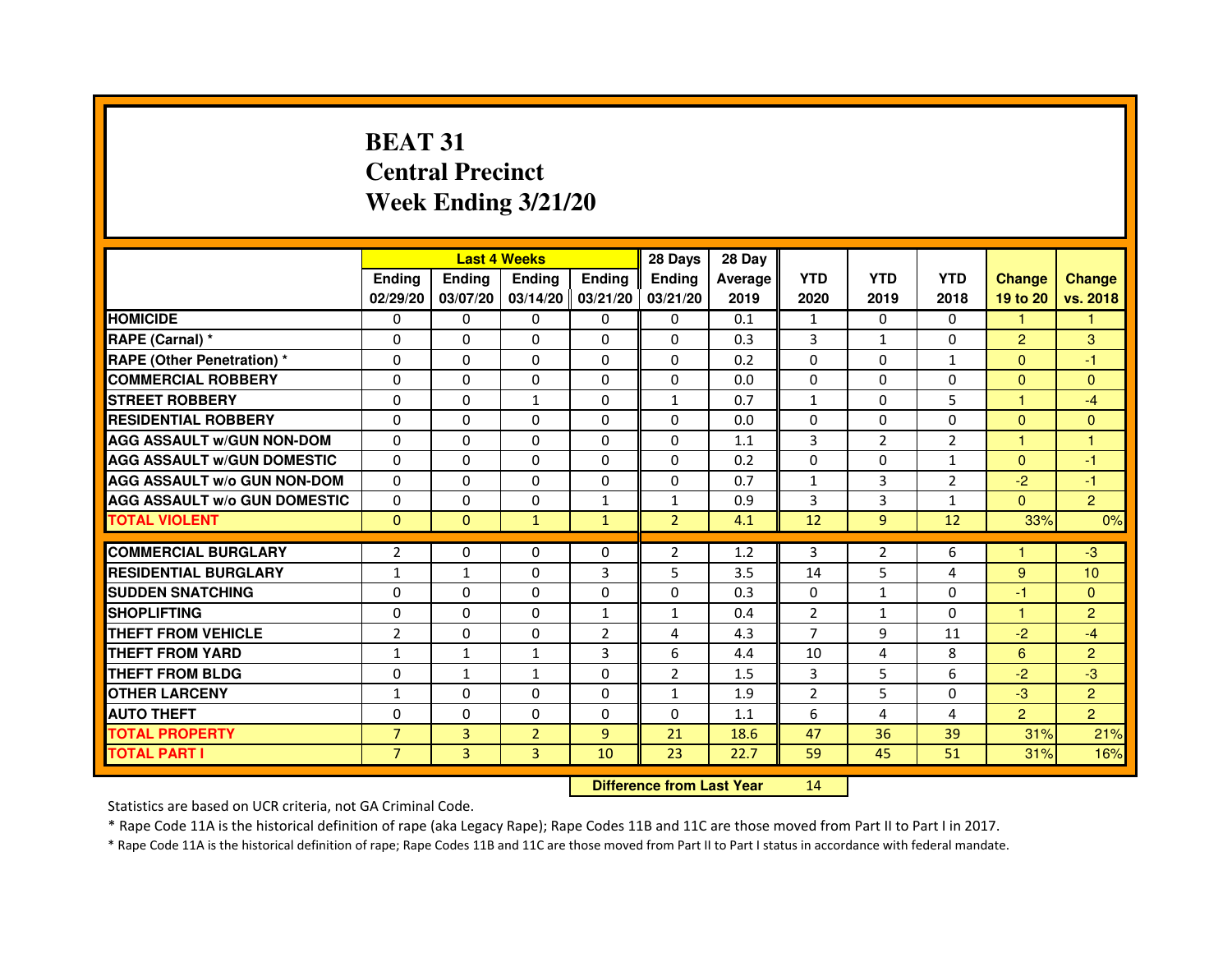# BEAT 31
# Central Precinct
# Week Ending 3/21/20

| | Last 4 Weeks | | | | 28 Days | 28 Day | | | | | |
|---|---|---|---|---|---|---|---|---|---|---|---|
| | Ending 02/29/20 | Ending 03/07/20 | Ending 03/14/20 | Ending 03/21/20 | Ending 03/21/20 | Average 2019 | YTD 2020 | YTD 2019 | YTD 2018 | Change 19 to 20 | Change vs. 2018 |
| HOMICIDE | 0 | 0 | 0 | 0 | 0 | 0.1 | 1 | 0 | 0 | 1 | 1 |
| RAPE (Carnal) * | 0 | 0 | 0 | 0 | 0 | 0.3 | 3 | 1 | 0 | 2 | 3 |
| RAPE (Other Penetration) * | 0 | 0 | 0 | 0 | 0 | 0.2 | 0 | 0 | 1 | 0 | -1 |
| COMMERCIAL ROBBERY | 0 | 0 | 0 | 0 | 0 | 0.0 | 0 | 0 | 0 | 0 | 0 |
| STREET ROBBERY | 0 | 0 | 1 | 0 | 1 | 0.7 | 1 | 0 | 5 | 1 | -4 |
| RESIDENTIAL ROBBERY | 0 | 0 | 0 | 0 | 0 | 0.0 | 0 | 0 | 0 | 0 | 0 |
| AGG ASSAULT w/GUN NON-DOM | 0 | 0 | 0 | 0 | 0 | 1.1 | 3 | 2 | 2 | 1 | 1 |
| AGG ASSAULT w/GUN DOMESTIC | 0 | 0 | 0 | 0 | 0 | 0.2 | 0 | 0 | 1 | 0 | -1 |
| AGG ASSAULT w/o GUN NON-DOM | 0 | 0 | 0 | 0 | 0 | 0.7 | 1 | 3 | 2 | -2 | -1 |
| AGG ASSAULT w/o GUN DOMESTIC | 0 | 0 | 0 | 1 | 1 | 0.9 | 3 | 3 | 1 | 0 | 2 |
| TOTAL VIOLENT | 0 | 0 | 1 | 1 | 2 | 4.1 | 12 | 9 | 12 | 33% | 0% |
| COMMERCIAL BURGLARY | 2 | 0 | 0 | 0 | 2 | 1.2 | 3 | 2 | 6 | 1 | -3 |
| RESIDENTIAL BURGLARY | 1 | 1 | 0 | 3 | 5 | 3.5 | 14 | 5 | 4 | 9 | 10 |
| SUDDEN SNATCHING | 0 | 0 | 0 | 0 | 0 | 0.3 | 0 | 1 | 0 | -1 | 0 |
| SHOPLIFTING | 0 | 0 | 0 | 1 | 1 | 0.4 | 2 | 1 | 0 | 1 | 2 |
| THEFT FROM VEHICLE | 2 | 0 | 0 | 2 | 4 | 4.3 | 7 | 9 | 11 | -2 | -4 |
| THEFT FROM YARD | 1 | 1 | 1 | 3 | 6 | 4.4 | 10 | 4 | 8 | 6 | 2 |
| THEFT FROM BLDG | 0 | 1 | 1 | 0 | 2 | 1.5 | 3 | 5 | 6 | -2 | -3 |
| OTHER LARCENY | 1 | 0 | 0 | 0 | 1 | 1.9 | 2 | 5 | 0 | -3 | 2 |
| AUTO THEFT | 0 | 0 | 0 | 0 | 0 | 1.1 | 6 | 4 | 4 | 2 | 2 |
| TOTAL PROPERTY | 7 | 3 | 2 | 9 | 21 | 18.6 | 47 | 36 | 39 | 31% | 21% |
| TOTAL PART I | 7 | 3 | 3 | 10 | 23 | 22.7 | 59 | 45 | 51 | 31% | 16% |

**Difference from Last Year** 14

Statistics are based on UCR criteria, not GA Criminal Code.

* Rape Code 11A is the historical definition of rape (aka Legacy Rape); Rape Codes 11B and 11C are those moved from Part II to Part I in 2017.

* Rape Code 11A is the historical definition of rape; Rape Codes 11B and 11C are those moved from Part II to Part I status in accordance with federal mandate.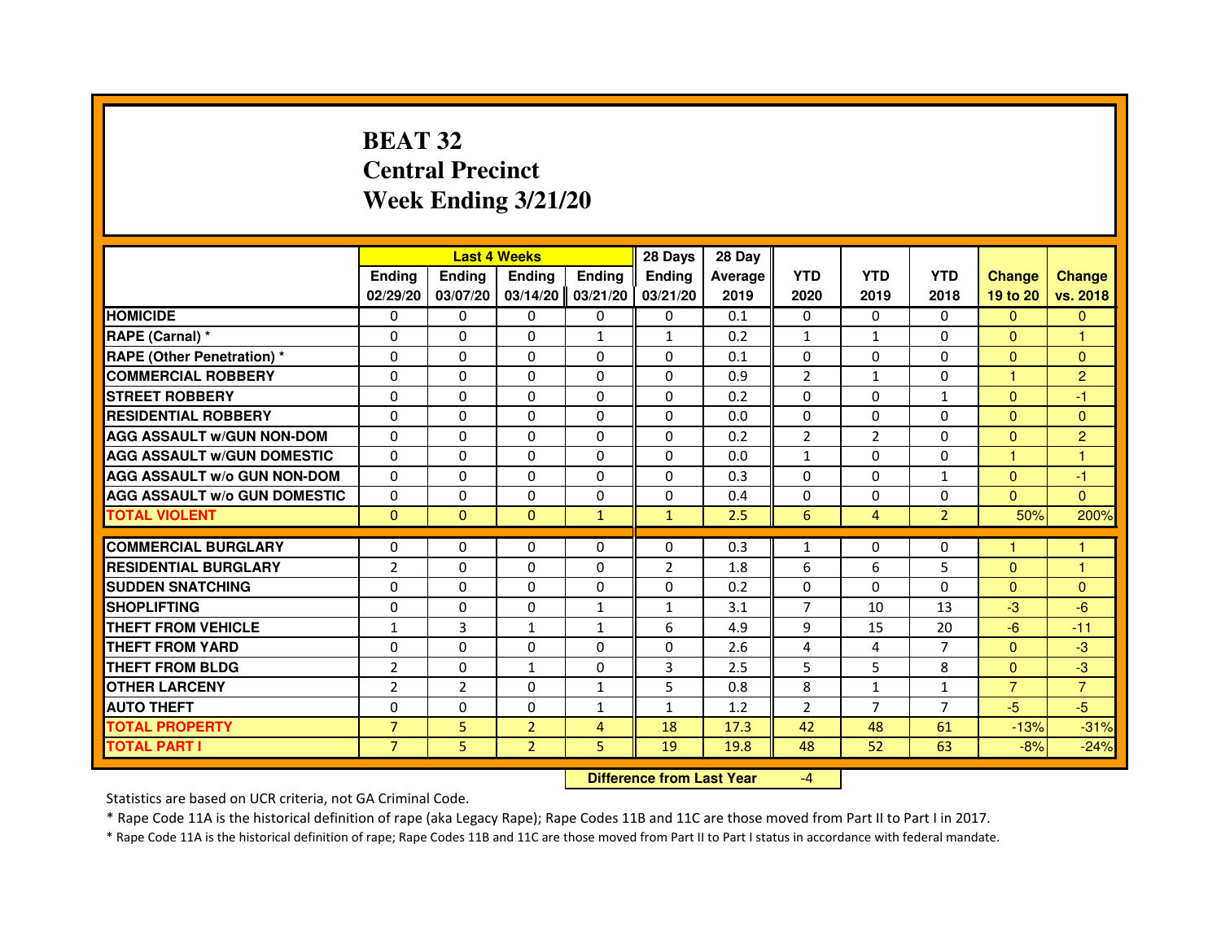# BEAT 32
# Central Precinct
# Week Ending 3/21/20

| | Last 4 Weeks | | | | 28 Days | 28 Day | | | | | |
|---|---|---|---|---|---|---|---|---|---|---|---|
| | Ending 02/29/20 | Ending 03/07/20 | Ending 03/14/20 | Ending 03/21/20 | Ending 03/21/20 | Average 2019 | YTD 2020 | YTD 2019 | YTD 2018 | Change 19 to 20 | Change vs. 2018 |
| HOMICIDE | 0 | 0 | 0 | 0 | 0 | 0.1 | 0 | 0 | 0 | 0 | 0 |
| RAPE (Carnal) * | 0 | 0 | 0 | 1 | 1 | 0.2 | 1 | 1 | 0 | 0 | 1 |
| RAPE (Other Penetration) * | 0 | 0 | 0 | 0 | 0 | 0.1 | 0 | 0 | 0 | 0 | 0 |
| COMMERCIAL ROBBERY | 0 | 0 | 0 | 0 | 0 | 0.9 | 2 | 1 | 0 | 1 | 2 |
| STREET ROBBERY | 0 | 0 | 0 | 0 | 0 | 0.2 | 0 | 0 | 1 | 0 | -1 |
| RESIDENTIAL ROBBERY | 0 | 0 | 0 | 0 | 0 | 0.0 | 0 | 0 | 0 | 0 | 0 |
| AGG ASSAULT w/GUN NON-DOM | 0 | 0 | 0 | 0 | 0 | 0.2 | 2 | 2 | 0 | 0 | 2 |
| AGG ASSAULT w/GUN DOMESTIC | 0 | 0 | 0 | 0 | 0 | 0.0 | 1 | 0 | 0 | 1 | 1 |
| AGG ASSAULT w/o GUN NON-DOM | 0 | 0 | 0 | 0 | 0 | 0.3 | 0 | 0 | 1 | 0 | -1 |
| AGG ASSAULT w/o GUN DOMESTIC | 0 | 0 | 0 | 0 | 0 | 0.4 | 0 | 0 | 0 | 0 | 0 |
| TOTAL VIOLENT | 0 | 0 | 0 | 1 | 1 | 2.5 | 6 | 4 | 2 | 50% | 200% |
| COMMERCIAL BURGLARY | 0 | 0 | 0 | 0 | 0 | 0.3 | 1 | 0 | 0 | 1 | 1 |
| RESIDENTIAL BURGLARY | 2 | 0 | 0 | 0 | 2 | 1.8 | 6 | 6 | 5 | 0 | 1 |
| SUDDEN SNATCHING | 0 | 0 | 0 | 0 | 0 | 0.2 | 0 | 0 | 0 | 0 | 0 |
| SHOPLIFTING | 0 | 0 | 0 | 1 | 1 | 3.1 | 7 | 10 | 13 | -3 | -6 |
| THEFT FROM VEHICLE | 1 | 3 | 1 | 1 | 6 | 4.9 | 9 | 15 | 20 | -6 | -11 |
| THEFT FROM YARD | 0 | 0 | 0 | 0 | 0 | 2.6 | 4 | 4 | 7 | 0 | -3 |
| THEFT FROM BLDG | 2 | 0 | 1 | 0 | 3 | 2.5 | 5 | 5 | 8 | 0 | -3 |
| OTHER LARCENY | 2 | 2 | 0 | 1 | 5 | 0.8 | 8 | 1 | 1 | 7 | 7 |
| AUTO THEFT | 0 | 0 | 0 | 1 | 1 | 1.2 | 2 | 7 | 7 | -5 | -5 |
| TOTAL PROPERTY | 7 | 5 | 2 | 4 | 18 | 17.3 | 42 | 48 | 61 | -13% | -31% |
| TOTAL PART I | 7 | 5 | 2 | 5 | 19 | 19.8 | 48 | 52 | 63 | -8% | -24% |

**Difference from Last Year** -4

Statistics are based on UCR criteria, not GA Criminal Code.

* Rape Code 11A is the historical definition of rape (aka Legacy Rape); Rape Codes 11B and 11C are those moved from Part II to Part I in 2017.

* Rape Code 11A is the historical definition of rape; Rape Codes 11B and 11C are those moved from Part II to Part I status in accordance with federal mandate.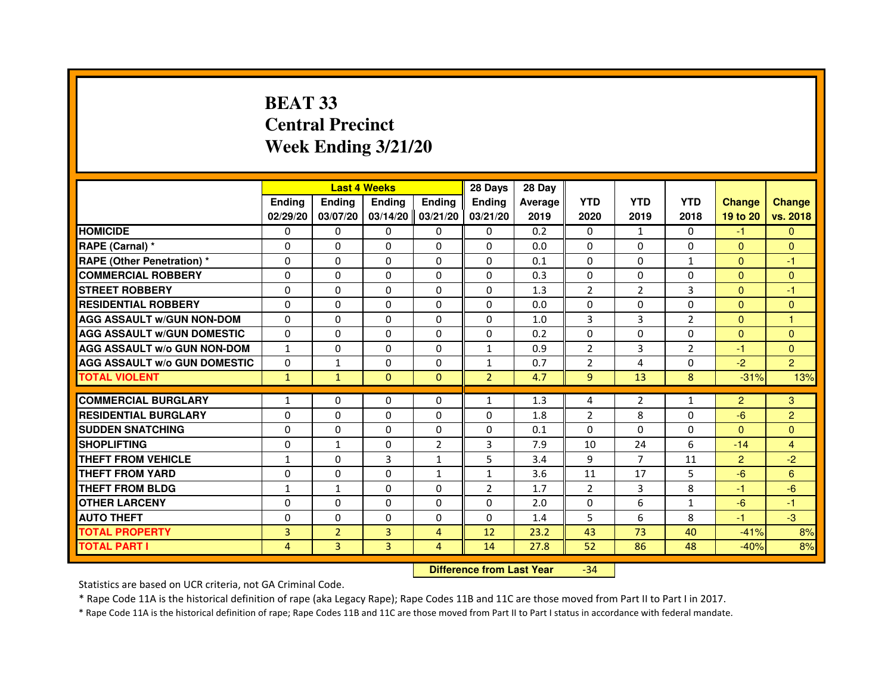# BEAT 33
## Central Precinct
## Week Ending 3/21/20

| | Last 4 Weeks | | | | 28 Days | 28 Day | | | | | |
|---|---|---|---|---|---|---|---|---|---|---|---|
| | Ending 02/29/20 | Ending 03/07/20 | Ending 03/14/20 | Ending 03/21/20 | Ending 03/21/20 | Average 2019 | YTD 2020 | YTD 2019 | YTD 2018 | Change 19 to 20 | Change vs. 2018 |
| HOMICIDE | 0 | 0 | 0 | 0 | 0 | 0.2 | 0 | 1 | 0 | -1 | 0 |
| RAPE (Carnal) * | 0 | 0 | 0 | 0 | 0 | 0.0 | 0 | 0 | 0 | 0 | 0 |
| RAPE (Other Penetration) * | 0 | 0 | 0 | 0 | 0 | 0.1 | 0 | 0 | 1 | 0 | -1 |
| COMMERCIAL ROBBERY | 0 | 0 | 0 | 0 | 0 | 0.3 | 0 | 0 | 0 | 0 | 0 |
| STREET ROBBERY | 0 | 0 | 0 | 0 | 0 | 1.3 | 2 | 2 | 3 | 0 | -1 |
| RESIDENTIAL ROBBERY | 0 | 0 | 0 | 0 | 0 | 0.0 | 0 | 0 | 0 | 0 | 0 |
| AGG ASSAULT w/GUN NON-DOM | 0 | 0 | 0 | 0 | 0 | 1.0 | 3 | 3 | 2 | 0 | 1 |
| AGG ASSAULT w/GUN DOMESTIC | 0 | 0 | 0 | 0 | 0 | 0.2 | 0 | 0 | 0 | 0 | 0 |
| AGG ASSAULT w/o GUN NON-DOM | 1 | 0 | 0 | 0 | 1 | 0.9 | 2 | 3 | 2 | -1 | 0 |
| AGG ASSAULT w/o GUN DOMESTIC | 0 | 1 | 0 | 0 | 1 | 0.7 | 2 | 4 | 0 | -2 | 2 |
| TOTAL VIOLENT | 1 | 1 | 0 | 0 | 2 | 4.7 | 9 | 13 | 8 | -31% | 13% |
| COMMERCIAL BURGLARY | 1 | 0 | 0 | 0 | 1 | 1.3 | 4 | 2 | 1 | 2 | 3 |
| RESIDENTIAL BURGLARY | 0 | 0 | 0 | 0 | 0 | 1.8 | 2 | 8 | 0 | -6 | 2 |
| SUDDEN SNATCHING | 0 | 0 | 0 | 0 | 0 | 0.1 | 0 | 0 | 0 | 0 | 0 |
| SHOPLIFTING | 0 | 1 | 0 | 2 | 3 | 7.9 | 10 | 24 | 6 | -14 | 4 |
| THEFT FROM VEHICLE | 1 | 0 | 3 | 1 | 5 | 3.4 | 9 | 7 | 11 | 2 | -2 |
| THEFT FROM YARD | 0 | 0 | 0 | 1 | 1 | 3.6 | 11 | 17 | 5 | -6 | 6 |
| THEFT FROM BLDG | 1 | 1 | 0 | 0 | 2 | 1.7 | 2 | 3 | 8 | -1 | -6 |
| OTHER LARCENY | 0 | 0 | 0 | 0 | 0 | 2.0 | 0 | 6 | 1 | -6 | -1 |
| AUTO THEFT | 0 | 0 | 0 | 0 | 0 | 1.4 | 5 | 6 | 8 | -1 | -3 |
| TOTAL PROPERTY | 3 | 2 | 3 | 4 | 12 | 23.2 | 43 | 73 | 40 | -41% | 8% |
| TOTAL PART I | 4 | 3 | 3 | 4 | 14 | 27.8 | 52 | 86 | 48 | -40% | 8% |

**Difference from Last Year** -34

Statistics are based on UCR criteria, not GA Criminal Code.

* Rape Code 11A is the historical definition of rape (aka Legacy Rape); Rape Codes 11B and 11C are those moved from Part II to Part I in 2017.

* Rape Code 11A is the historical definition of rape; Rape Codes 11B and 11C are those moved from Part II to Part I status in accordance with federal mandate.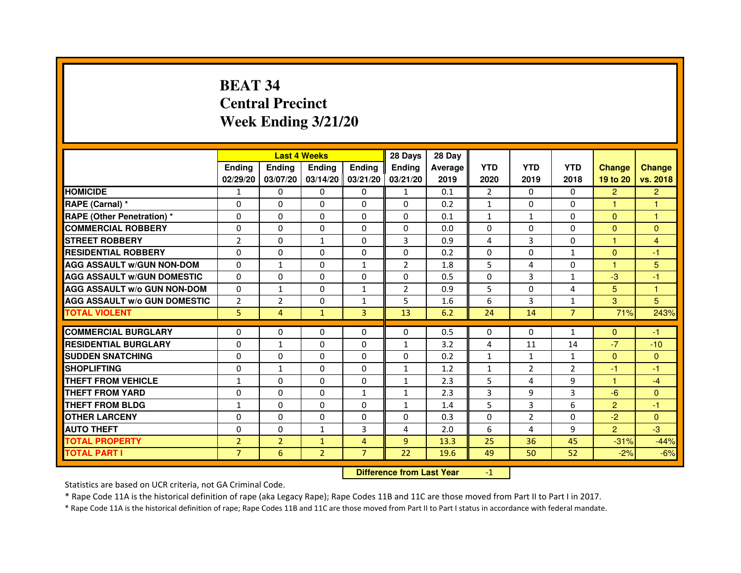# BEAT 34
# Central Precinct
# Week Ending 3/21/20

| | Last 4 Weeks | | | | 28 Days | 28 Day | | | | | |
|---|---|---|---|---|---|---|---|---|---|---|---|
| | Ending 02/29/20 | Ending 03/07/20 | Ending 03/14/20 | Ending 03/21/20 | Ending 03/21/20 | Average 2019 | YTD 2020 | YTD 2019 | YTD 2018 | Change 19 to 20 | Change vs. 2018 |
| **HOMICIDE** | 1 | 0 | 0 | 0 | 1 | 0.1 | 2 | 0 | 0 | 2 | 2 |
| **RAPE (Carnal) *** | 0 | 0 | 0 | 0 | 0 | 0.2 | 1 | 0 | 0 | 1 | 1 |
| **RAPE (Other Penetration) *** | 0 | 0 | 0 | 0 | 0 | 0.1 | 1 | 1 | 0 | 0 | 1 |
| **COMMERCIAL ROBBERY** | 0 | 0 | 0 | 0 | 0 | 0.0 | 0 | 0 | 0 | 0 | 0 |
| **STREET ROBBERY** | 2 | 0 | 1 | 0 | 3 | 0.9 | 4 | 3 | 0 | 1 | 4 |
| **RESIDENTIAL ROBBERY** | 0 | 0 | 0 | 0 | 0 | 0.2 | 0 | 0 | 1 | 0 | -1 |
| **AGG ASSAULT w/GUN NON-DOM** | 0 | 1 | 0 | 1 | 2 | 1.8 | 5 | 4 | 0 | 1 | 5 |
| **AGG ASSAULT w/GUN DOMESTIC** | 0 | 0 | 0 | 0 | 0 | 0.5 | 0 | 3 | 1 | -3 | -1 |
| **AGG ASSAULT w/o GUN NON-DOM** | 0 | 1 | 0 | 1 | 2 | 0.9 | 5 | 0 | 4 | 5 | 1 |
| **AGG ASSAULT w/o GUN DOMESTIC** | 2 | 2 | 0 | 1 | 5 | 1.6 | 6 | 3 | 1 | 3 | 5 |
| **TOTAL VIOLENT** | 5 | 4 | 1 | 3 | 13 | 6.2 | 24 | 14 | 7 | 71% | 243% |
| **COMMERCIAL BURGLARY** | 0 | 0 | 0 | 0 | 0 | 0.5 | 0 | 0 | 1 | 0 | -1 |
| **RESIDENTIAL BURGLARY** | 0 | 1 | 0 | 0 | 1 | 3.2 | 4 | 11 | 14 | -7 | -10 |
| **SUDDEN SNATCHING** | 0 | 0 | 0 | 0 | 0 | 0.2 | 1 | 1 | 1 | 0 | 0 |
| **SHOPLIFTING** | 0 | 1 | 0 | 0 | 1 | 1.2 | 1 | 2 | 2 | -1 | -1 |
| **THEFT FROM VEHICLE** | 1 | 0 | 0 | 0 | 1 | 2.3 | 5 | 4 | 9 | 1 | -4 |
| **THEFT FROM YARD** | 0 | 0 | 0 | 1 | 1 | 2.3 | 3 | 9 | 3 | -6 | 0 |
| **THEFT FROM BLDG** | 1 | 0 | 0 | 0 | 1 | 1.4 | 5 | 3 | 6 | 2 | -1 |
| **OTHER LARCENY** | 0 | 0 | 0 | 0 | 0 | 0.3 | 0 | 2 | 0 | -2 | 0 |
| **AUTO THEFT** | 0 | 0 | 1 | 3 | 4 | 2.0 | 6 | 4 | 9 | 2 | -3 |
| **TOTAL PROPERTY** | 2 | 2 | 1 | 4 | 9 | 13.3 | 25 | 36 | 45 | -31% | -44% |
| **TOTAL PART I** | 7 | 6 | 2 | 7 | 22 | 19.6 | 49 | 50 | 52 | -2% | -6% |

**Difference from Last Year** -1

Statistics are based on UCR criteria, not GA Criminal Code.

* Rape Code 11A is the historical definition of rape (aka Legacy Rape); Rape Codes 11B and 11C are those moved from Part II to Part I in 2017.

* Rape Code 11A is the historical definition of rape; Rape Codes 11B and 11C are those moved from Part II to Part I status in accordance with federal mandate.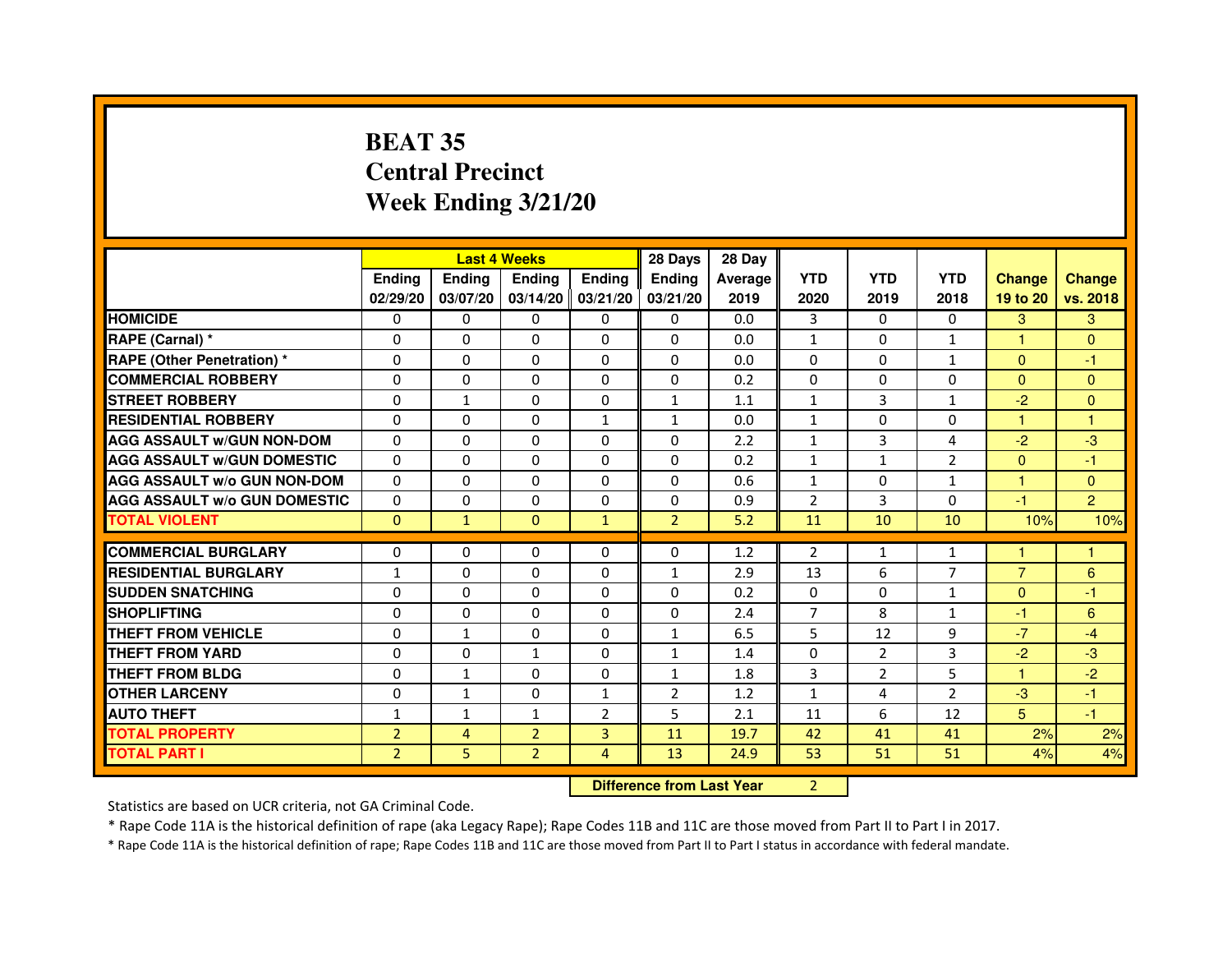# BEAT 35
# Central Precinct
# Week Ending 3/21/20

| | Last 4 Weeks | | | | 28 Days | 28 Day | | | | | |
|---|---|---|---|---|---|---|---|---|---|---|---|
| | Ending 02/29/20 | Ending 03/07/20 | Ending 03/14/20 | Ending 03/21/20 | Ending 03/21/20 | Average 2019 | YTD 2020 | YTD 2019 | YTD 2018 | Change 19 to 20 | Change vs. 2018 |
| HOMICIDE | 0 | 0 | 0 | 0 | 0 | 0.0 | 3 | 0 | 0 | 3 | 3 |
| RAPE (Carnal) * | 0 | 0 | 0 | 0 | 0 | 0.0 | 1 | 0 | 1 | 1 | 0 |
| RAPE (Other Penetration) * | 0 | 0 | 0 | 0 | 0 | 0.0 | 0 | 0 | 1 | 0 | -1 |
| COMMERCIAL ROBBERY | 0 | 0 | 0 | 0 | 0 | 0.2 | 0 | 0 | 0 | 0 | 0 |
| STREET ROBBERY | 0 | 1 | 0 | 0 | 1 | 1.1 | 1 | 3 | 1 | -2 | 0 |
| RESIDENTIAL ROBBERY | 0 | 0 | 0 | 1 | 1 | 0.0 | 1 | 0 | 0 | 1 | 1 |
| AGG ASSAULT w/GUN NON-DOM | 0 | 0 | 0 | 0 | 0 | 2.2 | 1 | 3 | 4 | -2 | -3 |
| AGG ASSAULT w/GUN DOMESTIC | 0 | 0 | 0 | 0 | 0 | 0.2 | 1 | 1 | 2 | 0 | -1 |
| AGG ASSAULT w/o GUN NON-DOM | 0 | 0 | 0 | 0 | 0 | 0.6 | 1 | 0 | 1 | 1 | 0 |
| AGG ASSAULT w/o GUN DOMESTIC | 0 | 0 | 0 | 0 | 0 | 0.9 | 2 | 3 | 0 | -1 | 2 |
| TOTAL VIOLENT | 0 | 1 | 0 | 1 | 2 | 5.2 | 11 | 10 | 10 | 10% | 10% |
| COMMERCIAL BURGLARY | 0 | 0 | 0 | 0 | 0 | 1.2 | 2 | 1 | 1 | 1 | 1 |
| RESIDENTIAL BURGLARY | 1 | 0 | 0 | 0 | 1 | 2.9 | 13 | 6 | 7 | 7 | 6 |
| SUDDEN SNATCHING | 0 | 0 | 0 | 0 | 0 | 0.2 | 0 | 0 | 1 | 0 | -1 |
| SHOPLIFTING | 0 | 0 | 0 | 0 | 0 | 2.4 | 7 | 8 | 1 | -1 | 6 |
| THEFT FROM VEHICLE | 0 | 1 | 0 | 0 | 1 | 6.5 | 5 | 12 | 9 | -7 | -4 |
| THEFT FROM YARD | 0 | 0 | 1 | 0 | 1 | 1.4 | 0 | 2 | 3 | -2 | -3 |
| THEFT FROM BLDG | 0 | 1 | 0 | 0 | 1 | 1.8 | 3 | 2 | 5 | 1 | -2 |
| OTHER LARCENY | 0 | 1 | 0 | 1 | 2 | 1.2 | 1 | 4 | 2 | -3 | -1 |
| AUTO THEFT | 1 | 1 | 1 | 2 | 5 | 2.1 | 11 | 6 | 12 | 5 | -1 |
| TOTAL PROPERTY | 2 | 4 | 2 | 3 | 11 | 19.7 | 42 | 41 | 41 | 2% | 2% |
| TOTAL PART I | 2 | 5 | 2 | 4 | 13 | 24.9 | 53 | 51 | 51 | 4% | 4% |

| Difference from Last Year | 2 |
|---|---|

Statistics are based on UCR criteria, not GA Criminal Code.

* Rape Code 11A is the historical definition of rape (aka Legacy Rape); Rape Codes 11B and 11C are those moved from Part II to Part I in 2017.

* Rape Code 11A is the historical definition of rape; Rape Codes 11B and 11C are those moved from Part II to Part I status in accordance with federal mandate.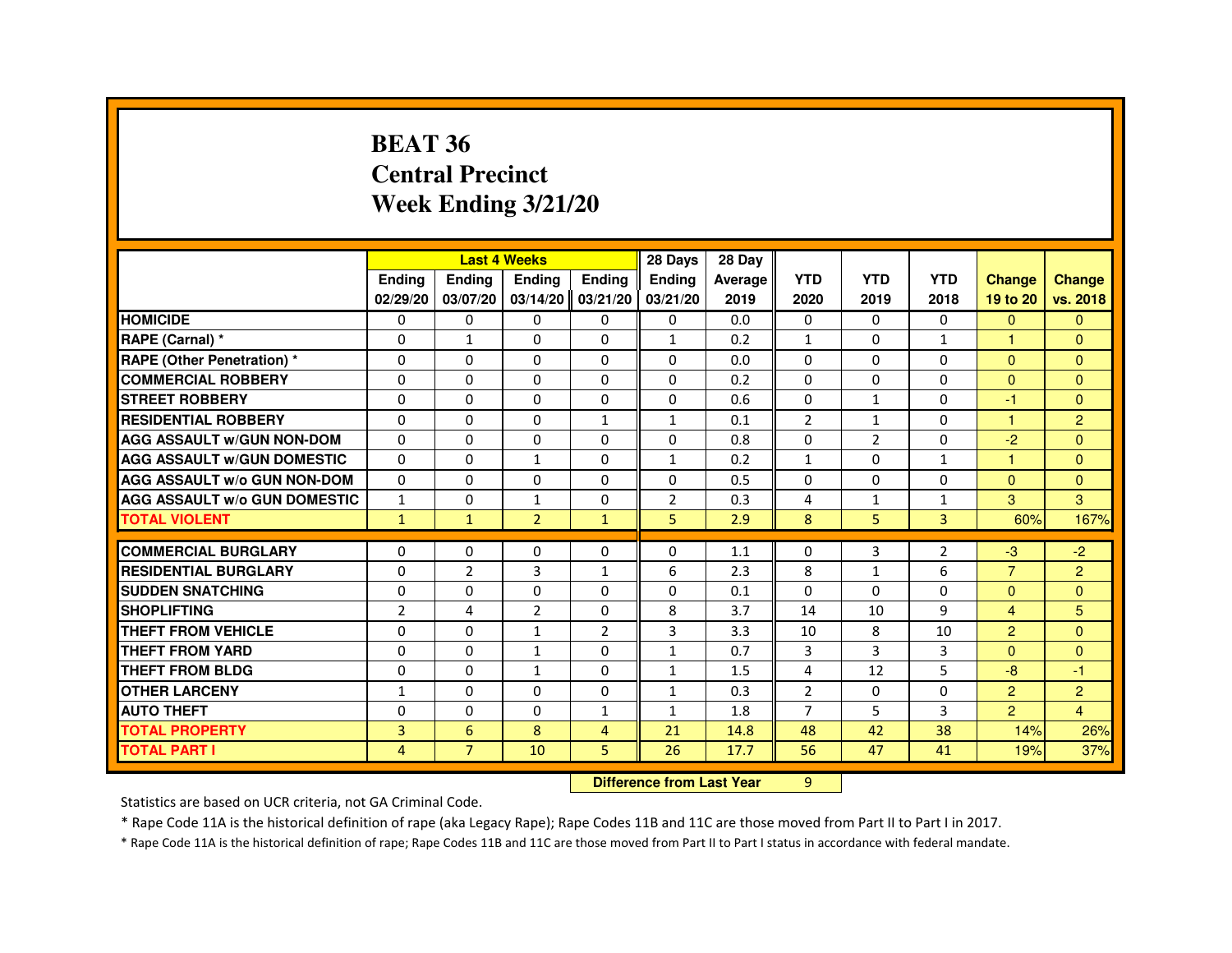# BEAT 36
# Central Precinct
# Week Ending 3/21/20

| | Last 4 Weeks | | | | 28 Days | 28 Day | | | | | |
|---|---|---|---|---|---|---|---|---|---|---|---|
| | Ending 02/29/20 | Ending 03/07/20 | Ending 03/14/20 | Ending 03/21/20 | Ending 03/21/20 | Average 2019 | YTD 2020 | YTD 2019 | YTD 2018 | Change 19 to 20 | Change vs. 2018 |
| **HOMICIDE** | 0 | 0 | 0 | 0 | 0 | 0.0 | 0 | 0 | 0 | 0 | 0 |
| **RAPE (Carnal) *** | 0 | 1 | 0 | 0 | 1 | 0.2 | 1 | 0 | 1 | 1 | 0 |
| **RAPE (Other Penetration) *** | 0 | 0 | 0 | 0 | 0 | 0.0 | 0 | 0 | 0 | 0 | 0 |
| **COMMERCIAL ROBBERY** | 0 | 0 | 0 | 0 | 0 | 0.2 | 0 | 0 | 0 | 0 | 0 |
| **STREET ROBBERY** | 0 | 0 | 0 | 0 | 0 | 0.6 | 0 | 1 | 0 | -1 | 0 |
| **RESIDENTIAL ROBBERY** | 0 | 0 | 0 | 1 | 1 | 0.1 | 2 | 1 | 0 | 1 | 2 |
| **AGG ASSAULT w/GUN NON-DOM** | 0 | 0 | 0 | 0 | 0 | 0.8 | 0 | 2 | 0 | -2 | 0 |
| **AGG ASSAULT w/GUN DOMESTIC** | 0 | 0 | 1 | 0 | 1 | 0.2 | 1 | 0 | 1 | 1 | 0 |
| **AGG ASSAULT w/o GUN NON-DOM** | 0 | 0 | 0 | 0 | 0 | 0.5 | 0 | 0 | 0 | 0 | 0 |
| **AGG ASSAULT w/o GUN DOMESTIC** | 1 | 0 | 1 | 0 | 2 | 0.3 | 4 | 1 | 1 | 3 | 3 |
| **TOTAL VIOLENT** | 1 | 1 | 2 | 1 | 5 | 2.9 | 8 | 5 | 3 | 60% | 167% |
| **COMMERCIAL BURGLARY** | 0 | 0 | 0 | 0 | 0 | 1.1 | 0 | 3 | 2 | -3 | -2 |
| **RESIDENTIAL BURGLARY** | 0 | 2 | 3 | 1 | 6 | 2.3 | 8 | 1 | 6 | 7 | 2 |
| **SUDDEN SNATCHING** | 0 | 0 | 0 | 0 | 0 | 0.1 | 0 | 0 | 0 | 0 | 0 |
| **SHOPLIFTING** | 2 | 4 | 2 | 0 | 8 | 3.7 | 14 | 10 | 9 | 4 | 5 |
| **THEFT FROM VEHICLE** | 0 | 0 | 1 | 2 | 3 | 3.3 | 10 | 8 | 10 | 2 | 0 |
| **THEFT FROM YARD** | 0 | 0 | 1 | 0 | 1 | 0.7 | 3 | 3 | 3 | 0 | 0 |
| **THEFT FROM BLDG** | 0 | 0 | 1 | 0 | 1 | 1.5 | 4 | 12 | 5 | -8 | -1 |
| **OTHER LARCENY** | 1 | 0 | 0 | 0 | 1 | 0.3 | 2 | 0 | 0 | 2 | 2 |
| **AUTO THEFT** | 0 | 0 | 0 | 1 | 1 | 1.8 | 7 | 5 | 3 | 2 | 4 |
| **TOTAL PROPERTY** | 3 | 6 | 8 | 4 | 21 | 14.8 | 48 | 42 | 38 | 14% | 26% |
| **TOTAL PART I** | 4 | 7 | 10 | 5 | 26 | 17.7 | 56 | 47 | 41 | 19% | 37% |

**Difference from Last Year** 9

Statistics are based on UCR criteria, not GA Criminal Code.

* Rape Code 11A is the historical definition of rape (aka Legacy Rape); Rape Codes 11B and 11C are those moved from Part II to Part I in 2017.

* Rape Code 11A is the historical definition of rape; Rape Codes 11B and 11C are those moved from Part II to Part I status in accordance with federal mandate.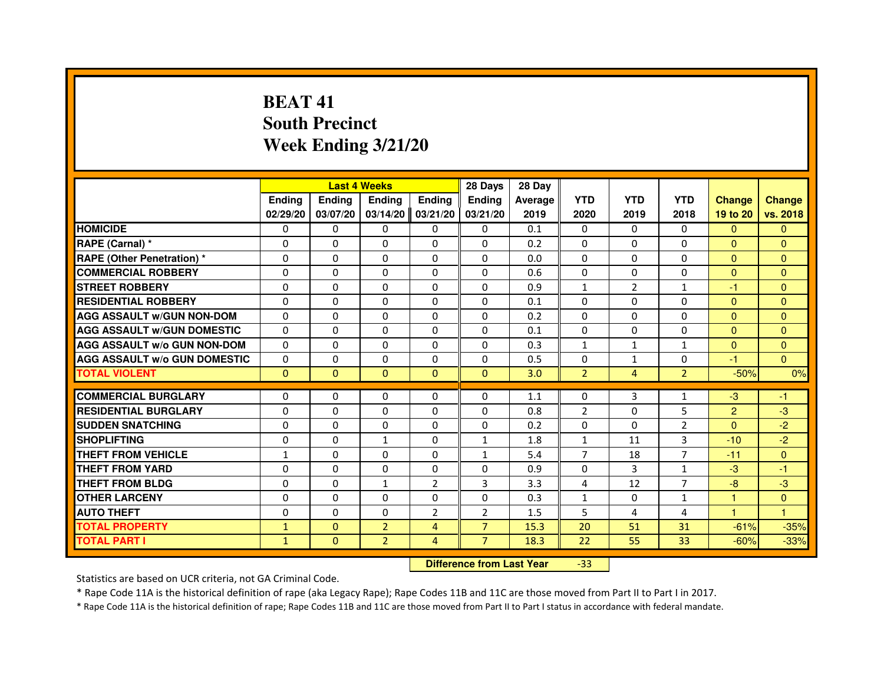# BEAT 41
## South Precinct
## Week Ending 3/21/20

| | Last 4 Weeks | | | | 28 Days | 28 Day | | | | | |
|---|---|---|---|---|---|---|---|---|---|---|---|
| | Ending 02/29/20 | Ending 03/07/20 | Ending 03/14/20 | Ending 03/21/20 | Ending 03/21/20 | Average 2019 | YTD 2020 | YTD 2019 | YTD 2018 | Change 19 to 20 | Change vs. 2018 |
| HOMICIDE | 0 | 0 | 0 | 0 | 0 | 0.1 | 0 | 0 | 0 | 0 | 0 |
| RAPE (Carnal) * | 0 | 0 | 0 | 0 | 0 | 0.2 | 0 | 0 | 0 | 0 | 0 |
| RAPE (Other Penetration) * | 0 | 0 | 0 | 0 | 0 | 0.0 | 0 | 0 | 0 | 0 | 0 |
| COMMERCIAL ROBBERY | 0 | 0 | 0 | 0 | 0 | 0.6 | 0 | 0 | 0 | 0 | 0 |
| STREET ROBBERY | 0 | 0 | 0 | 0 | 0 | 0.9 | 1 | 2 | 1 | -1 | 0 |
| RESIDENTIAL ROBBERY | 0 | 0 | 0 | 0 | 0 | 0.1 | 0 | 0 | 0 | 0 | 0 |
| AGG ASSAULT w/GUN NON-DOM | 0 | 0 | 0 | 0 | 0 | 0.2 | 0 | 0 | 0 | 0 | 0 |
| AGG ASSAULT w/GUN DOMESTIC | 0 | 0 | 0 | 0 | 0 | 0.1 | 0 | 0 | 0 | 0 | 0 |
| AGG ASSAULT w/o GUN NON-DOM | 0 | 0 | 0 | 0 | 0 | 0.3 | 1 | 1 | 1 | 0 | 0 |
| AGG ASSAULT w/o GUN DOMESTIC | 0 | 0 | 0 | 0 | 0 | 0.5 | 0 | 1 | 0 | -1 | 0 |
| TOTAL VIOLENT | 0 | 0 | 0 | 0 | 0 | 3.0 | 2 | 4 | 2 | -50% | 0% |
| COMMERCIAL BURGLARY | 0 | 0 | 0 | 0 | 0 | 1.1 | 0 | 3 | 1 | -3 | -1 |
| RESIDENTIAL BURGLARY | 0 | 0 | 0 | 0 | 0 | 0.8 | 2 | 0 | 5 | 2 | -3 |
| SUDDEN SNATCHING | 0 | 0 | 0 | 0 | 0 | 0.2 | 0 | 0 | 2 | 0 | -2 |
| SHOPLIFTING | 0 | 0 | 1 | 0 | 1 | 1.8 | 1 | 11 | 3 | -10 | -2 |
| THEFT FROM VEHICLE | 1 | 0 | 0 | 0 | 1 | 5.4 | 7 | 18 | 7 | -11 | 0 |
| THEFT FROM YARD | 0 | 0 | 0 | 0 | 0 | 0.9 | 0 | 3 | 1 | -3 | -1 |
| THEFT FROM BLDG | 0 | 0 | 1 | 2 | 3 | 3.3 | 4 | 12 | 7 | -8 | -3 |
| OTHER LARCENY | 0 | 0 | 0 | 0 | 0 | 0.3 | 1 | 0 | 1 | 1 | 0 |
| AUTO THEFT | 0 | 0 | 0 | 2 | 2 | 1.5 | 5 | 4 | 4 | 1 | 1 |
| TOTAL PROPERTY | 1 | 0 | 2 | 4 | 7 | 15.3 | 20 | 51 | 31 | -61% | -35% |
| TOTAL PART I | 1 | 0 | 2 | 4 | 7 | 18.3 | 22 | 55 | 33 | -60% | -33% |

**Difference from Last Year** -33

Statistics are based on UCR criteria, not GA Criminal Code.

* Rape Code 11A is the historical definition of rape (aka Legacy Rape); Rape Codes 11B and 11C are those moved from Part II to Part I in 2017.

* Rape Code 11A is the historical definition of rape; Rape Codes 11B and 11C are those moved from Part II to Part I status in accordance with federal mandate.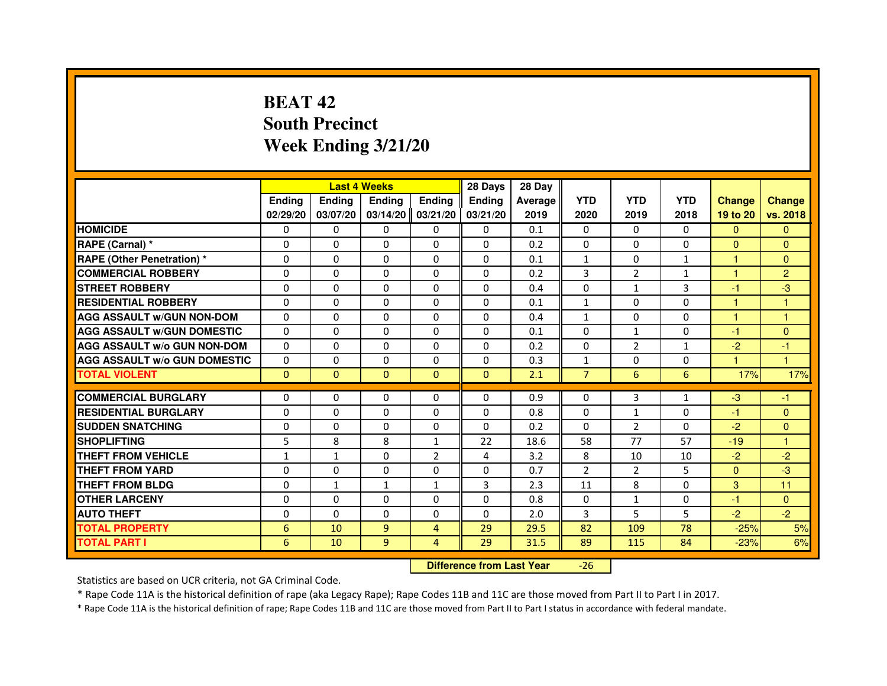# BEAT 42
## South Precinct
## Week Ending 3/21/20

| | Last 4 Weeks | | | | 28 Days | 28 Day | | | | | |
|---|---|---|---|---|---|---|---|---|---|---|---|
| | Ending 02/29/20 | Ending 03/07/20 | Ending 03/14/20 | Ending 03/21/20 | Ending 03/21/20 | Average 2019 | YTD 2020 | YTD 2019 | YTD 2018 | Change 19 to 20 | Change vs. 2018 |
| HOMICIDE | 0 | 0 | 0 | 0 | 0 | 0.1 | 0 | 0 | 0 | 0 | 0 |
| RAPE (Carnal) * | 0 | 0 | 0 | 0 | 0 | 0.2 | 0 | 0 | 0 | 0 | 0 |
| RAPE (Other Penetration) * | 0 | 0 | 0 | 0 | 0 | 0.1 | 1 | 0 | 1 | 1 | 0 |
| COMMERCIAL ROBBERY | 0 | 0 | 0 | 0 | 0 | 0.2 | 3 | 2 | 1 | 1 | 2 |
| STREET ROBBERY | 0 | 0 | 0 | 0 | 0 | 0.4 | 0 | 1 | 3 | -1 | -3 |
| RESIDENTIAL ROBBERY | 0 | 0 | 0 | 0 | 0 | 0.1 | 1 | 0 | 0 | 1 | 1 |
| AGG ASSAULT w/GUN NON-DOM | 0 | 0 | 0 | 0 | 0 | 0.4 | 1 | 0 | 0 | 1 | 1 |
| AGG ASSAULT w/GUN DOMESTIC | 0 | 0 | 0 | 0 | 0 | 0.1 | 0 | 1 | 0 | -1 | 0 |
| AGG ASSAULT w/o GUN NON-DOM | 0 | 0 | 0 | 0 | 0 | 0.2 | 0 | 2 | 1 | -2 | -1 |
| AGG ASSAULT w/o GUN DOMESTIC | 0 | 0 | 0 | 0 | 0 | 0.3 | 1 | 0 | 0 | 1 | 1 |
| TOTAL VIOLENT | 0 | 0 | 0 | 0 | 0 | 2.1 | 7 | 6 | 6 | 17% | 17% |
| COMMERCIAL BURGLARY | 0 | 0 | 0 | 0 | 0 | 0.9 | 0 | 3 | 1 | -3 | -1 |
| RESIDENTIAL BURGLARY | 0 | 0 | 0 | 0 | 0 | 0.8 | 0 | 1 | 0 | -1 | 0 |
| SUDDEN SNATCHING | 0 | 0 | 0 | 0 | 0 | 0.2 | 0 | 2 | 0 | -2 | 0 |
| SHOPLIFTING | 5 | 8 | 8 | 1 | 22 | 18.6 | 58 | 77 | 57 | -19 | 1 |
| THEFT FROM VEHICLE | 1 | 1 | 0 | 2 | 4 | 3.2 | 8 | 10 | 10 | -2 | -2 |
| THEFT FROM YARD | 0 | 0 | 0 | 0 | 0 | 0.7 | 2 | 2 | 5 | 0 | -3 |
| THEFT FROM BLDG | 0 | 1 | 1 | 1 | 3 | 2.3 | 11 | 8 | 0 | 3 | 11 |
| OTHER LARCENY | 0 | 0 | 0 | 0 | 0 | 0.8 | 0 | 1 | 0 | -1 | 0 |
| AUTO THEFT | 0 | 0 | 0 | 0 | 0 | 2.0 | 3 | 5 | 5 | -2 | -2 |
| TOTAL PROPERTY | 6 | 10 | 9 | 4 | 29 | 29.5 | 82 | 109 | 78 | -25% | 5% |
| TOTAL PART I | 6 | 10 | 9 | 4 | 29 | 31.5 | 89 | 115 | 84 | -23% | 6% |

**Difference from Last Year** -26

Statistics are based on UCR criteria, not GA Criminal Code.

* Rape Code 11A is the historical definition of rape (aka Legacy Rape); Rape Codes 11B and 11C are those moved from Part II to Part I in 2017.

* Rape Code 11A is the historical definition of rape; Rape Codes 11B and 11C are those moved from Part II to Part I status in accordance with federal mandate.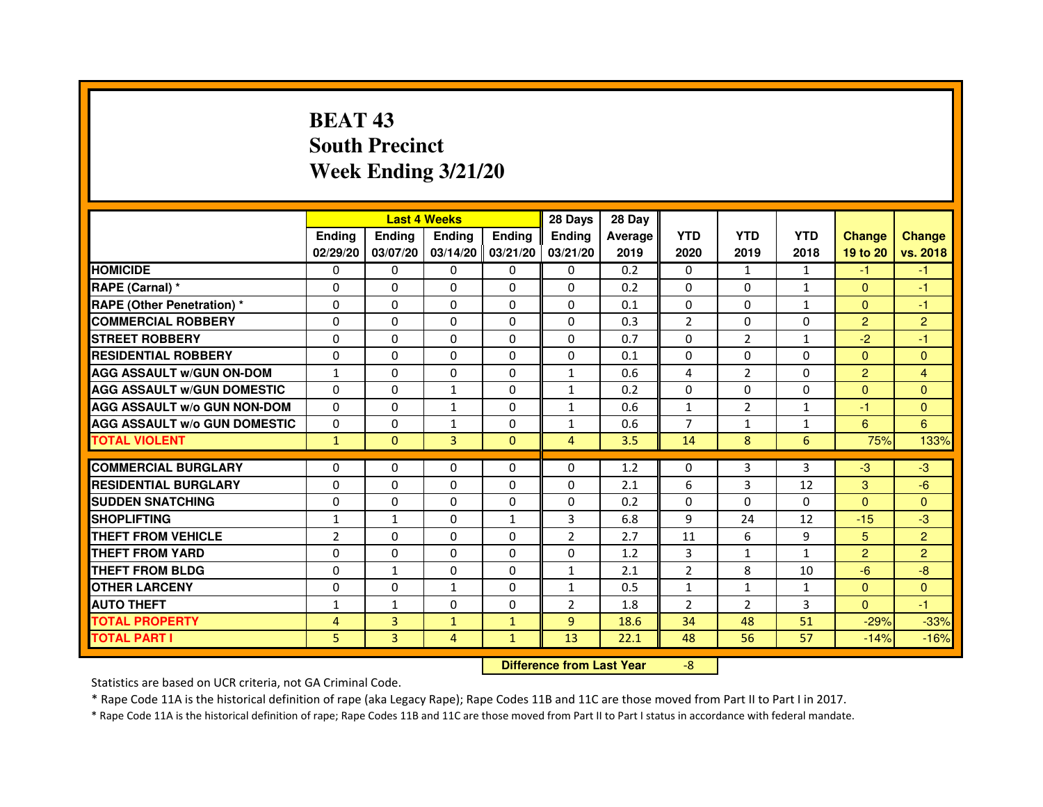# BEAT 43
# South Precinct
# Week Ending 3/21/20

| | Last 4 Weeks | | | | 28 Days | 28 Day | | | | | |
|---|---|---|---|---|---|---|---|---|---|---|---|
| | Ending 02/29/20 | Ending 03/07/20 | Ending 03/14/20 | Ending 03/21/20 | Ending 03/21/20 | Average 2019 | YTD 2020 | YTD 2019 | YTD 2018 | Change 19 to 20 | Change vs. 2018 |
| HOMICIDE | 0 | 0 | 0 | 0 | 0 | 0.2 | 0 | 1 | 1 | -1 | -1 |
| RAPE (Carnal) * | 0 | 0 | 0 | 0 | 0 | 0.2 | 0 | 0 | 1 | 0 | -1 |
| RAPE (Other Penetration) * | 0 | 0 | 0 | 0 | 0 | 0.1 | 0 | 0 | 1 | 0 | -1 |
| COMMERCIAL ROBBERY | 0 | 0 | 0 | 0 | 0 | 0.3 | 2 | 0 | 0 | 2 | 2 |
| STREET ROBBERY | 0 | 0 | 0 | 0 | 0 | 0.7 | 0 | 2 | 1 | -2 | -1 |
| RESIDENTIAL ROBBERY | 0 | 0 | 0 | 0 | 0 | 0.1 | 0 | 0 | 0 | 0 | 0 |
| AGG ASSAULT w/GUN ON-DOM | 1 | 0 | 0 | 0 | 1 | 0.6 | 4 | 2 | 0 | 2 | 4 |
| AGG ASSAULT w/GUN DOMESTIC | 0 | 0 | 1 | 0 | 1 | 0.2 | 0 | 0 | 0 | 0 | 0 |
| AGG ASSAULT w/o GUN NON-DOM | 0 | 0 | 1 | 0 | 1 | 0.6 | 1 | 2 | 1 | -1 | 0 |
| AGG ASSAULT w/o GUN DOMESTIC | 0 | 0 | 1 | 0 | 1 | 0.6 | 7 | 1 | 1 | 6 | 6 |
| TOTAL VIOLENT | 1 | 0 | 3 | 0 | 4 | 3.5 | 14 | 8 | 6 | 75% | 133% |
| COMMERCIAL BURGLARY | 0 | 0 | 0 | 0 | 0 | 1.2 | 0 | 3 | 3 | -3 | -3 |
| RESIDENTIAL BURGLARY | 0 | 0 | 0 | 0 | 0 | 2.1 | 6 | 3 | 12 | 3 | -6 |
| SUDDEN SNATCHING | 0 | 0 | 0 | 0 | 0 | 0.2 | 0 | 0 | 0 | 0 | 0 |
| SHOPLIFTING | 1 | 1 | 0 | 1 | 3 | 6.8 | 9 | 24 | 12 | -15 | -3 |
| THEFT FROM VEHICLE | 2 | 0 | 0 | 0 | 2 | 2.7 | 11 | 6 | 9 | 5 | 2 |
| THEFT FROM YARD | 0 | 0 | 0 | 0 | 0 | 1.2 | 3 | 1 | 1 | 2 | 2 |
| THEFT FROM BLDG | 0 | 1 | 0 | 0 | 1 | 2.1 | 2 | 8 | 10 | -6 | -8 |
| OTHER LARCENY | 0 | 0 | 1 | 0 | 1 | 0.5 | 1 | 1 | 1 | 0 | 0 |
| AUTO THEFT | 1 | 1 | 0 | 0 | 2 | 1.8 | 2 | 2 | 3 | 0 | -1 |
| TOTAL PROPERTY | 4 | 3 | 1 | 1 | 9 | 18.6 | 34 | 48 | 51 | -29% | -33% |
| TOTAL PART I | 5 | 3 | 4 | 1 | 13 | 22.1 | 48 | 56 | 57 | -14% | -16% |

**Difference from Last Year** -8

Statistics are based on UCR criteria, not GA Criminal Code.

* Rape Code 11A is the historical definition of rape (aka Legacy Rape); Rape Codes 11B and 11C are those moved from Part II to Part I in 2017.

* Rape Code 11A is the historical definition of rape; Rape Codes 11B and 11C are those moved from Part II to Part I status in accordance with federal mandate.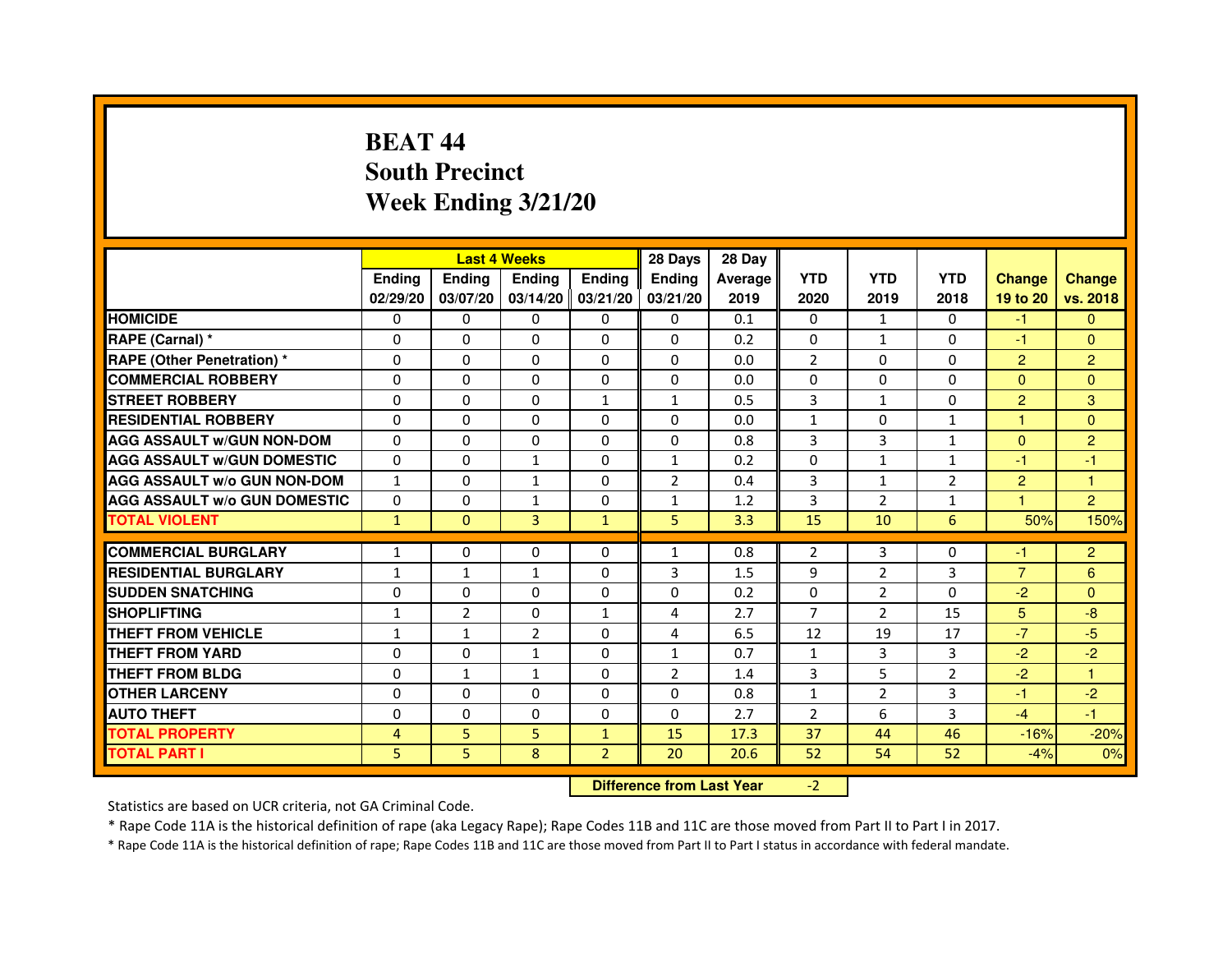# BEAT 44
# South Precinct
# Week Ending 3/21/20

| | Last 4 Weeks | | | | 28 Days | 28 Day | | | | | |
|---|---|---|---|---|---|---|---|---|---|---|---|
| | Ending 02/29/20 | Ending 03/07/20 | Ending 03/14/20 | Ending 03/21/20 | Ending 03/21/20 | Average 2019 | YTD 2020 | YTD 2019 | YTD 2018 | Change 19 to 20 | Change vs. 2018 |
| HOMICIDE | 0 | 0 | 0 | 0 | 0 | 0.1 | 0 | 1 | 0 | -1 | 0 |
| RAPE (Carnal) * | 0 | 0 | 0 | 0 | 0 | 0.2 | 0 | 1 | 0 | -1 | 0 |
| RAPE (Other Penetration) * | 0 | 0 | 0 | 0 | 0 | 0.0 | 2 | 0 | 0 | 2 | 2 |
| COMMERCIAL ROBBERY | 0 | 0 | 0 | 0 | 0 | 0.0 | 0 | 0 | 0 | 0 | 0 |
| STREET ROBBERY | 0 | 0 | 0 | 1 | 1 | 0.5 | 3 | 1 | 0 | 2 | 3 |
| RESIDENTIAL ROBBERY | 0 | 0 | 0 | 0 | 0 | 0.0 | 1 | 0 | 1 | 1 | 0 |
| AGG ASSAULT w/GUN NON-DOM | 0 | 0 | 0 | 0 | 0 | 0.8 | 3 | 3 | 1 | 0 | 2 |
| AGG ASSAULT w/GUN DOMESTIC | 0 | 0 | 1 | 0 | 1 | 0.2 | 0 | 1 | 1 | -1 | -1 |
| AGG ASSAULT w/o GUN NON-DOM | 1 | 0 | 1 | 0 | 2 | 0.4 | 3 | 1 | 2 | 2 | 1 |
| AGG ASSAULT w/o GUN DOMESTIC | 0 | 0 | 1 | 0 | 1 | 1.2 | 3 | 2 | 1 | 1 | 2 |
| TOTAL VIOLENT | 1 | 0 | 3 | 1 | 5 | 3.3 | 15 | 10 | 6 | 50% | 150% |
| COMMERCIAL BURGLARY | 1 | 0 | 0 | 0 | 1 | 0.8 | 2 | 3 | 0 | -1 | 2 |
| RESIDENTIAL BURGLARY | 1 | 1 | 1 | 0 | 3 | 1.5 | 9 | 2 | 3 | 7 | 6 |
| SUDDEN SNATCHING | 0 | 0 | 0 | 0 | 0 | 0.2 | 0 | 2 | 0 | -2 | 0 |
| SHOPLIFTING | 1 | 2 | 0 | 1 | 4 | 2.7 | 7 | 2 | 15 | 5 | -8 |
| THEFT FROM VEHICLE | 1 | 1 | 2 | 0 | 4 | 6.5 | 12 | 19 | 17 | -7 | -5 |
| THEFT FROM YARD | 0 | 0 | 1 | 0 | 1 | 0.7 | 1 | 3 | 3 | -2 | -2 |
| THEFT FROM BLDG | 0 | 1 | 1 | 0 | 2 | 1.4 | 3 | 5 | 2 | -2 | 1 |
| OTHER LARCENY | 0 | 0 | 0 | 0 | 0 | 0.8 | 1 | 2 | 3 | -1 | -2 |
| AUTO THEFT | 0 | 0 | 0 | 0 | 0 | 2.7 | 2 | 6 | 3 | -4 | -1 |
| TOTAL PROPERTY | 4 | 5 | 5 | 1 | 15 | 17.3 | 37 | 44 | 46 | -16% | -20% |
| TOTAL PART I | 5 | 5 | 8 | 2 | 20 | 20.6 | 52 | 54 | 52 | -4% | 0% |

**Difference from Last Year** -2

Statistics are based on UCR criteria, not GA Criminal Code.

* Rape Code 11A is the historical definition of rape (aka Legacy Rape); Rape Codes 11B and 11C are those moved from Part II to Part I in 2017.

* Rape Code 11A is the historical definition of rape; Rape Codes 11B and 11C are those moved from Part II to Part I status in accordance with federal mandate.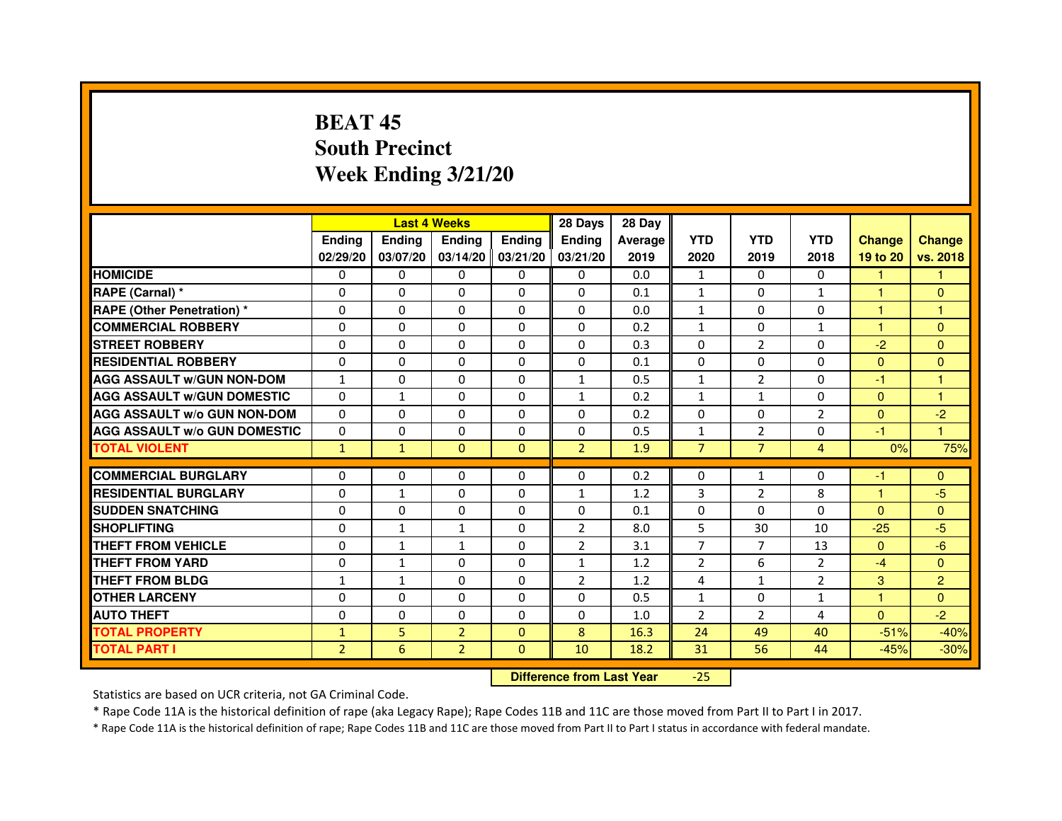# BEAT 45
## South Precinct
## Week Ending 3/21/20

| | Last 4 Weeks | | | | 28 Days | 28 Day | | | | | |
|---|---|---|---|---|---|---|---|---|---|---|---|
| | Ending 02/29/20 | Ending 03/07/20 | Ending 03/14/20 | Ending 03/21/20 | Ending 03/21/20 | Average 2019 | YTD 2020 | YTD 2019 | YTD 2018 | Change 19 to 20 | Change vs. 2018 |
| HOMICIDE | 0 | 0 | 0 | 0 | 0 | 0.0 | 1 | 0 | 0 | 1 | 1 |
| RAPE (Carnal) * | 0 | 0 | 0 | 0 | 0 | 0.1 | 1 | 0 | 1 | 1 | 0 |
| RAPE (Other Penetration) * | 0 | 0 | 0 | 0 | 0 | 0.0 | 1 | 0 | 0 | 1 | 1 |
| COMMERCIAL ROBBERY | 0 | 0 | 0 | 0 | 0 | 0.2 | 1 | 0 | 1 | 1 | 0 |
| STREET ROBBERY | 0 | 0 | 0 | 0 | 0 | 0.3 | 0 | 2 | 0 | -2 | 0 |
| RESIDENTIAL ROBBERY | 0 | 0 | 0 | 0 | 0 | 0.1 | 0 | 0 | 0 | 0 | 0 |
| AGG ASSAULT w/GUN NON-DOM | 1 | 0 | 0 | 0 | 1 | 0.5 | 1 | 2 | 0 | -1 | 1 |
| AGG ASSAULT w/GUN DOMESTIC | 0 | 1 | 0 | 0 | 1 | 0.2 | 1 | 1 | 0 | 0 | 1 |
| AGG ASSAULT w/o GUN NON-DOM | 0 | 0 | 0 | 0 | 0 | 0.2 | 0 | 0 | 2 | 0 | -2 |
| AGG ASSAULT w/o GUN DOMESTIC | 0 | 0 | 0 | 0 | 0 | 0.5 | 1 | 2 | 0 | -1 | 1 |
| TOTAL VIOLENT | 1 | 1 | 0 | 0 | 2 | 1.9 | 7 | 7 | 4 | 0% | 75% |
| COMMERCIAL BURGLARY | 0 | 0 | 0 | 0 | 0 | 0.2 | 0 | 1 | 0 | -1 | 0 |
| RESIDENTIAL BURGLARY | 0 | 1 | 0 | 0 | 1 | 1.2 | 3 | 2 | 8 | 1 | -5 |
| SUDDEN SNATCHING | 0 | 0 | 0 | 0 | 0 | 0.1 | 0 | 0 | 0 | 0 | 0 |
| SHOPLIFTING | 0 | 1 | 1 | 0 | 2 | 8.0 | 5 | 30 | 10 | -25 | -5 |
| THEFT FROM VEHICLE | 0 | 1 | 1 | 0 | 2 | 3.1 | 7 | 7 | 13 | 0 | -6 |
| THEFT FROM YARD | 0 | 1 | 0 | 0 | 1 | 1.2 | 2 | 6 | 2 | -4 | 0 |
| THEFT FROM BLDG | 1 | 1 | 0 | 0 | 2 | 1.2 | 4 | 1 | 2 | 3 | 2 |
| OTHER LARCENY | 0 | 0 | 0 | 0 | 0 | 0.5 | 1 | 0 | 1 | 1 | 0 |
| AUTO THEFT | 0 | 0 | 0 | 0 | 0 | 1.0 | 2 | 2 | 4 | 0 | -2 |
| TOTAL PROPERTY | 1 | 5 | 2 | 0 | 8 | 16.3 | 24 | 49 | 40 | -51% | -40% |
| TOTAL PART I | 2 | 6 | 2 | 0 | 10 | 18.2 | 31 | 56 | 44 | -45% | -30% |

**Difference from Last Year** -25

Statistics are based on UCR criteria, not GA Criminal Code.

* Rape Code 11A is the historical definition of rape (aka Legacy Rape); Rape Codes 11B and 11C are those moved from Part II to Part I in 2017.

* Rape Code 11A is the historical definition of rape; Rape Codes 11B and 11C are those moved from Part II to Part I status in accordance with federal mandate.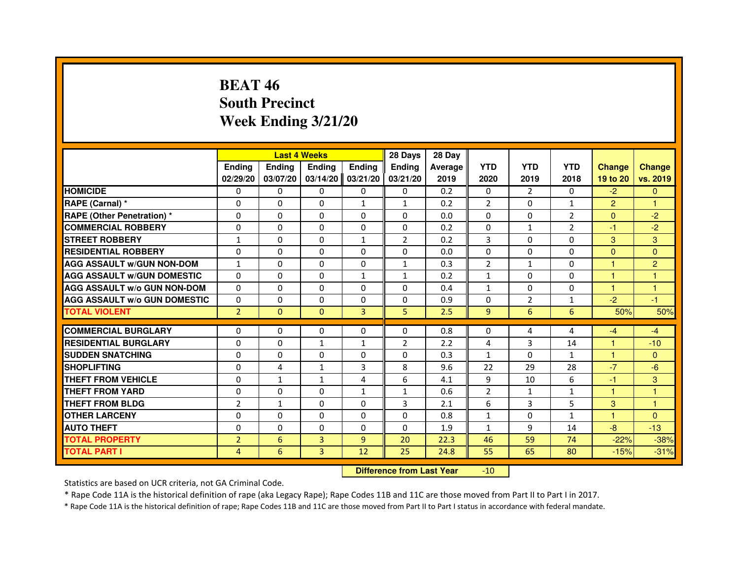# BEAT 46
## South Precinct
## Week Ending 3/21/20

| | Last 4 Weeks | | | | 28 Days | 28 Day | | | | | |
|---|---|---|---|---|---|---|---|---|---|---|---|
| | Ending 02/29/20 | Ending 03/07/20 | Ending 03/14/20 | Ending 03/21/20 | Ending 03/21/20 | Average 2019 | YTD 2020 | YTD 2019 | YTD 2018 | Change 19 to 20 | Change vs. 2019 |
| HOMICIDE | 0 | 0 | 0 | 0 | 0 | 0.2 | 0 | 2 | 0 | -2 | 0 |
| RAPE (Carnal) * | 0 | 0 | 0 | 1 | 1 | 0.2 | 2 | 0 | 1 | 2 | 1 |
| RAPE (Other Penetration) * | 0 | 0 | 0 | 0 | 0 | 0.0 | 0 | 0 | 2 | 0 | -2 |
| COMMERCIAL ROBBERY | 0 | 0 | 0 | 0 | 0 | 0.2 | 0 | 1 | 2 | -1 | -2 |
| STREET ROBBERY | 1 | 0 | 0 | 1 | 2 | 0.2 | 3 | 0 | 0 | 3 | 3 |
| RESIDENTIAL ROBBERY | 0 | 0 | 0 | 0 | 0 | 0.0 | 0 | 0 | 0 | 0 | 0 |
| AGG ASSAULT w/GUN NON-DOM | 1 | 0 | 0 | 0 | 1 | 0.3 | 2 | 1 | 0 | 1 | 2 |
| AGG ASSAULT w/GUN DOMESTIC | 0 | 0 | 0 | 1 | 1 | 0.2 | 1 | 0 | 0 | 1 | 1 |
| AGG ASSAULT w/o GUN NON-DOM | 0 | 0 | 0 | 0 | 0 | 0.4 | 1 | 0 | 0 | 1 | 1 |
| AGG ASSAULT w/o GUN DOMESTIC | 0 | 0 | 0 | 0 | 0 | 0.9 | 0 | 2 | 1 | -2 | -1 |
| TOTAL VIOLENT | 2 | 0 | 0 | 3 | 5 | 2.5 | 9 | 6 | 6 | 50% | 50% |
| COMMERCIAL BURGLARY | 0 | 0 | 0 | 0 | 0 | 0.8 | 0 | 4 | 4 | -4 | -4 |
| RESIDENTIAL BURGLARY | 0 | 0 | 1 | 1 | 2 | 2.2 | 4 | 3 | 14 | 1 | -10 |
| SUDDEN SNATCHING | 0 | 0 | 0 | 0 | 0 | 0.3 | 1 | 0 | 1 | 1 | 0 |
| SHOPLIFTING | 0 | 4 | 1 | 3 | 8 | 9.6 | 22 | 29 | 28 | -7 | -6 |
| THEFT FROM VEHICLE | 0 | 1 | 1 | 4 | 6 | 4.1 | 9 | 10 | 6 | -1 | 3 |
| THEFT FROM YARD | 0 | 0 | 0 | 1 | 1 | 0.6 | 2 | 1 | 1 | 1 | 1 |
| THEFT FROM BLDG | 2 | 1 | 0 | 0 | 3 | 2.1 | 6 | 3 | 5 | 3 | 1 |
| OTHER LARCENY | 0 | 0 | 0 | 0 | 0 | 0.8 | 1 | 0 | 1 | 1 | 0 |
| AUTO THEFT | 0 | 0 | 0 | 0 | 0 | 1.9 | 1 | 9 | 14 | -8 | -13 |
| TOTAL PROPERTY | 2 | 6 | 3 | 9 | 20 | 22.3 | 46 | 59 | 74 | -22% | -38% |
| TOTAL PART I | 4 | 6 | 3 | 12 | 25 | 24.8 | 55 | 65 | 80 | -15% | -31% |

**Difference from Last Year** -10

Statistics are based on UCR criteria, not GA Criminal Code.

* Rape Code 11A is the historical definition of rape (aka Legacy Rape); Rape Codes 11B and 11C are those moved from Part II to Part I in 2017.

* Rape Code 11A is the historical definition of rape; Rape Codes 11B and 11C are those moved from Part II to Part I status in accordance with federal mandate.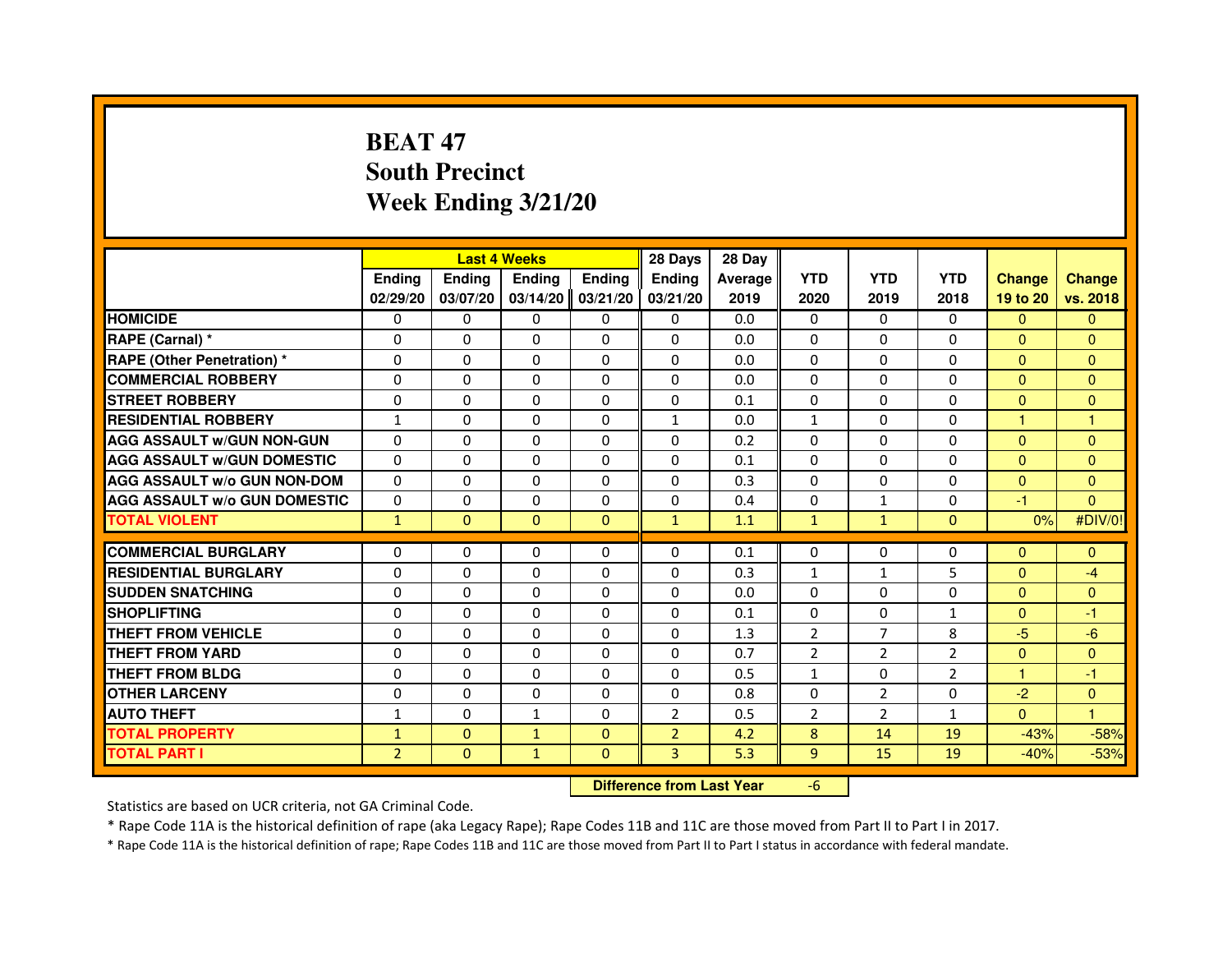# BEAT 47
## South Precinct
## Week Ending 3/21/20

| | Last 4 Weeks | | | | 28 Days | 28 Day | | | | | |
|---|---|---|---|---|---|---|---|---|---|---|---|
| | Ending 02/29/20 | Ending 03/07/20 | Ending 03/14/20 | Ending 03/21/20 | Ending 03/21/20 | Average 2019 | YTD 2020 | YTD 2019 | YTD 2018 | Change 19 to 20 | Change vs. 2018 |
| HOMICIDE | 0 | 0 | 0 | 0 | 0 | 0.0 | 0 | 0 | 0 | 0 | 0 |
| RAPE (Carnal) * | 0 | 0 | 0 | 0 | 0 | 0.0 | 0 | 0 | 0 | 0 | 0 |
| RAPE (Other Penetration) * | 0 | 0 | 0 | 0 | 0 | 0.0 | 0 | 0 | 0 | 0 | 0 |
| COMMERCIAL ROBBERY | 0 | 0 | 0 | 0 | 0 | 0.0 | 0 | 0 | 0 | 0 | 0 |
| STREET ROBBERY | 0 | 0 | 0 | 0 | 0 | 0.1 | 0 | 0 | 0 | 0 | 0 |
| RESIDENTIAL ROBBERY | 1 | 0 | 0 | 0 | 1 | 0.0 | 1 | 0 | 0 | 1 | 1 |
| AGG ASSAULT w/GUN NON-GUN | 0 | 0 | 0 | 0 | 0 | 0.2 | 0 | 0 | 0 | 0 | 0 |
| AGG ASSAULT w/GUN DOMESTIC | 0 | 0 | 0 | 0 | 0 | 0.1 | 0 | 0 | 0 | 0 | 0 |
| AGG ASSAULT w/o GUN NON-DOM | 0 | 0 | 0 | 0 | 0 | 0.3 | 0 | 0 | 0 | 0 | 0 |
| AGG ASSAULT w/o GUN DOMESTIC | 0 | 0 | 0 | 0 | 0 | 0.4 | 0 | 1 | 0 | -1 | 0 |
| TOTAL VIOLENT | 1 | 0 | 0 | 0 | 1 | 1.1 | 1 | 1 | 0 | 0% | #DIV/0! |
| COMMERCIAL BURGLARY | 0 | 0 | 0 | 0 | 0 | 0.1 | 0 | 0 | 0 | 0 | 0 |
| RESIDENTIAL BURGLARY | 0 | 0 | 0 | 0 | 0 | 0.3 | 1 | 1 | 5 | 0 | -4 |
| SUDDEN SNATCHING | 0 | 0 | 0 | 0 | 0 | 0.0 | 0 | 0 | 0 | 0 | 0 |
| SHOPLIFTING | 0 | 0 | 0 | 0 | 0 | 0.1 | 0 | 0 | 1 | 0 | -1 |
| THEFT FROM VEHICLE | 0 | 0 | 0 | 0 | 0 | 1.3 | 2 | 7 | 8 | -5 | -6 |
| THEFT FROM YARD | 0 | 0 | 0 | 0 | 0 | 0.7 | 2 | 2 | 2 | 0 | 0 |
| THEFT FROM BLDG | 0 | 0 | 0 | 0 | 0 | 0.5 | 1 | 0 | 2 | 1 | -1 |
| OTHER LARCENY | 0 | 0 | 0 | 0 | 0 | 0.8 | 0 | 2 | 0 | -2 | 0 |
| AUTO THEFT | 1 | 0 | 1 | 0 | 2 | 0.5 | 2 | 2 | 1 | 0 | 1 |
| TOTAL PROPERTY | 1 | 0 | 1 | 0 | 2 | 4.2 | 8 | 14 | 19 | -43% | -58% |
| TOTAL PART I | 2 | 0 | 1 | 0 | 3 | 5.3 | 9 | 15 | 19 | -40% | -53% |

**Difference from Last Year** -6

Statistics are based on UCR criteria, not GA Criminal Code.

* Rape Code 11A is the historical definition of rape (aka Legacy Rape); Rape Codes 11B and 11C are those moved from Part II to Part I in 2017.

* Rape Code 11A is the historical definition of rape; Rape Codes 11B and 11C are those moved from Part II to Part I status in accordance with federal mandate.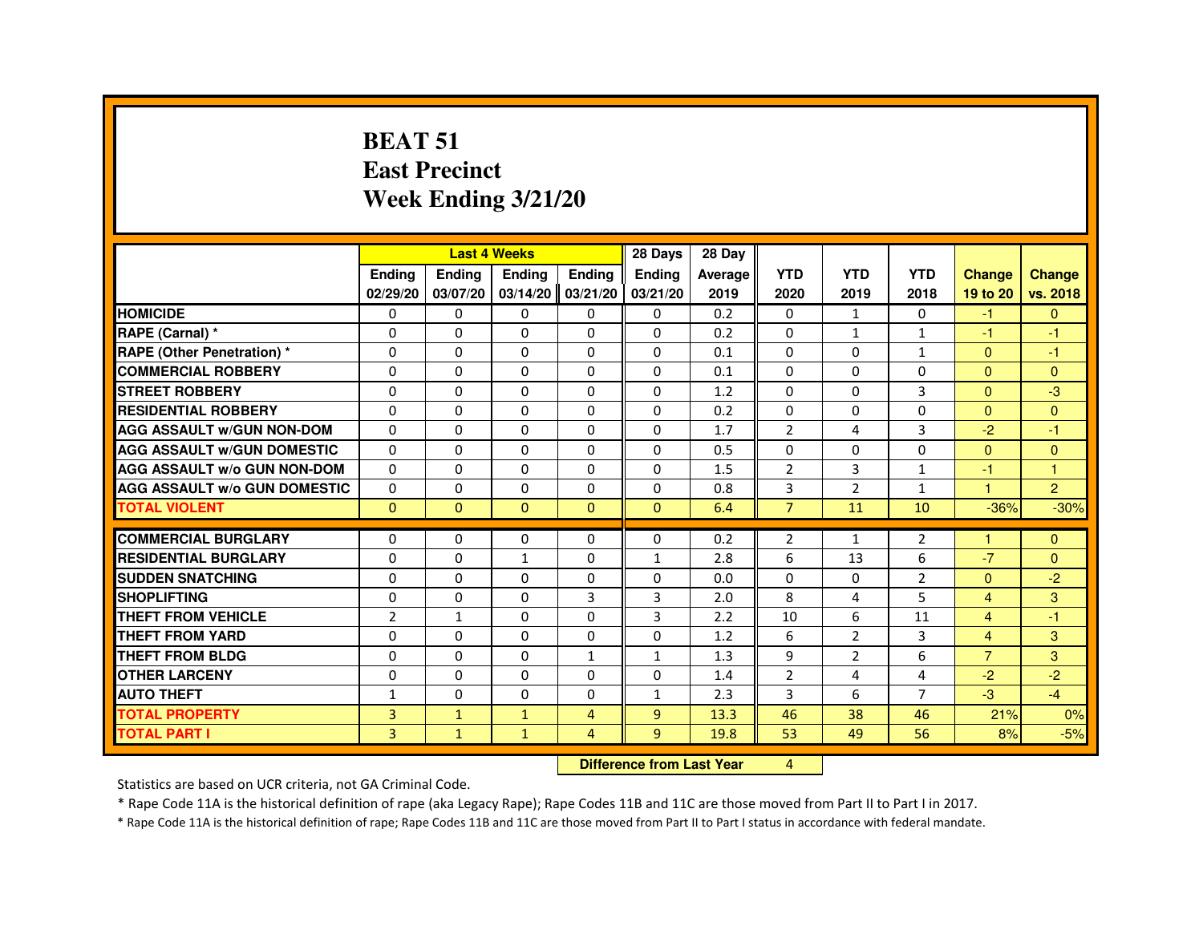# BEAT 51
# East Precinct
# Week Ending 3/21/20

| | Last 4 Weeks | | | | 28 Days | 28 Day | | | | | |
|---|---|---|---|---|---|---|---|---|---|---|---|
| | Ending 02/29/20 | Ending 03/07/20 | Ending 03/14/20 | Ending 03/21/20 | Ending 03/21/20 | Average 2019 | YTD 2020 | YTD 2019 | YTD 2018 | Change 19 to 20 | Change vs. 2018 |
| HOMICIDE | 0 | 0 | 0 | 0 | 0 | 0.2 | 0 | 1 | 0 | -1 | 0 |
| RAPE (Carnal) * | 0 | 0 | 0 | 0 | 0 | 0.2 | 0 | 1 | 1 | -1 | -1 |
| RAPE (Other Penetration) * | 0 | 0 | 0 | 0 | 0 | 0.1 | 0 | 0 | 1 | 0 | -1 |
| COMMERCIAL ROBBERY | 0 | 0 | 0 | 0 | 0 | 0.1 | 0 | 0 | 0 | 0 | 0 |
| STREET ROBBERY | 0 | 0 | 0 | 0 | 0 | 1.2 | 0 | 0 | 3 | 0 | -3 |
| RESIDENTIAL ROBBERY | 0 | 0 | 0 | 0 | 0 | 0.2 | 0 | 0 | 0 | 0 | 0 |
| AGG ASSAULT w/GUN NON-DOM | 0 | 0 | 0 | 0 | 0 | 1.7 | 2 | 4 | 3 | -2 | -1 |
| AGG ASSAULT w/GUN DOMESTIC | 0 | 0 | 0 | 0 | 0 | 0.5 | 0 | 0 | 0 | 0 | 0 |
| AGG ASSAULT w/o GUN NON-DOM | 0 | 0 | 0 | 0 | 0 | 1.5 | 2 | 3 | 1 | -1 | 1 |
| AGG ASSAULT w/o GUN DOMESTIC | 0 | 0 | 0 | 0 | 0 | 0.8 | 3 | 2 | 1 | 1 | 2 |
| TOTAL VIOLENT | 0 | 0 | 0 | 0 | 0 | 6.4 | 7 | 11 | 10 | -36% | -30% |
| COMMERCIAL BURGLARY | 0 | 0 | 0 | 0 | 0 | 0.2 | 2 | 1 | 2 | 1 | 0 |
| RESIDENTIAL BURGLARY | 0 | 0 | 1 | 0 | 1 | 2.8 | 6 | 13 | 6 | -7 | 0 |
| SUDDEN SNATCHING | 0 | 0 | 0 | 0 | 0 | 0.0 | 0 | 0 | 2 | 0 | -2 |
| SHOPLIFTING | 0 | 0 | 0 | 3 | 3 | 2.0 | 8 | 4 | 5 | 4 | 3 |
| THEFT FROM VEHICLE | 2 | 1 | 0 | 0 | 3 | 2.2 | 10 | 6 | 11 | 4 | -1 |
| THEFT FROM YARD | 0 | 0 | 0 | 0 | 0 | 1.2 | 6 | 2 | 3 | 4 | 3 |
| THEFT FROM BLDG | 0 | 0 | 0 | 1 | 1 | 1.3 | 9 | 2 | 6 | 7 | 3 |
| OTHER LARCENY | 0 | 0 | 0 | 0 | 0 | 1.4 | 2 | 4 | 4 | -2 | -2 |
| AUTO THEFT | 1 | 0 | 0 | 0 | 1 | 2.3 | 3 | 6 | 7 | -3 | -4 |
| TOTAL PROPERTY | 3 | 1 | 1 | 4 | 9 | 13.3 | 46 | 38 | 46 | 21% | 0% |
| TOTAL PART I | 3 | 1 | 1 | 4 | 9 | 19.8 | 53 | 49 | 56 | 8% | -5% |

**Difference from Last Year** 4

Statistics are based on UCR criteria, not GA Criminal Code.

* Rape Code 11A is the historical definition of rape (aka Legacy Rape); Rape Codes 11B and 11C are those moved from Part II to Part I in 2017.

* Rape Code 11A is the historical definition of rape; Rape Codes 11B and 11C are those moved from Part II to Part I status in accordance with federal mandate.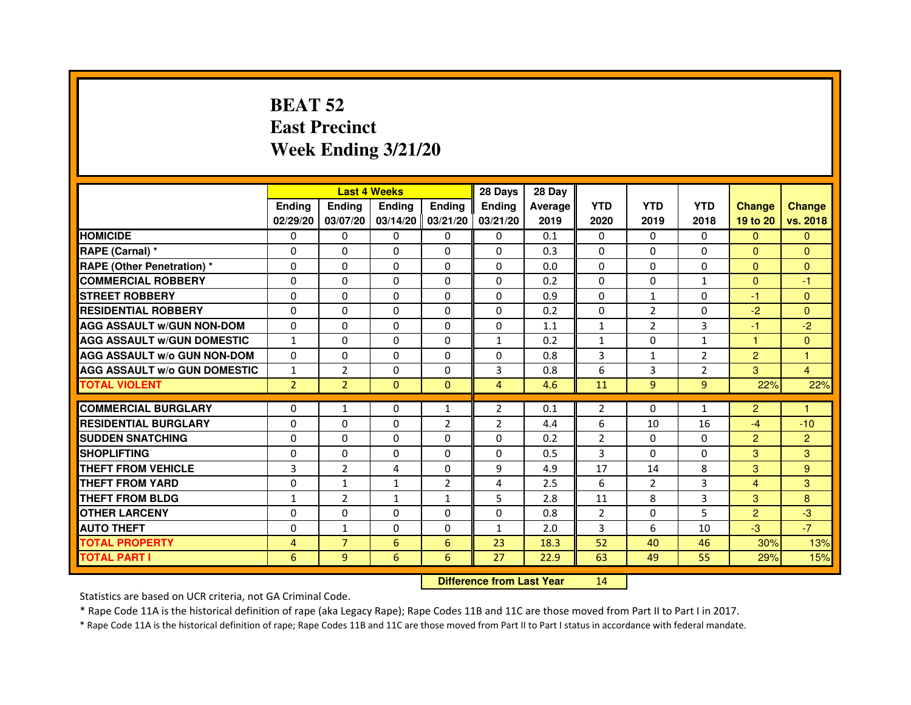# BEAT 52
# East Precinct
# Week Ending 3/21/20

| | Last 4 Weeks | | | | 28 Days | 28 Day | | | | | |
|---|---|---|---|---|---|---|---|---|---|---|---|
| | Ending 02/29/20 | Ending 03/07/20 | Ending 03/14/20 | Ending 03/21/20 | Ending 03/21/20 | Average 2019 | YTD 2020 | YTD 2019 | YTD 2018 | Change 19 to 20 | Change vs. 2018 |
| HOMICIDE | 0 | 0 | 0 | 0 | 0 | 0.1 | 0 | 0 | 0 | 0 | 0 |
| RAPE (Carnal) * | 0 | 0 | 0 | 0 | 0 | 0.3 | 0 | 0 | 0 | 0 | 0 |
| RAPE (Other Penetration) * | 0 | 0 | 0 | 0 | 0 | 0.0 | 0 | 0 | 0 | 0 | 0 |
| COMMERCIAL ROBBERY | 0 | 0 | 0 | 0 | 0 | 0.2 | 0 | 0 | 1 | 0 | -1 |
| STREET ROBBERY | 0 | 0 | 0 | 0 | 0 | 0.9 | 0 | 1 | 0 | -1 | 0 |
| RESIDENTIAL ROBBERY | 0 | 0 | 0 | 0 | 0 | 0.2 | 0 | 2 | 0 | -2 | 0 |
| AGG ASSAULT w/GUN NON-DOM | 0 | 0 | 0 | 0 | 0 | 1.1 | 1 | 2 | 3 | -1 | -2 |
| AGG ASSAULT w/GUN DOMESTIC | 1 | 0 | 0 | 0 | 1 | 0.2 | 1 | 0 | 1 | 1 | 0 |
| AGG ASSAULT w/o GUN NON-DOM | 0 | 0 | 0 | 0 | 0 | 0.8 | 3 | 1 | 2 | 2 | 1 |
| AGG ASSAULT w/o GUN DOMESTIC | 1 | 2 | 0 | 0 | 3 | 0.8 | 6 | 3 | 2 | 3 | 4 |
| TOTAL VIOLENT | 2 | 2 | 0 | 0 | 4 | 4.6 | 11 | 9 | 9 | 22% | 22% |
| COMMERCIAL BURGLARY | 0 | 1 | 0 | 1 | 2 | 0.1 | 2 | 0 | 1 | 2 | 1 |
| RESIDENTIAL BURGLARY | 0 | 0 | 0 | 2 | 2 | 4.4 | 6 | 10 | 16 | -4 | -10 |
| SUDDEN SNATCHING | 0 | 0 | 0 | 0 | 0 | 0.2 | 2 | 0 | 0 | 2 | 2 |
| SHOPLIFTING | 0 | 0 | 0 | 0 | 0 | 0.5 | 3 | 0 | 0 | 3 | 3 |
| THEFT FROM VEHICLE | 3 | 2 | 4 | 0 | 9 | 4.9 | 17 | 14 | 8 | 3 | 9 |
| THEFT FROM YARD | 0 | 1 | 1 | 2 | 4 | 2.5 | 6 | 2 | 3 | 4 | 3 |
| THEFT FROM BLDG | 1 | 2 | 1 | 1 | 5 | 2.8 | 11 | 8 | 3 | 3 | 8 |
| OTHER LARCENY | 0 | 0 | 0 | 0 | 0 | 0.8 | 2 | 0 | 5 | 2 | -3 |
| AUTO THEFT | 0 | 1 | 0 | 0 | 1 | 2.0 | 3 | 6 | 10 | -3 | -7 |
| TOTAL PROPERTY | 4 | 7 | 6 | 6 | 23 | 18.3 | 52 | 40 | 46 | 30% | 13% |
| TOTAL PART I | 6 | 9 | 6 | 6 | 27 | 22.9 | 63 | 49 | 55 | 29% | 15% |

**Difference from Last Year** 14

Statistics are based on UCR criteria, not GA Criminal Code.

* Rape Code 11A is the historical definition of rape (aka Legacy Rape); Rape Codes 11B and 11C are those moved from Part II to Part I in 2017.

* Rape Code 11A is the historical definition of rape; Rape Codes 11B and 11C are those moved from Part II to Part I status in accordance with federal mandate.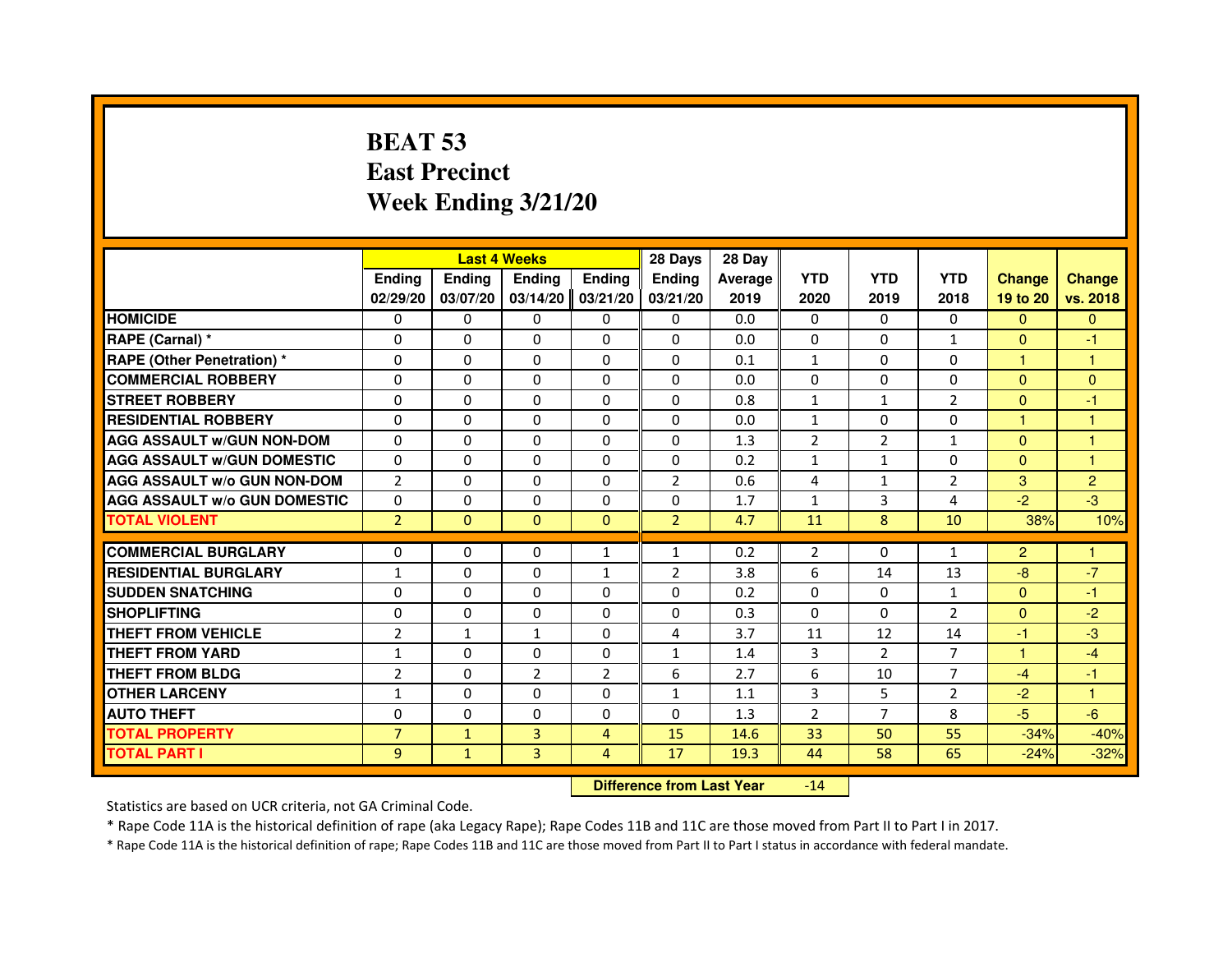# BEAT 53
# East Precinct
# Week Ending 3/21/20

| | Last 4 Weeks | | | | 28 Days | 28 Day | | | | | |
|---|---|---|---|---|---|---|---|---|---|---|---|
| | Ending 02/29/20 | Ending 03/07/20 | Ending 03/14/20 | Ending 03/21/20 | Ending 03/21/20 | Average 2019 | YTD 2020 | YTD 2019 | YTD 2018 | Change 19 to 20 | Change vs. 2018 |
| HOMICIDE | 0 | 0 | 0 | 0 | 0 | 0.0 | 0 | 0 | 0 | 0 | 0 |
| RAPE (Carnal) * | 0 | 0 | 0 | 0 | 0 | 0.0 | 0 | 0 | 1 | 0 | -1 |
| RAPE (Other Penetration) * | 0 | 0 | 0 | 0 | 0 | 0.1 | 1 | 0 | 0 | 1 | 1 |
| COMMERCIAL ROBBERY | 0 | 0 | 0 | 0 | 0 | 0.0 | 0 | 0 | 0 | 0 | 0 |
| STREET ROBBERY | 0 | 0 | 0 | 0 | 0 | 0.8 | 1 | 1 | 2 | 0 | -1 |
| RESIDENTIAL ROBBERY | 0 | 0 | 0 | 0 | 0 | 0.0 | 1 | 0 | 0 | 1 | 1 |
| AGG ASSAULT w/GUN NON-DOM | 0 | 0 | 0 | 0 | 0 | 1.3 | 2 | 2 | 1 | 0 | 1 |
| AGG ASSAULT w/GUN DOMESTIC | 0 | 0 | 0 | 0 | 0 | 0.2 | 1 | 1 | 0 | 0 | 1 |
| AGG ASSAULT w/o GUN NON-DOM | 2 | 0 | 0 | 0 | 2 | 0.6 | 4 | 1 | 2 | 3 | 2 |
| AGG ASSAULT w/o GUN DOMESTIC | 0 | 0 | 0 | 0 | 0 | 1.7 | 1 | 3 | 4 | -2 | -3 |
| TOTAL VIOLENT | 2 | 0 | 0 | 0 | 2 | 4.7 | 11 | 8 | 10 | 38% | 10% |
| COMMERCIAL BURGLARY | 0 | 0 | 0 | 1 | 1 | 0.2 | 2 | 0 | 1 | 2 | 1 |
| RESIDENTIAL BURGLARY | 1 | 0 | 0 | 1 | 2 | 3.8 | 6 | 14 | 13 | -8 | -7 |
| SUDDEN SNATCHING | 0 | 0 | 0 | 0 | 0 | 0.2 | 0 | 0 | 1 | 0 | -1 |
| SHOPLIFTING | 0 | 0 | 0 | 0 | 0 | 0.3 | 0 | 0 | 2 | 0 | -2 |
| THEFT FROM VEHICLE | 2 | 1 | 1 | 0 | 4 | 3.7 | 11 | 12 | 14 | -1 | -3 |
| THEFT FROM YARD | 1 | 0 | 0 | 0 | 1 | 1.4 | 3 | 2 | 7 | 1 | -4 |
| THEFT FROM BLDG | 2 | 0 | 2 | 2 | 6 | 2.7 | 6 | 10 | 7 | -4 | -1 |
| OTHER LARCENY | 1 | 0 | 0 | 0 | 1 | 1.1 | 3 | 5 | 2 | -2 | 1 |
| AUTO THEFT | 0 | 0 | 0 | 0 | 0 | 1.3 | 2 | 7 | 8 | -5 | -6 |
| TOTAL PROPERTY | 7 | 1 | 3 | 4 | 15 | 14.6 | 33 | 50 | 55 | -34% | -40% |
| TOTAL PART I | 9 | 1 | 3 | 4 | 17 | 19.3 | 44 | 58 | 65 | -24% | -32% |

**Difference from Last Year** -14

Statistics are based on UCR criteria, not GA Criminal Code.

* Rape Code 11A is the historical definition of rape (aka Legacy Rape); Rape Codes 11B and 11C are those moved from Part II to Part I in 2017.

* Rape Code 11A is the historical definition of rape; Rape Codes 11B and 11C are those moved from Part II to Part I status in accordance with federal mandate.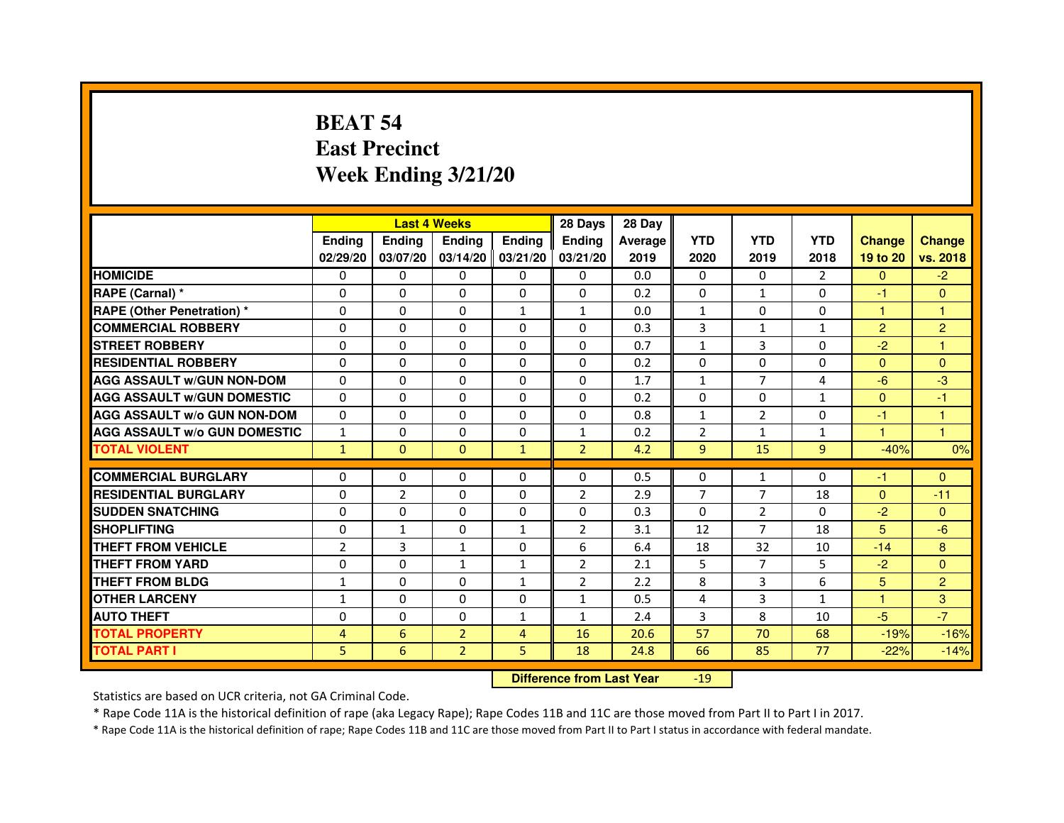# BEAT 54
# East Precinct
# Week Ending 3/21/20

| | Last 4 Weeks | | | | 28 Days | 28 Day | | | | | |
|---|---|---|---|---|---|---|---|---|---|---|---|
| | Ending 02/29/20 | Ending 03/07/20 | Ending 03/14/20 | Ending 03/21/20 | Ending 03/21/20 | Average 2019 | YTD 2020 | YTD 2019 | YTD 2018 | Change 19 to 20 | Change vs. 2018 |
| **HOMICIDE** | 0 | 0 | 0 | 0 | 0 | 0.0 | 0 | 0 | 2 | 0 | -2 |
| **RAPE (Carnal) *** | 0 | 0 | 0 | 0 | 0 | 0.2 | 0 | 1 | 0 | -1 | 0 |
| **RAPE (Other Penetration) *** | 0 | 0 | 0 | 1 | 1 | 0.0 | 1 | 0 | 0 | 1 | 1 |
| **COMMERCIAL ROBBERY** | 0 | 0 | 0 | 0 | 0 | 0.3 | 3 | 1 | 1 | 2 | 2 |
| **STREET ROBBERY** | 0 | 0 | 0 | 0 | 0 | 0.7 | 1 | 3 | 0 | -2 | 1 |
| **RESIDENTIAL ROBBERY** | 0 | 0 | 0 | 0 | 0 | 0.2 | 0 | 0 | 0 | 0 | 0 |
| **AGG ASSAULT w/GUN NON-DOM** | 0 | 0 | 0 | 0 | 0 | 1.7 | 1 | 7 | 4 | -6 | -3 |
| **AGG ASSAULT w/GUN DOMESTIC** | 0 | 0 | 0 | 0 | 0 | 0.2 | 0 | 0 | 1 | 0 | -1 |
| **AGG ASSAULT w/o GUN NON-DOM** | 0 | 0 | 0 | 0 | 0 | 0.8 | 1 | 2 | 0 | -1 | 1 |
| **AGG ASSAULT w/o GUN DOMESTIC** | 1 | 0 | 0 | 0 | 1 | 0.2 | 2 | 1 | 1 | 1 | 1 |
| **TOTAL VIOLENT** | 1 | 0 | 0 | 1 | 2 | 4.2 | 9 | 15 | 9 | -40% | 0% |
| **COMMERCIAL BURGLARY** | 0 | 0 | 0 | 0 | 0 | 0.5 | 0 | 1 | 0 | -1 | 0 |
| **RESIDENTIAL BURGLARY** | 0 | 2 | 0 | 0 | 2 | 2.9 | 7 | 7 | 18 | 0 | -11 |
| **SUDDEN SNATCHING** | 0 | 0 | 0 | 0 | 0 | 0.3 | 0 | 2 | 0 | -2 | 0 |
| **SHOPLIFTING** | 0 | 1 | 0 | 1 | 2 | 3.1 | 12 | 7 | 18 | 5 | -6 |
| **THEFT FROM VEHICLE** | 2 | 3 | 1 | 0 | 6 | 6.4 | 18 | 32 | 10 | -14 | 8 |
| **THEFT FROM YARD** | 0 | 0 | 1 | 1 | 2 | 2.1 | 5 | 7 | 5 | -2 | 0 |
| **THEFT FROM BLDG** | 1 | 0 | 0 | 1 | 2 | 2.2 | 8 | 3 | 6 | 5 | 2 |
| **OTHER LARCENY** | 1 | 0 | 0 | 0 | 1 | 0.5 | 4 | 3 | 1 | 1 | 3 |
| **AUTO THEFT** | 0 | 0 | 0 | 1 | 1 | 2.4 | 3 | 8 | 10 | -5 | -7 |
| **TOTAL PROPERTY** | 4 | 6 | 2 | 4 | 16 | 20.6 | 57 | 70 | 68 | -19% | -16% |
| **TOTAL PART I** | 5 | 6 | 2 | 5 | 18 | 24.8 | 66 | 85 | 77 | -22% | -14% |

**Difference from Last Year** -19

Statistics are based on UCR criteria, not GA Criminal Code.

* Rape Code 11A is the historical definition of rape (aka Legacy Rape); Rape Codes 11B and 11C are those moved from Part II to Part I in 2017.

* Rape Code 11A is the historical definition of rape; Rape Codes 11B and 11C are those moved from Part II to Part I status in accordance with federal mandate.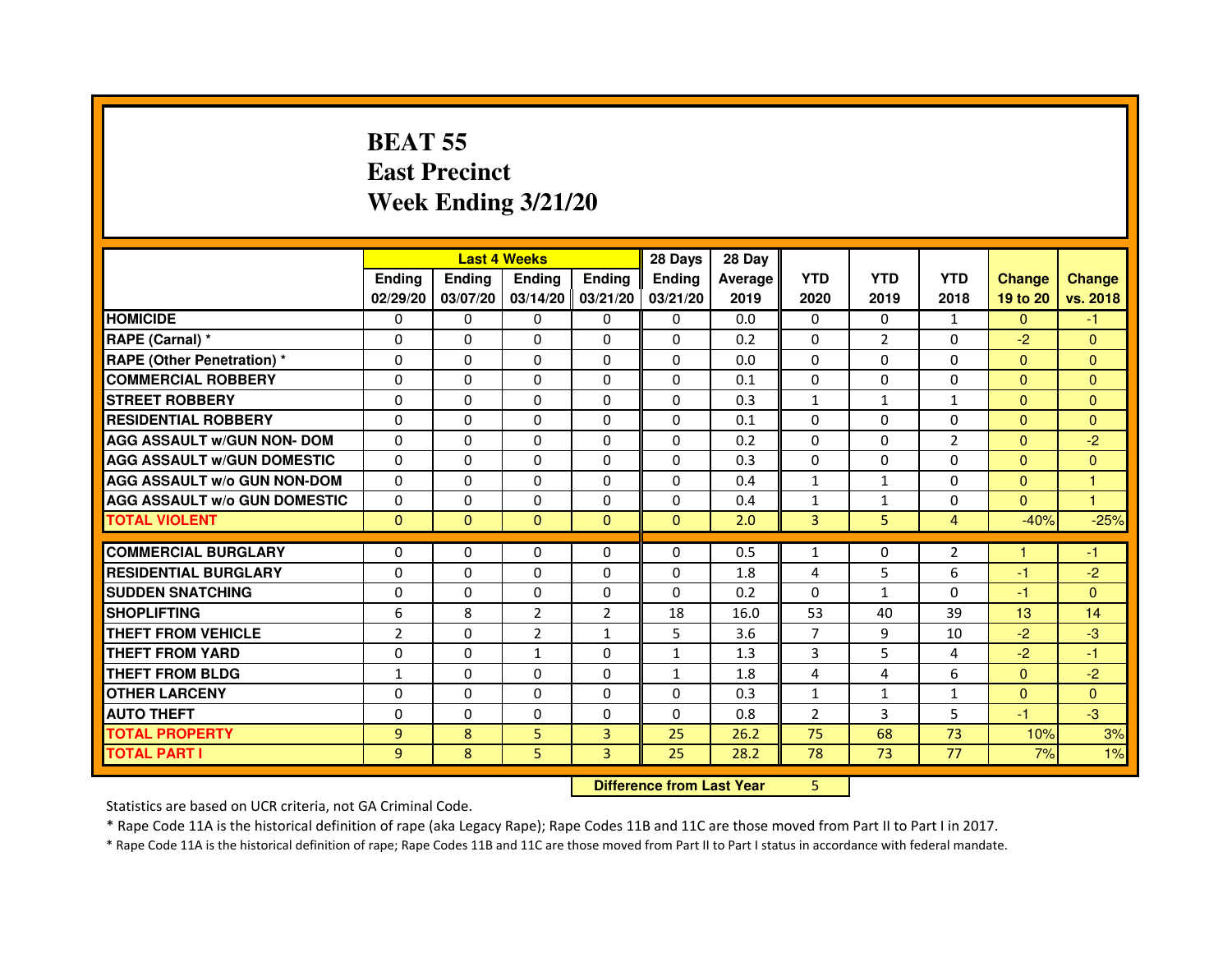# BEAT 55
## East Precinct
## Week Ending 3/21/20

| | Last 4 Weeks | | | | 28 Days | 28 Day | | | | | |
|---|---|---|---|---|---|---|---|---|---|---|---|
| | Ending 02/29/20 | Ending 03/07/20 | Ending 03/14/20 | Ending 03/21/20 | Ending 03/21/20 | Average 2019 | YTD 2020 | YTD 2019 | YTD 2018 | Change 19 to 20 | Change vs. 2018 |
| HOMICIDE | 0 | 0 | 0 | 0 | 0 | 0.0 | 0 | 0 | 1 | 0 | -1 |
| RAPE (Carnal) * | 0 | 0 | 0 | 0 | 0 | 0.2 | 0 | 2 | 0 | -2 | 0 |
| RAPE (Other Penetration) * | 0 | 0 | 0 | 0 | 0 | 0.0 | 0 | 0 | 0 | 0 | 0 |
| COMMERCIAL ROBBERY | 0 | 0 | 0 | 0 | 0 | 0.1 | 0 | 0 | 0 | 0 | 0 |
| STREET ROBBERY | 0 | 0 | 0 | 0 | 0 | 0.3 | 1 | 1 | 1 | 0 | 0 |
| RESIDENTIAL ROBBERY | 0 | 0 | 0 | 0 | 0 | 0.1 | 0 | 0 | 0 | 0 | 0 |
| AGG ASSAULT w/GUN NON- DOM | 0 | 0 | 0 | 0 | 0 | 0.2 | 0 | 0 | 2 | 0 | -2 |
| AGG ASSAULT w/GUN DOMESTIC | 0 | 0 | 0 | 0 | 0 | 0.3 | 0 | 0 | 0 | 0 | 0 |
| AGG ASSAULT w/o GUN NON-DOM | 0 | 0 | 0 | 0 | 0 | 0.4 | 1 | 1 | 0 | 0 | 1 |
| AGG ASSAULT w/o GUN DOMESTIC | 0 | 0 | 0 | 0 | 0 | 0.4 | 1 | 1 | 0 | 0 | 1 |
| TOTAL VIOLENT | 0 | 0 | 0 | 0 | 0 | 2.0 | 3 | 5 | 4 | -40% | -25% |
| COMMERCIAL BURGLARY | 0 | 0 | 0 | 0 | 0 | 0.5 | 1 | 0 | 2 | 1 | -1 |
| RESIDENTIAL BURGLARY | 0 | 0 | 0 | 0 | 0 | 1.8 | 4 | 5 | 6 | -1 | -2 |
| SUDDEN SNATCHING | 0 | 0 | 0 | 0 | 0 | 0.2 | 0 | 1 | 0 | -1 | 0 |
| SHOPLIFTING | 6 | 8 | 2 | 2 | 18 | 16.0 | 53 | 40 | 39 | 13 | 14 |
| THEFT FROM VEHICLE | 2 | 0 | 2 | 1 | 5 | 3.6 | 7 | 9 | 10 | -2 | -3 |
| THEFT FROM YARD | 0 | 0 | 1 | 0 | 1 | 1.3 | 3 | 5 | 4 | -2 | -1 |
| THEFT FROM BLDG | 1 | 0 | 0 | 0 | 1 | 1.8 | 4 | 4 | 6 | 0 | -2 |
| OTHER LARCENY | 0 | 0 | 0 | 0 | 0 | 0.3 | 1 | 1 | 1 | 0 | 0 |
| AUTO THEFT | 0 | 0 | 0 | 0 | 0 | 0.8 | 2 | 3 | 5 | -1 | -3 |
| TOTAL PROPERTY | 9 | 8 | 5 | 3 | 25 | 26.2 | 75 | 68 | 73 | 10% | 3% |
| TOTAL PART I | 9 | 8 | 5 | 3 | 25 | 28.2 | 78 | 73 | 77 | 7% | 1% |

**Difference from Last Year** 5

Statistics are based on UCR criteria, not GA Criminal Code.

* Rape Code 11A is the historical definition of rape (aka Legacy Rape); Rape Codes 11B and 11C are those moved from Part II to Part I in 2017.

* Rape Code 11A is the historical definition of rape; Rape Codes 11B and 11C are those moved from Part II to Part I status in accordance with federal mandate.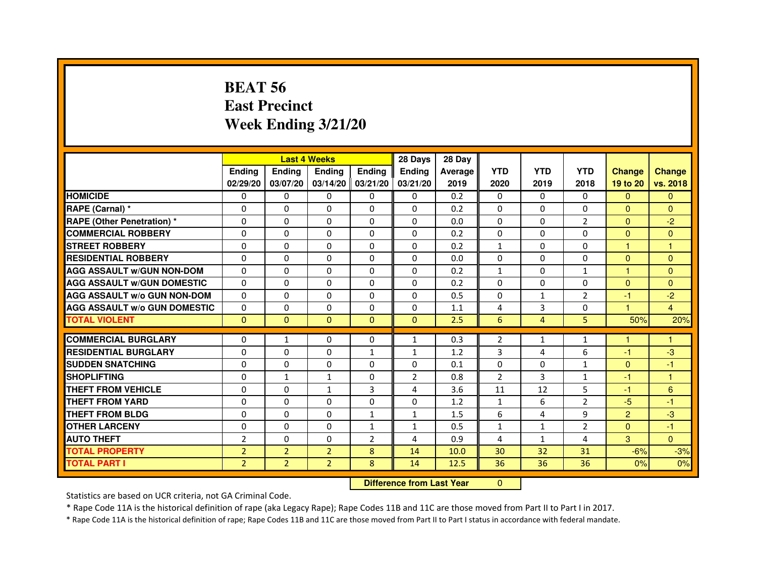# BEAT 56
# East Precinct
# Week Ending 3/21/20

| | Last 4 Weeks | | | | 28 Days | 28 Day | | | | | |
|---|---|---|---|---|---|---|---|---|---|---|---|
| | Ending 02/29/20 | Ending 03/07/20 | Ending 03/14/20 | Ending 03/21/20 | Ending 03/21/20 | Average 2019 | YTD 2020 | YTD 2019 | YTD 2018 | Change 19 to 20 | Change vs. 2018 |
| HOMICIDE | 0 | 0 | 0 | 0 | 0 | 0.2 | 0 | 0 | 0 | 0 | 0 |
| RAPE (Carnal) * | 0 | 0 | 0 | 0 | 0 | 0.2 | 0 | 0 | 0 | 0 | 0 |
| RAPE (Other Penetration) * | 0 | 0 | 0 | 0 | 0 | 0.0 | 0 | 0 | 2 | 0 | -2 |
| COMMERCIAL ROBBERY | 0 | 0 | 0 | 0 | 0 | 0.2 | 0 | 0 | 0 | 0 | 0 |
| STREET ROBBERY | 0 | 0 | 0 | 0 | 0 | 0.2 | 1 | 0 | 0 | 1 | 1 |
| RESIDENTIAL ROBBERY | 0 | 0 | 0 | 0 | 0 | 0.0 | 0 | 0 | 0 | 0 | 0 |
| AGG ASSAULT w/GUN NON-DOM | 0 | 0 | 0 | 0 | 0 | 0.2 | 1 | 0 | 1 | 1 | 0 |
| AGG ASSAULT w/GUN DOMESTIC | 0 | 0 | 0 | 0 | 0 | 0.2 | 0 | 0 | 0 | 0 | 0 |
| AGG ASSAULT w/o GUN NON-DOM | 0 | 0 | 0 | 0 | 0 | 0.5 | 0 | 1 | 2 | -1 | -2 |
| AGG ASSAULT w/o GUN DOMESTIC | 0 | 0 | 0 | 0 | 0 | 1.1 | 4 | 3 | 0 | 1 | 4 |
| TOTAL VIOLENT | 0 | 0 | 0 | 0 | 0 | 2.5 | 6 | 4 | 5 | 50% | 20% |
| COMMERCIAL BURGLARY | 0 | 1 | 0 | 0 | 1 | 0.3 | 2 | 1 | 1 | 1 | 1 |
| RESIDENTIAL BURGLARY | 0 | 0 | 0 | 1 | 1 | 1.2 | 3 | 4 | 6 | -1 | -3 |
| SUDDEN SNATCHING | 0 | 0 | 0 | 0 | 0 | 0.1 | 0 | 0 | 1 | 0 | -1 |
| SHOPLIFTING | 0 | 1 | 1 | 0 | 2 | 0.8 | 2 | 3 | 1 | -1 | 1 |
| THEFT FROM VEHICLE | 0 | 0 | 1 | 3 | 4 | 3.6 | 11 | 12 | 5 | -1 | 6 |
| THEFT FROM YARD | 0 | 0 | 0 | 0 | 0 | 1.2 | 1 | 6 | 2 | -5 | -1 |
| THEFT FROM BLDG | 0 | 0 | 0 | 1 | 1 | 1.5 | 6 | 4 | 9 | 2 | -3 |
| OTHER LARCENY | 0 | 0 | 0 | 1 | 1 | 0.5 | 1 | 1 | 2 | 0 | -1 |
| AUTO THEFT | 2 | 0 | 0 | 2 | 4 | 0.9 | 4 | 1 | 4 | 3 | 0 |
| TOTAL PROPERTY | 2 | 2 | 2 | 8 | 14 | 10.0 | 30 | 32 | 31 | -6% | -3% |
| TOTAL PART I | 2 | 2 | 2 | 8 | 14 | 12.5 | 36 | 36 | 36 | 0% | 0% |

**Difference from Last Year** 0

Statistics are based on UCR criteria, not GA Criminal Code.

* Rape Code 11A is the historical definition of rape (aka Legacy Rape); Rape Codes 11B and 11C are those moved from Part II to Part I in 2017.

* Rape Code 11A is the historical definition of rape; Rape Codes 11B and 11C are those moved from Part II to Part I status in accordance with federal mandate.